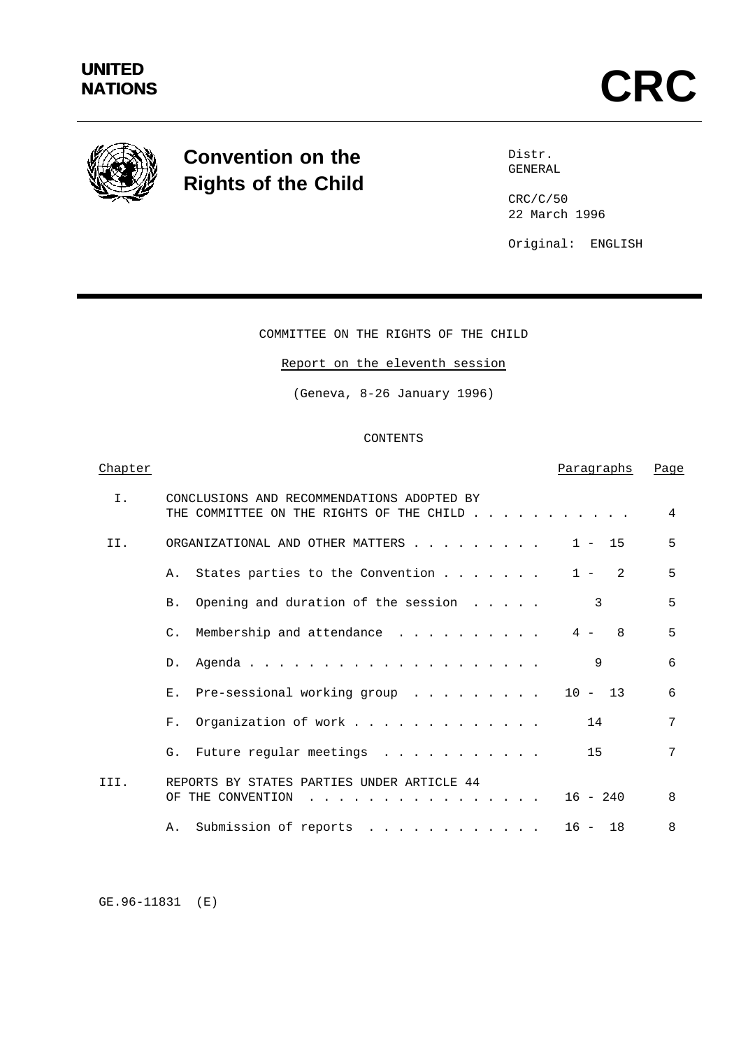**UNITED NATIONS**

# CRC

## Convention on the Rights of the Child

Distr.
GENERAL

CRC/C/50
22 March 1996

Original: ENGLISH

COMMITTEE ON THE RIGHTS OF THE CHILD

Report on the eleventh session

(Geneva, 8-26 January 1996)

CONTENTS

| Chapter | | Paragraphs | Page |
|---|---|---|---|
| I. | CONCLUSIONS AND RECOMMENDATIONS ADOPTED BY THE COMMITTEE ON THE RIGHTS OF THE CHILD | | 4 |
| II. | ORGANIZATIONAL AND OTHER MATTERS | 1 - 15 | 5 |
| | A. States parties to the Convention | 1 - 2 | 5 |
| | B. Opening and duration of the session | 3 | 5 |
| | C. Membership and attendance | 4 - 8 | 5 |
| | D. Agenda | 9 | 6 |
| | E. Pre-sessional working group | 10 - 13 | 6 |
| | F. Organization of work | 14 | 7 |
| | G. Future regular meetings | 15 | 7 |
| III. | REPORTS BY STATES PARTIES UNDER ARTICLE 44 OF THE CONVENTION | 16 - 240 | 8 |
| | A. Submission of reports | 16 - 18 | 8 |

GE.96-11831 (E)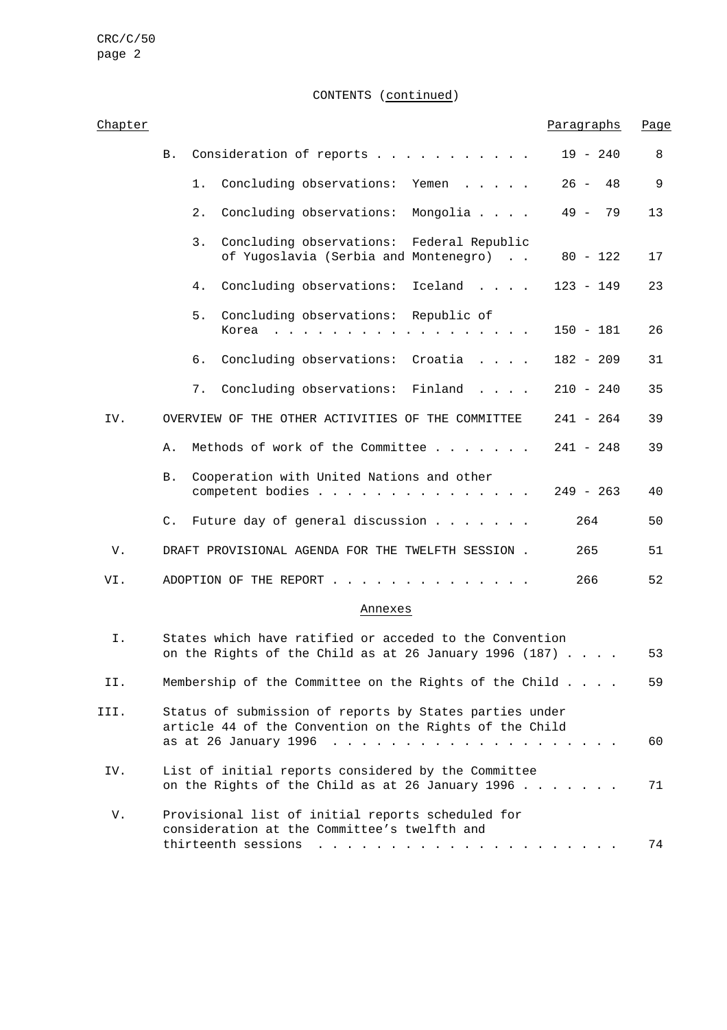CONTENTS (continued)

| Chapter | | Paragraphs | Page |
|---|---|---|---|
| | B. Consideration of reports | 19 - 240 | 8 |
| | 1. Concluding observations: Yemen | 26 - 48 | 9 |
| | 2. Concluding observations: Mongolia | 49 - 79 | 13 |
| | 3. Concluding observations: Federal Republic of Yugoslavia (Serbia and Montenegro) | 80 - 122 | 17 |
| | 4. Concluding observations: Iceland | 123 - 149 | 23 |
| | 5. Concluding observations: Republic of Korea | 150 - 181 | 26 |
| | 6. Concluding observations: Croatia | 182 - 209 | 31 |
| | 7. Concluding observations: Finland | 210 - 240 | 35 |
| IV. | OVERVIEW OF THE OTHER ACTIVITIES OF THE COMMITTEE | 241 - 264 | 39 |
| | A. Methods of work of the Committee | 241 - 248 | 39 |
| | B. Cooperation with United Nations and other competent bodies | 249 - 263 | 40 |
| | C. Future day of general discussion | 264 | 50 |
| V. | DRAFT PROVISIONAL AGENDA FOR THE TWELFTH SESSION | 265 | 51 |
| VI. | ADOPTION OF THE REPORT | 266 | 52 |

Annexes

| | | Page |
|---|---|---|
| I. | States which have ratified or acceded to the Convention on the Rights of the Child as at 26 January 1996 (187) | 53 |
| II. | Membership of the Committee on the Rights of the Child | 59 |
| III. | Status of submission of reports by States parties under article 44 of the Convention on the Rights of the Child as at 26 January 1996 | 60 |
| IV. | List of initial reports considered by the Committee on the Rights of the Child as at 26 January 1996 | 71 |
| V. | Provisional list of initial reports scheduled for consideration at the Committee's twelfth and thirteenth sessions | 74 |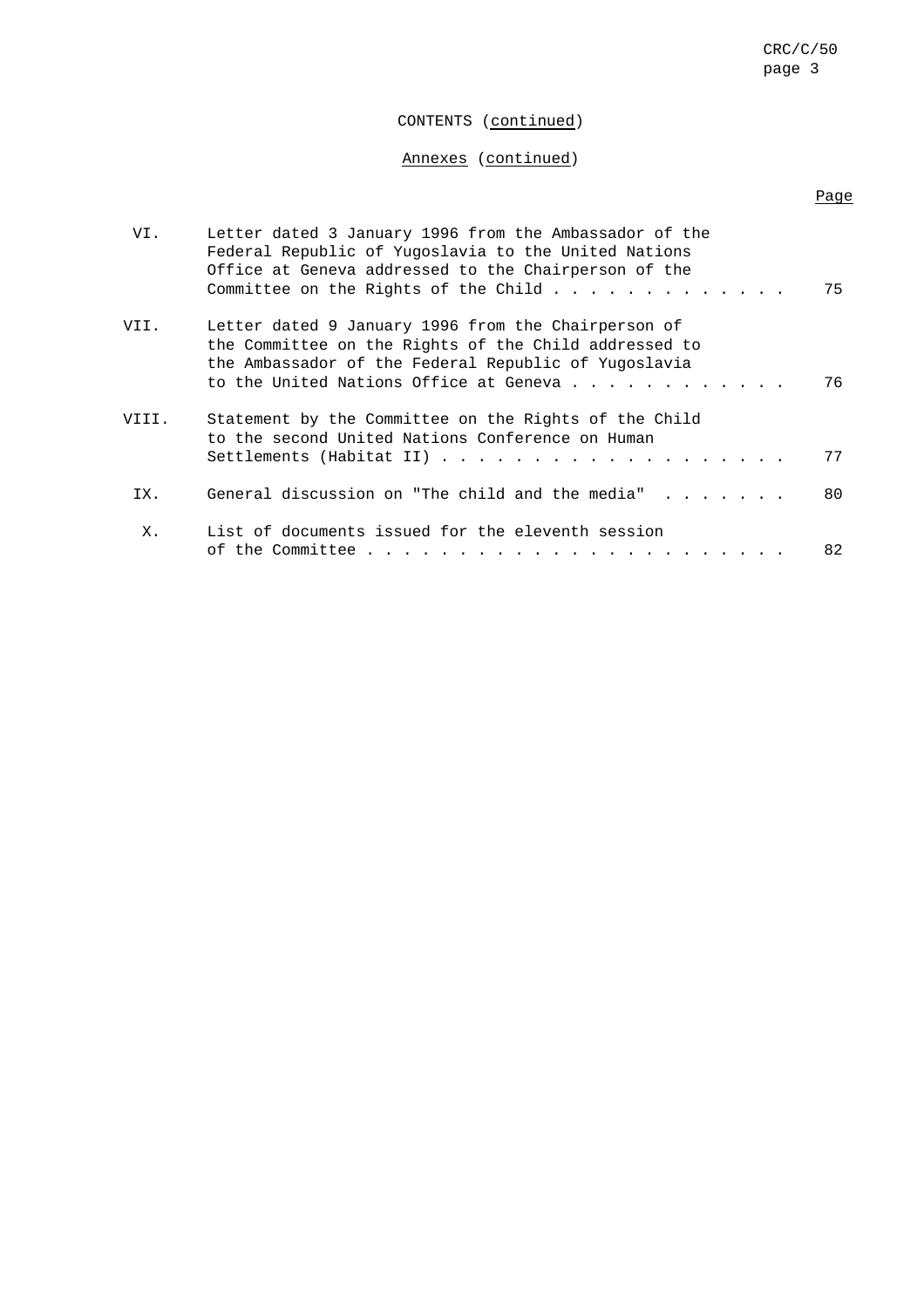CONTENTS (continued)

Annexes (continued)

| | | Page |
|---|---|---|
| VI. | Letter dated 3 January 1996 from the Ambassador of the Federal Republic of Yugoslavia to the United Nations Office at Geneva addressed to the Chairperson of the Committee on the Rights of the Child | 75 |
| VII. | Letter dated 9 January 1996 from the Chairperson of the Committee on the Rights of the Child addressed to the Ambassador of the Federal Republic of Yugoslavia to the United Nations Office at Geneva | 76 |
| VIII. | Statement by the Committee on the Rights of the Child to the second United Nations Conference on Human Settlements (Habitat II) | 77 |
| IX. | General discussion on "The child and the media" | 80 |
| X. | List of documents issued for the eleventh session of the Committee | 82 |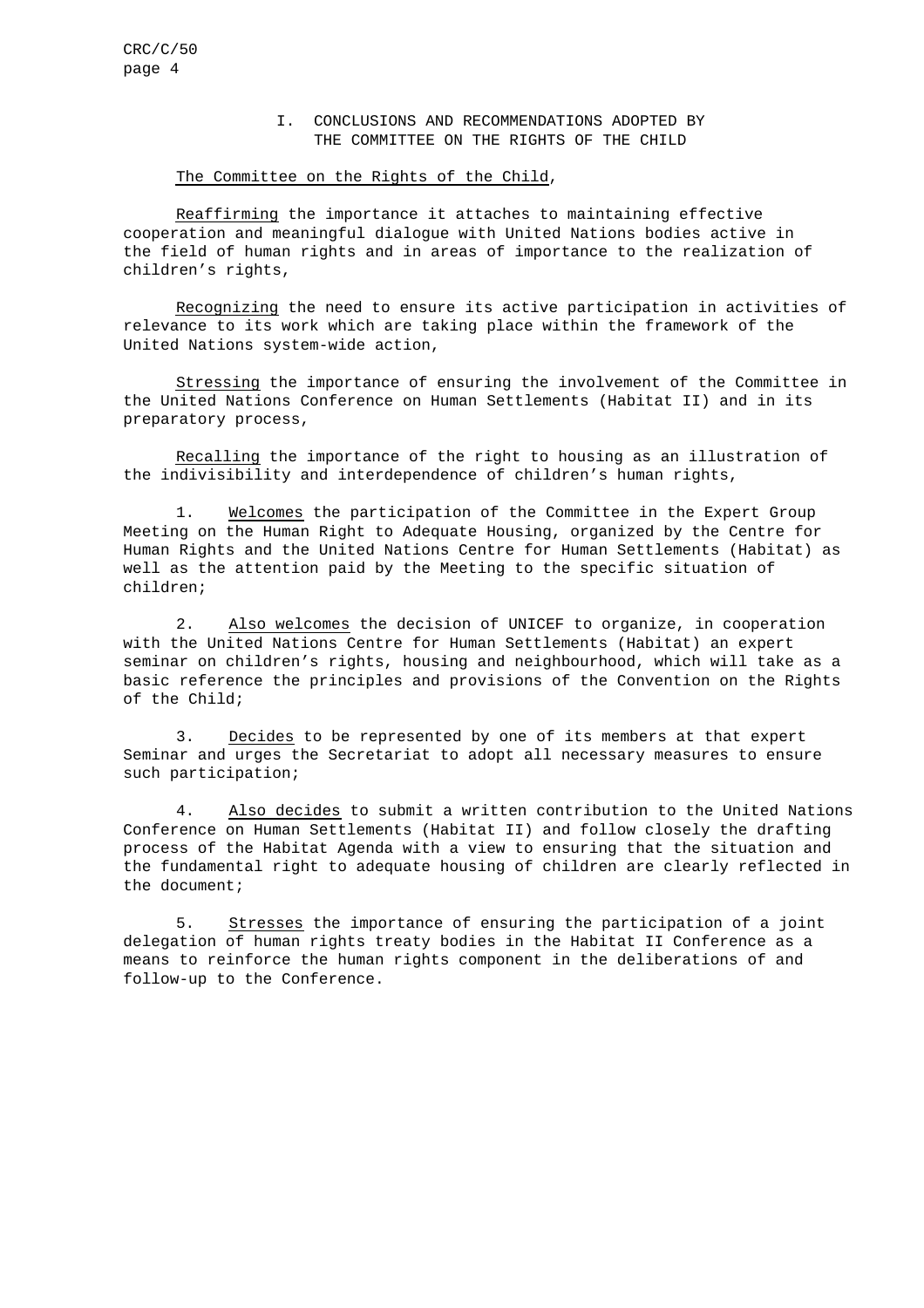## I. CONCLUSIONS AND RECOMMENDATIONS ADOPTED BY THE COMMITTEE ON THE RIGHTS OF THE CHILD

*The Committee on the Rights of the Child*,

*Reaffirming* the importance it attaches to maintaining effective cooperation and meaningful dialogue with United Nations bodies active in the field of human rights and in areas of importance to the realization of children's rights,

*Recognizing* the need to ensure its active participation in activities of relevance to its work which are taking place within the framework of the United Nations system-wide action,

*Stressing* the importance of ensuring the involvement of the Committee in the United Nations Conference on Human Settlements (Habitat II) and in its preparatory process,

*Recalling* the importance of the right to housing as an illustration of the indivisibility and interdependence of children's human rights,

1. *Welcomes* the participation of the Committee in the Expert Group Meeting on the Human Right to Adequate Housing, organized by the Centre for Human Rights and the United Nations Centre for Human Settlements (Habitat) as well as the attention paid by the Meeting to the specific situation of children;

2. *Also welcomes* the decision of UNICEF to organize, in cooperation with the United Nations Centre for Human Settlements (Habitat) an expert seminar on children's rights, housing and neighbourhood, which will take as a basic reference the principles and provisions of the Convention on the Rights of the Child;

3. *Decides* to be represented by one of its members at that expert Seminar and urges the Secretariat to adopt all necessary measures to ensure such participation;

4. *Also decides* to submit a written contribution to the United Nations Conference on Human Settlements (Habitat II) and follow closely the drafting process of the Habitat Agenda with a view to ensuring that the situation and the fundamental right to adequate housing of children are clearly reflected in the document;

5. *Stresses* the importance of ensuring the participation of a joint delegation of human rights treaty bodies in the Habitat II Conference as a means to reinforce the human rights component in the deliberations of and follow-up to the Conference.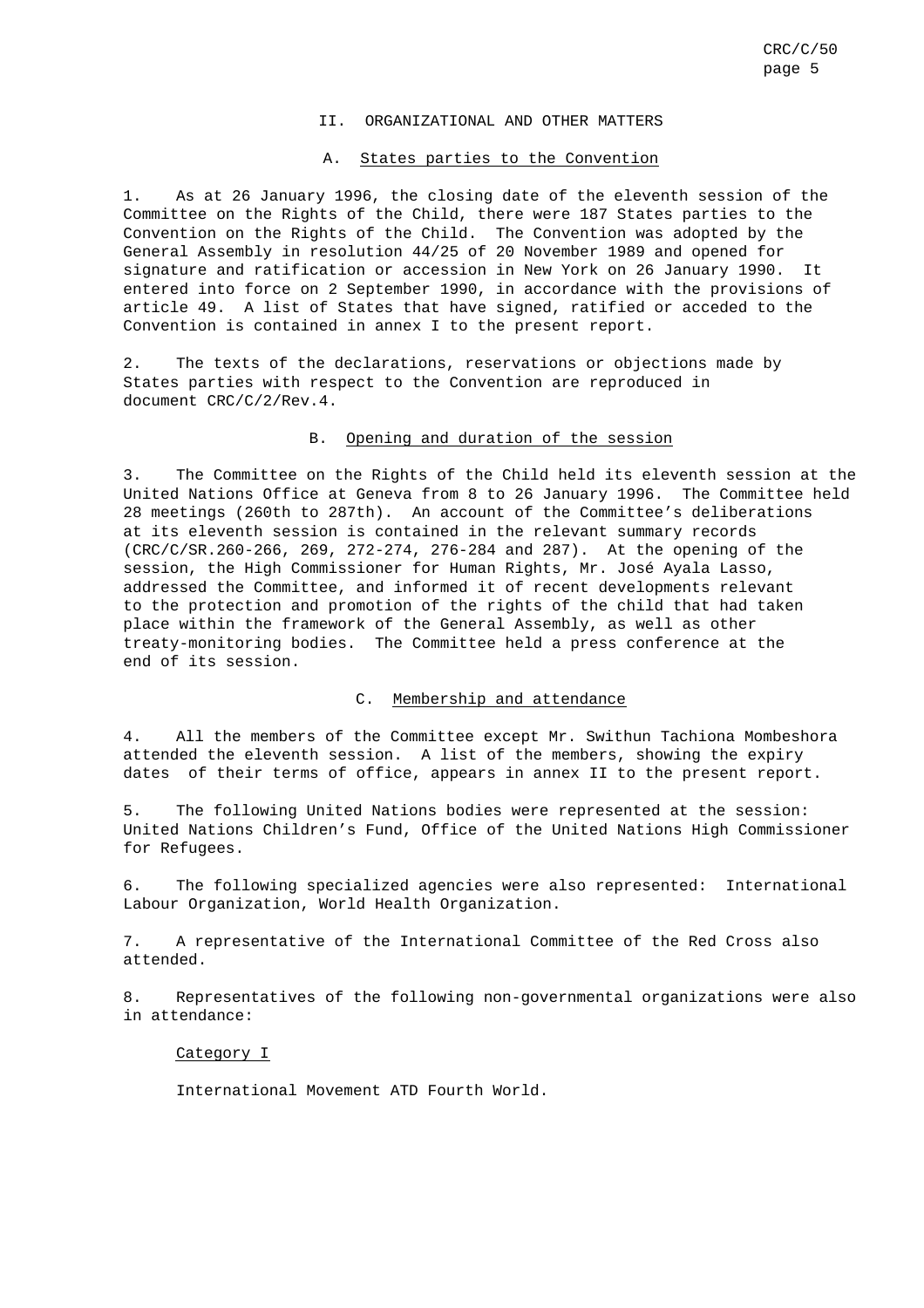## II. ORGANIZATIONAL AND OTHER MATTERS

### A. States parties to the Convention

1. As at 26 January 1996, the closing date of the eleventh session of the Committee on the Rights of the Child, there were 187 States parties to the Convention on the Rights of the Child. The Convention was adopted by the General Assembly in resolution 44/25 of 20 November 1989 and opened for signature and ratification or accession in New York on 26 January 1990. It entered into force on 2 September 1990, in accordance with the provisions of article 49. A list of States that have signed, ratified or acceded to the Convention is contained in annex I to the present report.

2. The texts of the declarations, reservations or objections made by States parties with respect to the Convention are reproduced in document CRC/C/2/Rev.4.

### B. Opening and duration of the session

3. The Committee on the Rights of the Child held its eleventh session at the United Nations Office at Geneva from 8 to 26 January 1996. The Committee held 28 meetings (260th to 287th). An account of the Committee's deliberations at its eleventh session is contained in the relevant summary records (CRC/C/SR.260-266, 269, 272-274, 276-284 and 287). At the opening of the session, the High Commissioner for Human Rights, Mr. José Ayala Lasso, addressed the Committee, and informed it of recent developments relevant to the protection and promotion of the rights of the child that had taken place within the framework of the General Assembly, as well as other treaty-monitoring bodies. The Committee held a press conference at the end of its session.

### C. Membership and attendance

4. All the members of the Committee except Mr. Swithun Tachiona Mombeshora attended the eleventh session. A list of the members, showing the expiry dates of their terms of office, appears in annex II to the present report.

5. The following United Nations bodies were represented at the session: United Nations Children's Fund, Office of the United Nations High Commissioner for Refugees.

6. The following specialized agencies were also represented: International Labour Organization, World Health Organization.

7. A representative of the International Committee of the Red Cross also attended.

8. Representatives of the following non-governmental organizations were also in attendance:

Category I

International Movement ATD Fourth World.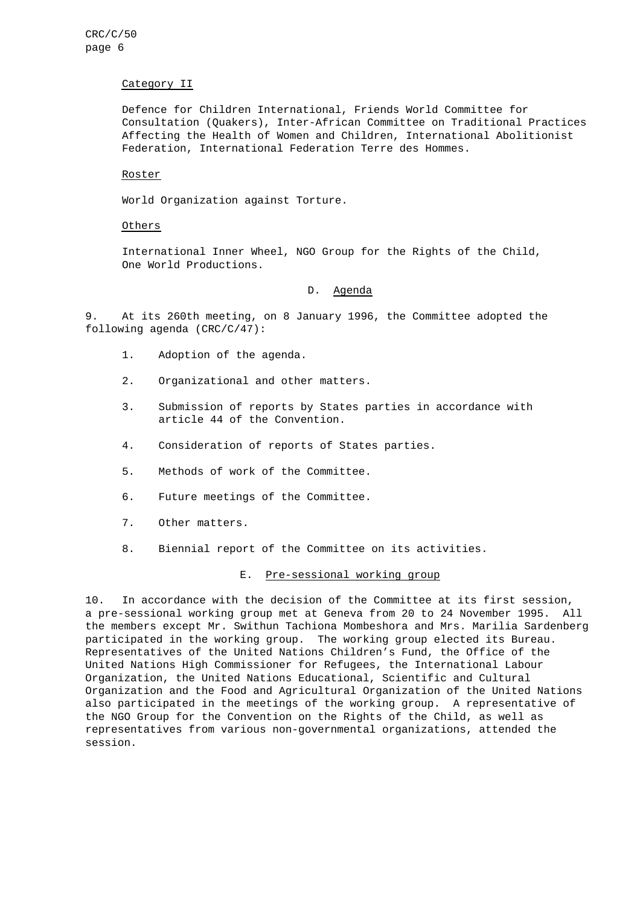Category II

Defence for Children International, Friends World Committee for Consultation (Quakers), Inter-African Committee on Traditional Practices Affecting the Health of Women and Children, International Abolitionist Federation, International Federation Terre des Hommes.

Roster

World Organization against Torture.

Others

International Inner Wheel, NGO Group for the Rights of the Child, One World Productions.

## D. Agenda

9. At its 260th meeting, on 8 January 1996, the Committee adopted the following agenda (CRC/C/47):

1. Adoption of the agenda.
2. Organizational and other matters.
3. Submission of reports by States parties in accordance with article 44 of the Convention.
4. Consideration of reports of States parties.
5. Methods of work of the Committee.
6. Future meetings of the Committee.
7. Other matters.
8. Biennial report of the Committee on its activities.

## E. Pre-sessional working group

10. In accordance with the decision of the Committee at its first session, a pre-sessional working group met at Geneva from 20 to 24 November 1995. All the members except Mr. Swithun Tachiona Mombeshora and Mrs. Marilia Sardenberg participated in the working group. The working group elected its Bureau. Representatives of the United Nations Children's Fund, the Office of the United Nations High Commissioner for Refugees, the International Labour Organization, the United Nations Educational, Scientific and Cultural Organization and the Food and Agricultural Organization of the United Nations also participated in the meetings of the working group. A representative of the NGO Group for the Convention on the Rights of the Child, as well as representatives from various non-governmental organizations, attended the session.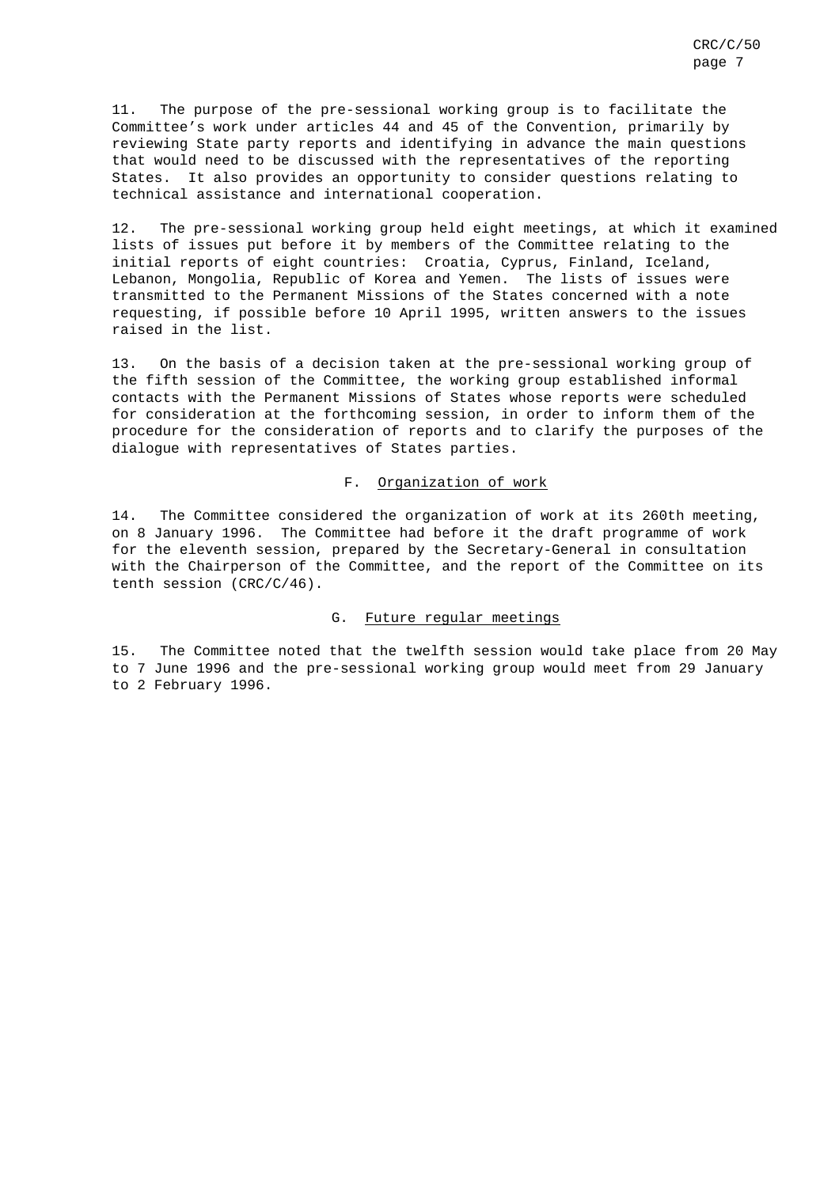11. The purpose of the pre-sessional working group is to facilitate the Committee's work under articles 44 and 45 of the Convention, primarily by reviewing State party reports and identifying in advance the main questions that would need to be discussed with the representatives of the reporting States. It also provides an opportunity to consider questions relating to technical assistance and international cooperation.

12. The pre-sessional working group held eight meetings, at which it examined lists of issues put before it by members of the Committee relating to the initial reports of eight countries: Croatia, Cyprus, Finland, Iceland, Lebanon, Mongolia, Republic of Korea and Yemen. The lists of issues were transmitted to the Permanent Missions of the States concerned with a note requesting, if possible before 10 April 1995, written answers to the issues raised in the list.

13. On the basis of a decision taken at the pre-sessional working group of the fifth session of the Committee, the working group established informal contacts with the Permanent Missions of States whose reports were scheduled for consideration at the forthcoming session, in order to inform them of the procedure for the consideration of reports and to clarify the purposes of the dialogue with representatives of States parties.

## F. Organization of work

14. The Committee considered the organization of work at its 260th meeting, on 8 January 1996. The Committee had before it the draft programme of work for the eleventh session, prepared by the Secretary-General in consultation with the Chairperson of the Committee, and the report of the Committee on its tenth session (CRC/C/46).

## G. Future regular meetings

15. The Committee noted that the twelfth session would take place from 20 May to 7 June 1996 and the pre-sessional working group would meet from 29 January to 2 February 1996.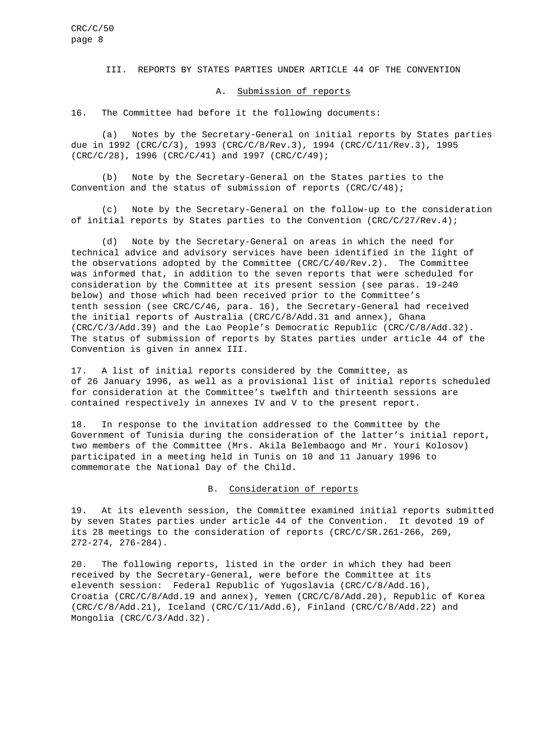## III. REPORTS BY STATES PARTIES UNDER ARTICLE 44 OF THE CONVENTION

### A. Submission of reports

16. The Committee had before it the following documents:

(a) Notes by the Secretary-General on initial reports by States parties due in 1992 (CRC/C/3), 1993 (CRC/C/8/Rev.3), 1994 (CRC/C/11/Rev.3), 1995 (CRC/C/28), 1996 (CRC/C/41) and 1997 (CRC/C/49);

(b) Note by the Secretary-General on the States parties to the Convention and the status of submission of reports (CRC/C/48);

(c) Note by the Secretary-General on the follow-up to the consideration of initial reports by States parties to the Convention (CRC/C/27/Rev.4);

(d) Note by the Secretary-General on areas in which the need for technical advice and advisory services have been identified in the light of the observations adopted by the Committee (CRC/C/40/Rev.2). The Committee was informed that, in addition to the seven reports that were scheduled for consideration by the Committee at its present session (see paras. 19-240 below) and those which had been received prior to the Committee's tenth session (see CRC/C/46, para. 16), the Secretary-General had received the initial reports of Australia (CRC/C/8/Add.31 and annex), Ghana (CRC/C/3/Add.39) and the Lao People's Democratic Republic (CRC/C/8/Add.32). The status of submission of reports by States parties under article 44 of the Convention is given in annex III.

17. A list of initial reports considered by the Committee, as of 26 January 1996, as well as a provisional list of initial reports scheduled for consideration at the Committee's twelfth and thirteenth sessions are contained respectively in annexes IV and V to the present report.

18. In response to the invitation addressed to the Committee by the Government of Tunisia during the consideration of the latter's initial report, two members of the Committee (Mrs. Akila Belembaogo and Mr. Youri Kolosov) participated in a meeting held in Tunis on 10 and 11 January 1996 to commemorate the National Day of the Child.

### B. Consideration of reports

19. At its eleventh session, the Committee examined initial reports submitted by seven States parties under article 44 of the Convention. It devoted 19 of its 28 meetings to the consideration of reports (CRC/C/SR.261-266, 269, 272-274, 276-284).

20. The following reports, listed in the order in which they had been received by the Secretary-General, were before the Committee at its eleventh session: Federal Republic of Yugoslavia (CRC/C/8/Add.16), Croatia (CRC/C/8/Add.19 and annex), Yemen (CRC/C/8/Add.20), Republic of Korea (CRC/C/8/Add.21), Iceland (CRC/C/11/Add.6), Finland (CRC/C/8/Add.22) and Mongolia (CRC/C/3/Add.32).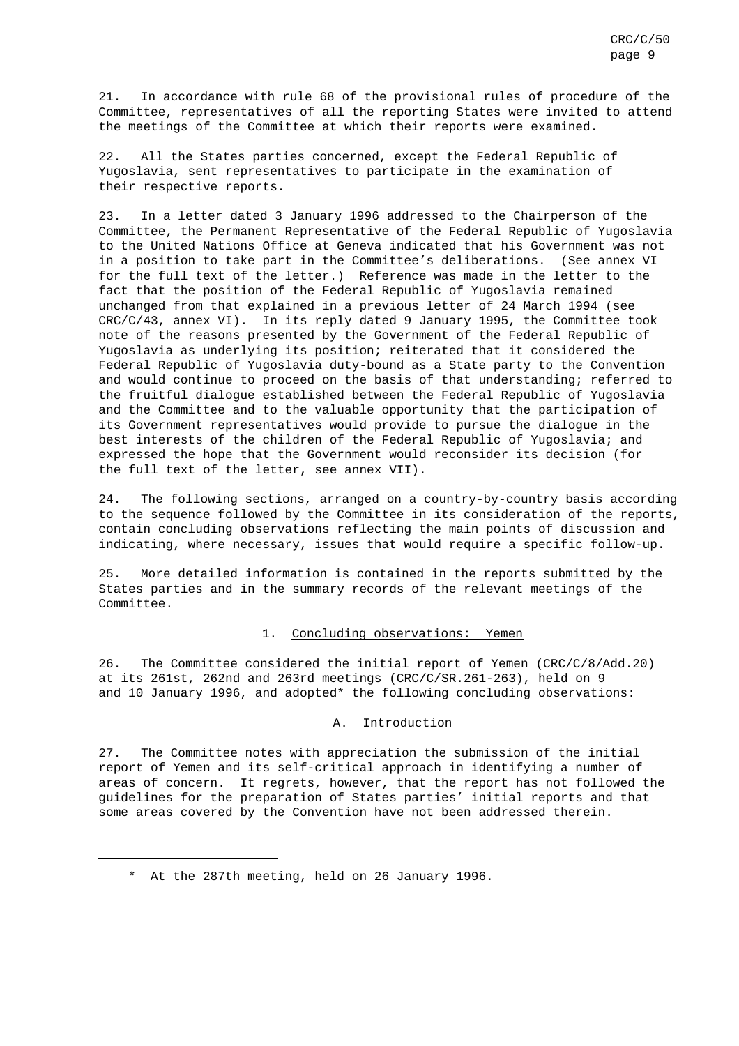21. In accordance with rule 68 of the provisional rules of procedure of the Committee, representatives of all the reporting States were invited to attend the meetings of the Committee at which their reports were examined.

22. All the States parties concerned, except the Federal Republic of Yugoslavia, sent representatives to participate in the examination of their respective reports.

23. In a letter dated 3 January 1996 addressed to the Chairperson of the Committee, the Permanent Representative of the Federal Republic of Yugoslavia to the United Nations Office at Geneva indicated that his Government was not in a position to take part in the Committee's deliberations. (See annex VI for the full text of the letter.) Reference was made in the letter to the fact that the position of the Federal Republic of Yugoslavia remained unchanged from that explained in a previous letter of 24 March 1994 (see CRC/C/43, annex VI). In its reply dated 9 January 1995, the Committee took note of the reasons presented by the Government of the Federal Republic of Yugoslavia as underlying its position; reiterated that it considered the Federal Republic of Yugoslavia duty-bound as a State party to the Convention and would continue to proceed on the basis of that understanding; referred to the fruitful dialogue established between the Federal Republic of Yugoslavia and the Committee and to the valuable opportunity that the participation of its Government representatives would provide to pursue the dialogue in the best interests of the children of the Federal Republic of Yugoslavia; and expressed the hope that the Government would reconsider its decision (for the full text of the letter, see annex VII).

24. The following sections, arranged on a country-by-country basis according to the sequence followed by the Committee in its consideration of the reports, contain concluding observations reflecting the main points of discussion and indicating, where necessary, issues that would require a specific follow-up.

25. More detailed information is contained in the reports submitted by the States parties and in the summary records of the relevant meetings of the Committee.

## 1. Concluding observations: Yemen

26. The Committee considered the initial report of Yemen (CRC/C/8/Add.20) at its 261st, 262nd and 263rd meetings (CRC/C/SR.261-263), held on 9 and 10 January 1996, and adopted* the following concluding observations:

### A. Introduction

27. The Committee notes with appreciation the submission of the initial report of Yemen and its self-critical approach in identifying a number of areas of concern. It regrets, however, that the report has not followed the guidelines for the preparation of States parties' initial reports and that some areas covered by the Convention have not been addressed therein.

---

\* At the 287th meeting, held on 26 January 1996.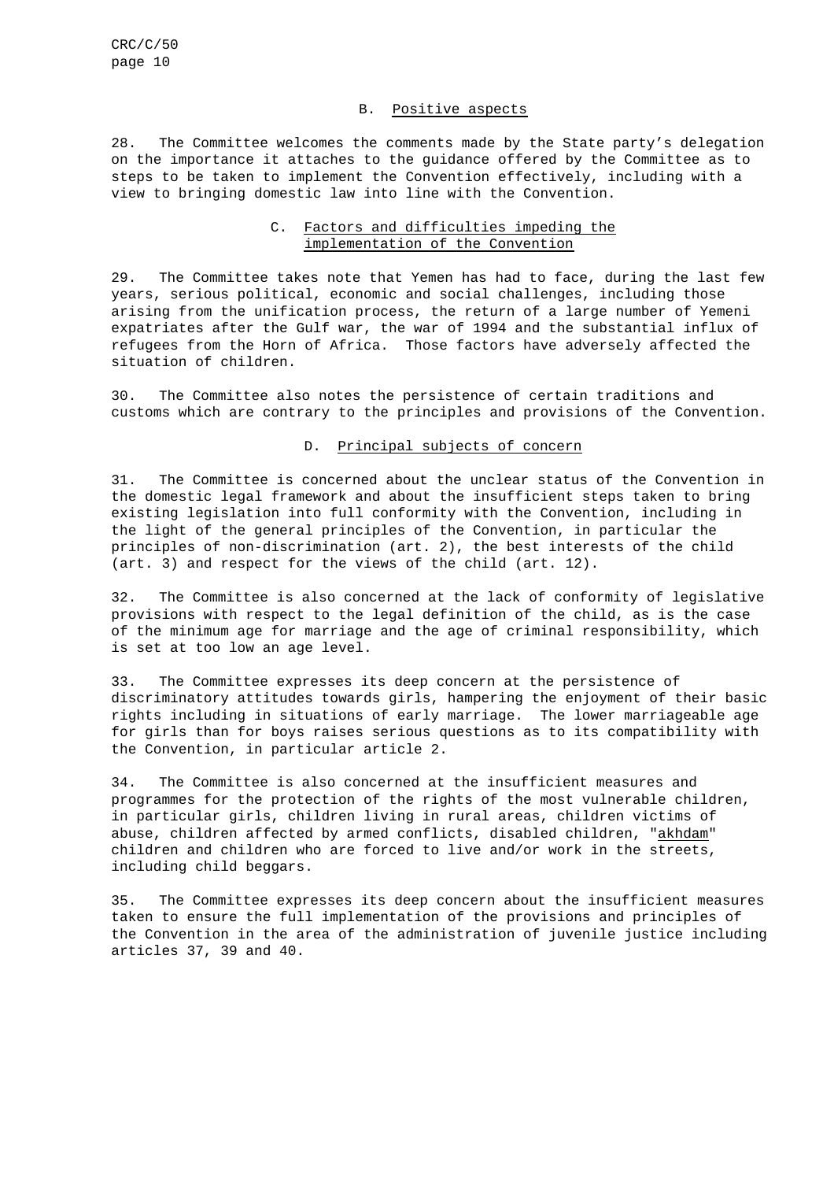### B. Positive aspects

28. The Committee welcomes the comments made by the State party's delegation on the importance it attaches to the guidance offered by the Committee as to steps to be taken to implement the Convention effectively, including with a view to bringing domestic law into line with the Convention.

### C. Factors and difficulties impeding the implementation of the Convention

29. The Committee takes note that Yemen has had to face, during the last few years, serious political, economic and social challenges, including those arising from the unification process, the return of a large number of Yemeni expatriates after the Gulf war, the war of 1994 and the substantial influx of refugees from the Horn of Africa. Those factors have adversely affected the situation of children.

30. The Committee also notes the persistence of certain traditions and customs which are contrary to the principles and provisions of the Convention.

### D. Principal subjects of concern

31. The Committee is concerned about the unclear status of the Convention in the domestic legal framework and about the insufficient steps taken to bring existing legislation into full conformity with the Convention, including in the light of the general principles of the Convention, in particular the principles of non-discrimination (art. 2), the best interests of the child (art. 3) and respect for the views of the child (art. 12).

32. The Committee is also concerned at the lack of conformity of legislative provisions with respect to the legal definition of the child, as is the case of the minimum age for marriage and the age of criminal responsibility, which is set at too low an age level.

33. The Committee expresses its deep concern at the persistence of discriminatory attitudes towards girls, hampering the enjoyment of their basic rights including in situations of early marriage. The lower marriageable age for girls than for boys raises serious questions as to its compatibility with the Convention, in particular article 2.

34. The Committee is also concerned at the insufficient measures and programmes for the protection of the rights of the most vulnerable children, in particular girls, children living in rural areas, children victims of abuse, children affected by armed conflicts, disabled children, "akhdam" children and children who are forced to live and/or work in the streets, including child beggars.

35. The Committee expresses its deep concern about the insufficient measures taken to ensure the full implementation of the provisions and principles of the Convention in the area of the administration of juvenile justice including articles 37, 39 and 40.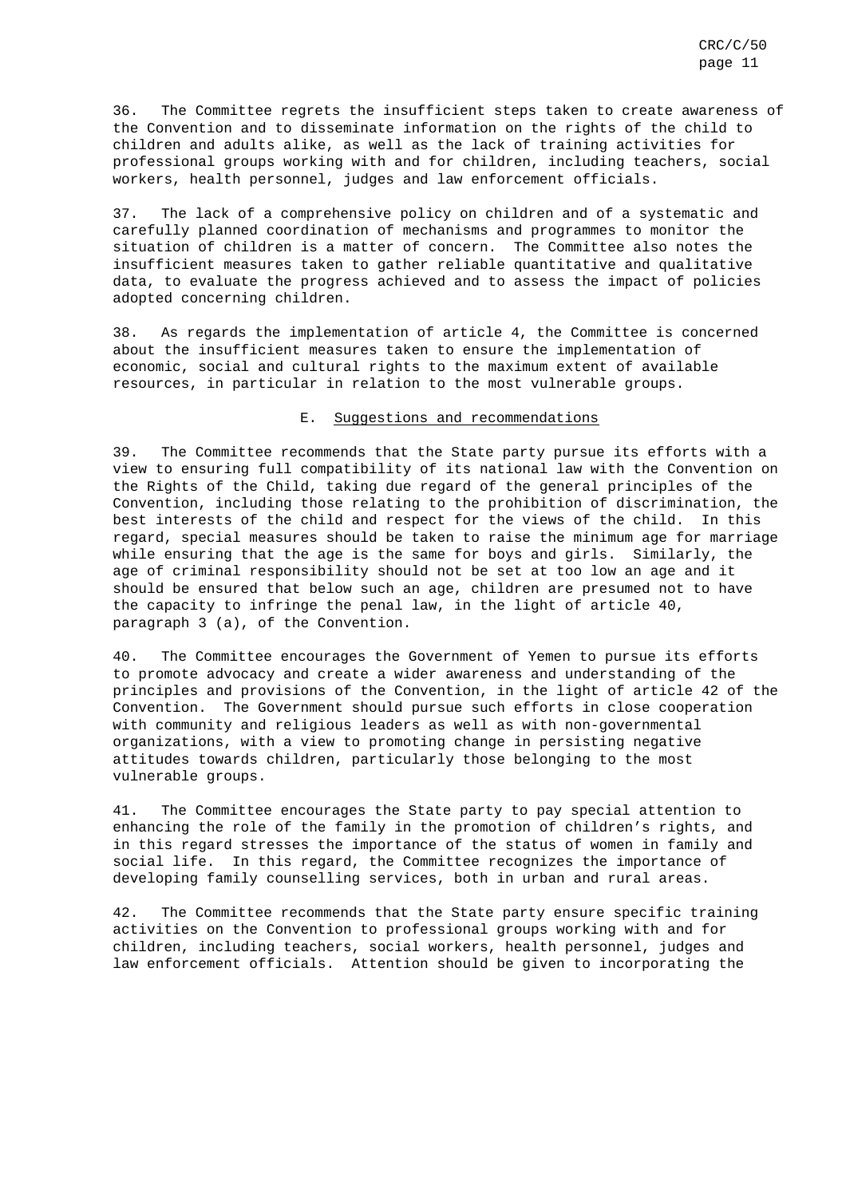36. The Committee regrets the insufficient steps taken to create awareness of the Convention and to disseminate information on the rights of the child to children and adults alike, as well as the lack of training activities for professional groups working with and for children, including teachers, social workers, health personnel, judges and law enforcement officials.

37. The lack of a comprehensive policy on children and of a systematic and carefully planned coordination of mechanisms and programmes to monitor the situation of children is a matter of concern. The Committee also notes the insufficient measures taken to gather reliable quantitative and qualitative data, to evaluate the progress achieved and to assess the impact of policies adopted concerning children.

38. As regards the implementation of article 4, the Committee is concerned about the insufficient measures taken to ensure the implementation of economic, social and cultural rights to the maximum extent of available resources, in particular in relation to the most vulnerable groups.

### E. Suggestions and recommendations

39. The Committee recommends that the State party pursue its efforts with a view to ensuring full compatibility of its national law with the Convention on the Rights of the Child, taking due regard of the general principles of the Convention, including those relating to the prohibition of discrimination, the best interests of the child and respect for the views of the child. In this regard, special measures should be taken to raise the minimum age for marriage while ensuring that the age is the same for boys and girls. Similarly, the age of criminal responsibility should not be set at too low an age and it should be ensured that below such an age, children are presumed not to have the capacity to infringe the penal law, in the light of article 40, paragraph 3 (a), of the Convention.

40. The Committee encourages the Government of Yemen to pursue its efforts to promote advocacy and create a wider awareness and understanding of the principles and provisions of the Convention, in the light of article 42 of the Convention. The Government should pursue such efforts in close cooperation with community and religious leaders as well as with non-governmental organizations, with a view to promoting change in persisting negative attitudes towards children, particularly those belonging to the most vulnerable groups.

41. The Committee encourages the State party to pay special attention to enhancing the role of the family in the promotion of children's rights, and in this regard stresses the importance of the status of women in family and social life. In this regard, the Committee recognizes the importance of developing family counselling services, both in urban and rural areas.

42. The Committee recommends that the State party ensure specific training activities on the Convention to professional groups working with and for children, including teachers, social workers, health personnel, judges and law enforcement officials. Attention should be given to incorporating the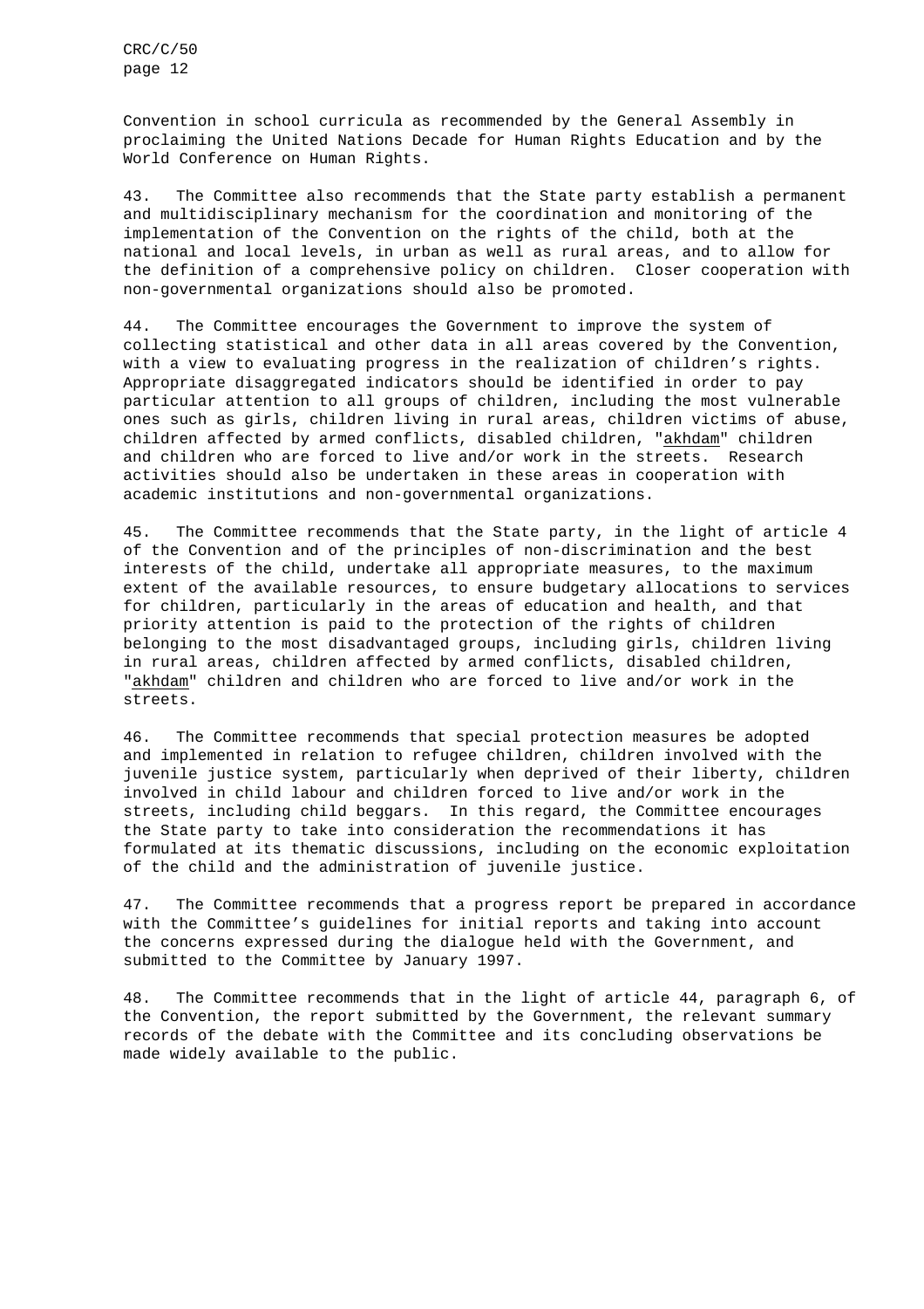Convention in school curricula as recommended by the General Assembly in proclaiming the United Nations Decade for Human Rights Education and by the World Conference on Human Rights.

43. The Committee also recommends that the State party establish a permanent and multidisciplinary mechanism for the coordination and monitoring of the implementation of the Convention on the rights of the child, both at the national and local levels, in urban as well as rural areas, and to allow for the definition of a comprehensive policy on children. Closer cooperation with non-governmental organizations should also be promoted.

44. The Committee encourages the Government to improve the system of collecting statistical and other data in all areas covered by the Convention, with a view to evaluating progress in the realization of children's rights. Appropriate disaggregated indicators should be identified in order to pay particular attention to all groups of children, including the most vulnerable ones such as girls, children living in rural areas, children victims of abuse, children affected by armed conflicts, disabled children, "akhdam" children and children who are forced to live and/or work in the streets. Research activities should also be undertaken in these areas in cooperation with academic institutions and non-governmental organizations.

45. The Committee recommends that the State party, in the light of article 4 of the Convention and of the principles of non-discrimination and the best interests of the child, undertake all appropriate measures, to the maximum extent of the available resources, to ensure budgetary allocations to services for children, particularly in the areas of education and health, and that priority attention is paid to the protection of the rights of children belonging to the most disadvantaged groups, including girls, children living in rural areas, children affected by armed conflicts, disabled children, "akhdam" children and children who are forced to live and/or work in the streets.

46. The Committee recommends that special protection measures be adopted and implemented in relation to refugee children, children involved with the juvenile justice system, particularly when deprived of their liberty, children involved in child labour and children forced to live and/or work in the streets, including child beggars. In this regard, the Committee encourages the State party to take into consideration the recommendations it has formulated at its thematic discussions, including on the economic exploitation of the child and the administration of juvenile justice.

47. The Committee recommends that a progress report be prepared in accordance with the Committee's guidelines for initial reports and taking into account the concerns expressed during the dialogue held with the Government, and submitted to the Committee by January 1997.

48. The Committee recommends that in the light of article 44, paragraph 6, of the Convention, the report submitted by the Government, the relevant summary records of the debate with the Committee and its concluding observations be made widely available to the public.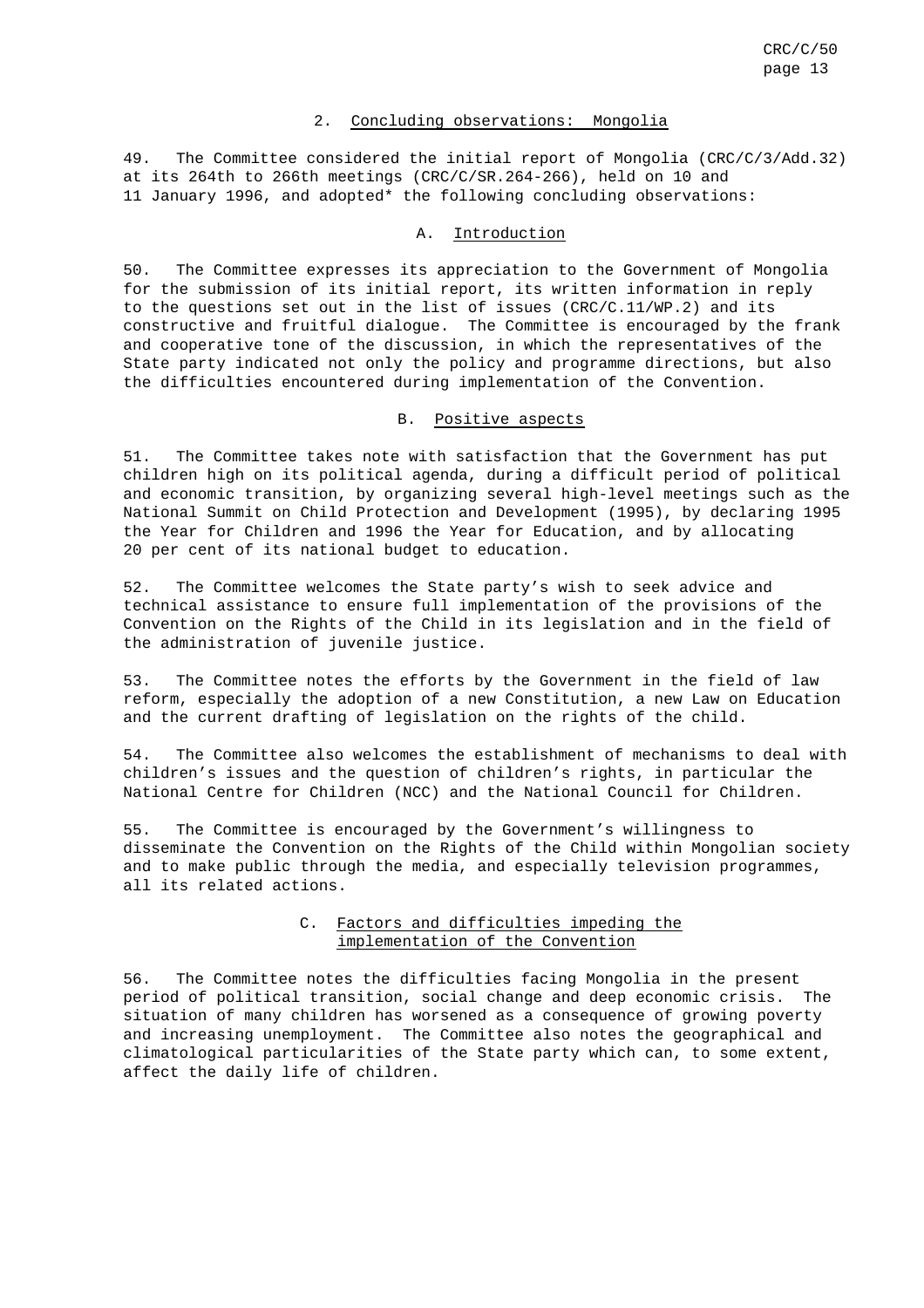## 2. Concluding observations: Mongolia

49. The Committee considered the initial report of Mongolia (CRC/C/3/Add.32) at its 264th to 266th meetings (CRC/C/SR.264-266), held on 10 and 11 January 1996, and adopted* the following concluding observations:

### A. Introduction

50. The Committee expresses its appreciation to the Government of Mongolia for the submission of its initial report, its written information in reply to the questions set out in the list of issues (CRC/C.11/WP.2) and its constructive and fruitful dialogue. The Committee is encouraged by the frank and cooperative tone of the discussion, in which the representatives of the State party indicated not only the policy and programme directions, but also the difficulties encountered during implementation of the Convention.

### B. Positive aspects

51. The Committee takes note with satisfaction that the Government has put children high on its political agenda, during a difficult period of political and economic transition, by organizing several high-level meetings such as the National Summit on Child Protection and Development (1995), by declaring 1995 the Year for Children and 1996 the Year for Education, and by allocating 20 per cent of its national budget to education.

52. The Committee welcomes the State party's wish to seek advice and technical assistance to ensure full implementation of the provisions of the Convention on the Rights of the Child in its legislation and in the field of the administration of juvenile justice.

53. The Committee notes the efforts by the Government in the field of law reform, especially the adoption of a new Constitution, a new Law on Education and the current drafting of legislation on the rights of the child.

54. The Committee also welcomes the establishment of mechanisms to deal with children's issues and the question of children's rights, in particular the National Centre for Children (NCC) and the National Council for Children.

55. The Committee is encouraged by the Government's willingness to disseminate the Convention on the Rights of the Child within Mongolian society and to make public through the media, and especially television programmes, all its related actions.

### C. Factors and difficulties impeding the implementation of the Convention

56. The Committee notes the difficulties facing Mongolia in the present period of political transition, social change and deep economic crisis. The situation of many children has worsened as a consequence of growing poverty and increasing unemployment. The Committee also notes the geographical and climatological particularities of the State party which can, to some extent, affect the daily life of children.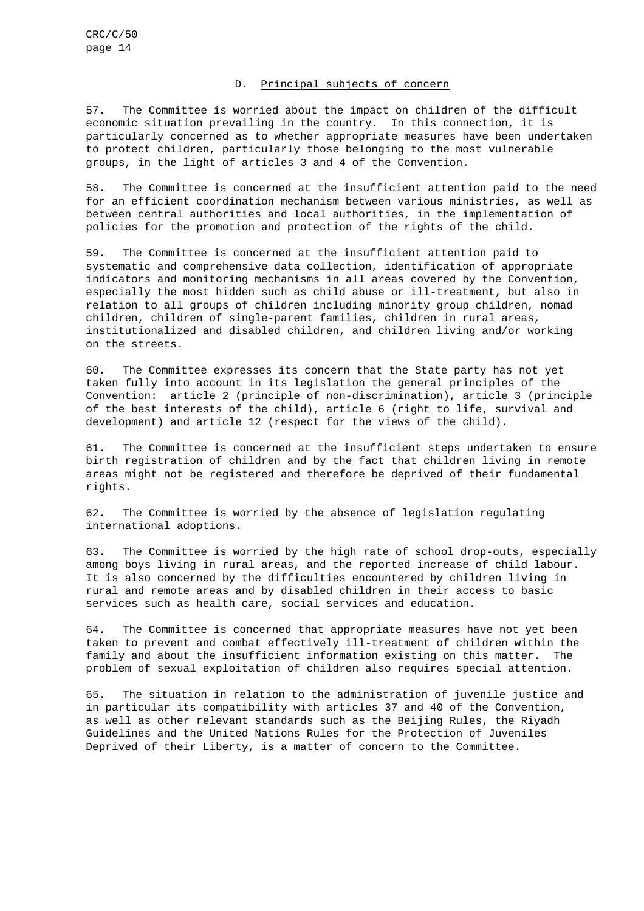### D. Principal subjects of concern

57. The Committee is worried about the impact on children of the difficult economic situation prevailing in the country. In this connection, it is particularly concerned as to whether appropriate measures have been undertaken to protect children, particularly those belonging to the most vulnerable groups, in the light of articles 3 and 4 of the Convention.

58. The Committee is concerned at the insufficient attention paid to the need for an efficient coordination mechanism between various ministries, as well as between central authorities and local authorities, in the implementation of policies for the promotion and protection of the rights of the child.

59. The Committee is concerned at the insufficient attention paid to systematic and comprehensive data collection, identification of appropriate indicators and monitoring mechanisms in all areas covered by the Convention, especially the most hidden such as child abuse or ill-treatment, but also in relation to all groups of children including minority group children, nomad children, children of single-parent families, children in rural areas, institutionalized and disabled children, and children living and/or working on the streets.

60. The Committee expresses its concern that the State party has not yet taken fully into account in its legislation the general principles of the Convention: article 2 (principle of non-discrimination), article 3 (principle of the best interests of the child), article 6 (right to life, survival and development) and article 12 (respect for the views of the child).

61. The Committee is concerned at the insufficient steps undertaken to ensure birth registration of children and by the fact that children living in remote areas might not be registered and therefore be deprived of their fundamental rights.

62. The Committee is worried by the absence of legislation regulating international adoptions.

63. The Committee is worried by the high rate of school drop-outs, especially among boys living in rural areas, and the reported increase of child labour. It is also concerned by the difficulties encountered by children living in rural and remote areas and by disabled children in their access to basic services such as health care, social services and education.

64. The Committee is concerned that appropriate measures have not yet been taken to prevent and combat effectively ill-treatment of children within the family and about the insufficient information existing on this matter. The problem of sexual exploitation of children also requires special attention.

65. The situation in relation to the administration of juvenile justice and in particular its compatibility with articles 37 and 40 of the Convention, as well as other relevant standards such as the Beijing Rules, the Riyadh Guidelines and the United Nations Rules for the Protection of Juveniles Deprived of their Liberty, is a matter of concern to the Committee.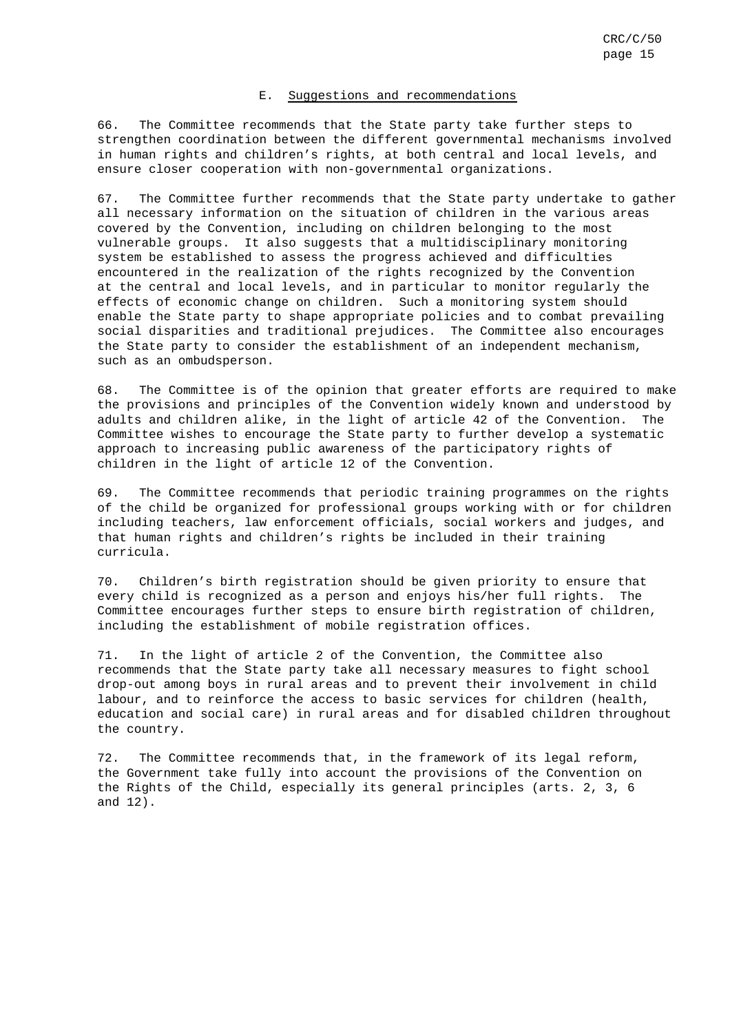### E. Suggestions and recommendations

66. The Committee recommends that the State party take further steps to strengthen coordination between the different governmental mechanisms involved in human rights and children's rights, at both central and local levels, and ensure closer cooperation with non-governmental organizations.

67. The Committee further recommends that the State party undertake to gather all necessary information on the situation of children in the various areas covered by the Convention, including on children belonging to the most vulnerable groups. It also suggests that a multidisciplinary monitoring system be established to assess the progress achieved and difficulties encountered in the realization of the rights recognized by the Convention at the central and local levels, and in particular to monitor regularly the effects of economic change on children. Such a monitoring system should enable the State party to shape appropriate policies and to combat prevailing social disparities and traditional prejudices. The Committee also encourages the State party to consider the establishment of an independent mechanism, such as an ombudsperson.

68. The Committee is of the opinion that greater efforts are required to make the provisions and principles of the Convention widely known and understood by adults and children alike, in the light of article 42 of the Convention. The Committee wishes to encourage the State party to further develop a systematic approach to increasing public awareness of the participatory rights of children in the light of article 12 of the Convention.

69. The Committee recommends that periodic training programmes on the rights of the child be organized for professional groups working with or for children including teachers, law enforcement officials, social workers and judges, and that human rights and children's rights be included in their training curricula.

70. Children's birth registration should be given priority to ensure that every child is recognized as a person and enjoys his/her full rights. The Committee encourages further steps to ensure birth registration of children, including the establishment of mobile registration offices.

71. In the light of article 2 of the Convention, the Committee also recommends that the State party take all necessary measures to fight school drop-out among boys in rural areas and to prevent their involvement in child labour, and to reinforce the access to basic services for children (health, education and social care) in rural areas and for disabled children throughout the country.

72. The Committee recommends that, in the framework of its legal reform, the Government take fully into account the provisions of the Convention on the Rights of the Child, especially its general principles (arts. 2, 3, 6 and 12).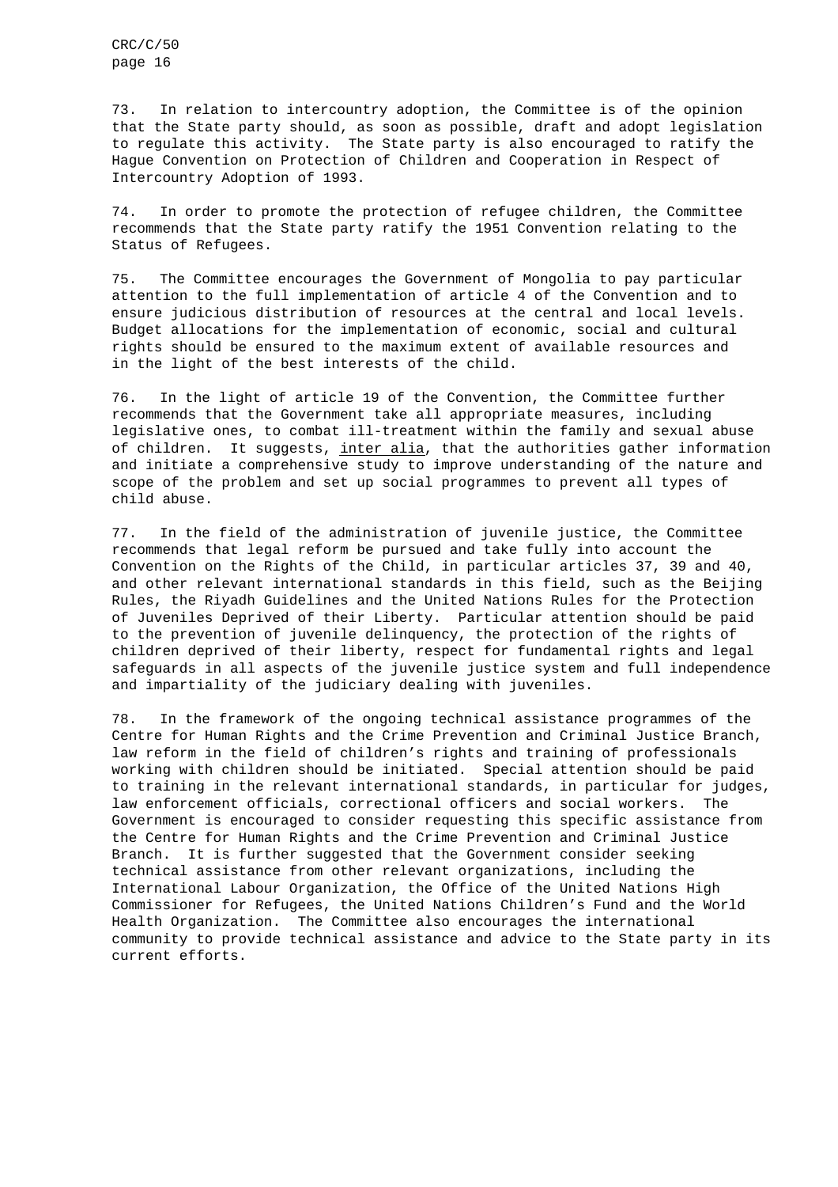73. In relation to intercountry adoption, the Committee is of the opinion that the State party should, as soon as possible, draft and adopt legislation to regulate this activity. The State party is also encouraged to ratify the Hague Convention on Protection of Children and Cooperation in Respect of Intercountry Adoption of 1993.

74. In order to promote the protection of refugee children, the Committee recommends that the State party ratify the 1951 Convention relating to the Status of Refugees.

75. The Committee encourages the Government of Mongolia to pay particular attention to the full implementation of article 4 of the Convention and to ensure judicious distribution of resources at the central and local levels. Budget allocations for the implementation of economic, social and cultural rights should be ensured to the maximum extent of available resources and in the light of the best interests of the child.

76. In the light of article 19 of the Convention, the Committee further recommends that the Government take all appropriate measures, including legislative ones, to combat ill-treatment within the family and sexual abuse of children. It suggests, inter alia, that the authorities gather information and initiate a comprehensive study to improve understanding of the nature and scope of the problem and set up social programmes to prevent all types of child abuse.

77. In the field of the administration of juvenile justice, the Committee recommends that legal reform be pursued and take fully into account the Convention on the Rights of the Child, in particular articles 37, 39 and 40, and other relevant international standards in this field, such as the Beijing Rules, the Riyadh Guidelines and the United Nations Rules for the Protection of Juveniles Deprived of their Liberty. Particular attention should be paid to the prevention of juvenile delinquency, the protection of the rights of children deprived of their liberty, respect for fundamental rights and legal safeguards in all aspects of the juvenile justice system and full independence and impartiality of the judiciary dealing with juveniles.

78. In the framework of the ongoing technical assistance programmes of the Centre for Human Rights and the Crime Prevention and Criminal Justice Branch, law reform in the field of children's rights and training of professionals working with children should be initiated. Special attention should be paid to training in the relevant international standards, in particular for judges, law enforcement officials, correctional officers and social workers. The Government is encouraged to consider requesting this specific assistance from the Centre for Human Rights and the Crime Prevention and Criminal Justice Branch. It is further suggested that the Government consider seeking technical assistance from other relevant organizations, including the International Labour Organization, the Office of the United Nations High Commissioner for Refugees, the United Nations Children's Fund and the World Health Organization. The Committee also encourages the international community to provide technical assistance and advice to the State party in its current efforts.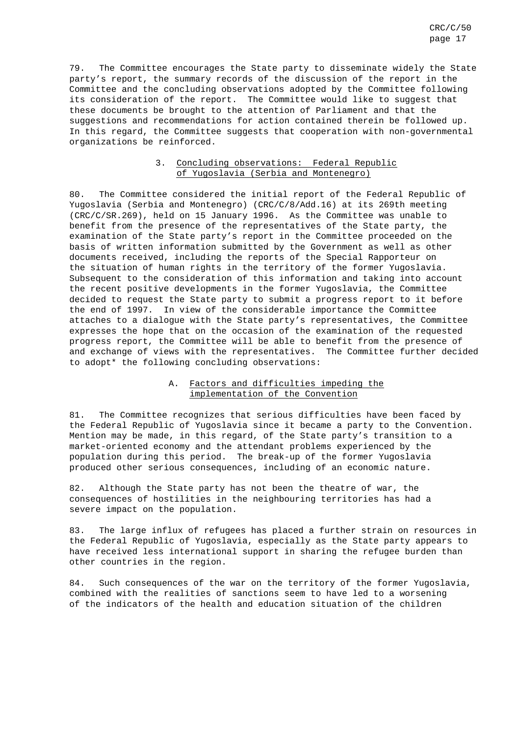79. The Committee encourages the State party to disseminate widely the State party's report, the summary records of the discussion of the report in the Committee and the concluding observations adopted by the Committee following its consideration of the report. The Committee would like to suggest that these documents be brought to the attention of Parliament and that the suggestions and recommendations for action contained therein be followed up. In this regard, the Committee suggests that cooperation with non-governmental organizations be reinforced.

### 3. Concluding observations: Federal Republic of Yugoslavia (Serbia and Montenegro)

80. The Committee considered the initial report of the Federal Republic of Yugoslavia (Serbia and Montenegro) (CRC/C/8/Add.16) at its 269th meeting (CRC/C/SR.269), held on 15 January 1996. As the Committee was unable to benefit from the presence of the representatives of the State party, the examination of the State party's report in the Committee proceeded on the basis of written information submitted by the Government as well as other documents received, including the reports of the Special Rapporteur on the situation of human rights in the territory of the former Yugoslavia. Subsequent to the consideration of this information and taking into account the recent positive developments in the former Yugoslavia, the Committee decided to request the State party to submit a progress report to it before the end of 1997. In view of the considerable importance the Committee attaches to a dialogue with the State party's representatives, the Committee expresses the hope that on the occasion of the examination of the requested progress report, the Committee will be able to benefit from the presence of and exchange of views with the representatives. The Committee further decided to adopt* the following concluding observations:

#### A. Factors and difficulties impeding the implementation of the Convention

81. The Committee recognizes that serious difficulties have been faced by the Federal Republic of Yugoslavia since it became a party to the Convention. Mention may be made, in this regard, of the State party's transition to a market-oriented economy and the attendant problems experienced by the population during this period. The break-up of the former Yugoslavia produced other serious consequences, including of an economic nature.

82. Although the State party has not been the theatre of war, the consequences of hostilities in the neighbouring territories has had a severe impact on the population.

83. The large influx of refugees has placed a further strain on resources in the Federal Republic of Yugoslavia, especially as the State party appears to have received less international support in sharing the refugee burden than other countries in the region.

84. Such consequences of the war on the territory of the former Yugoslavia, combined with the realities of sanctions seem to have led to a worsening of the indicators of the health and education situation of the children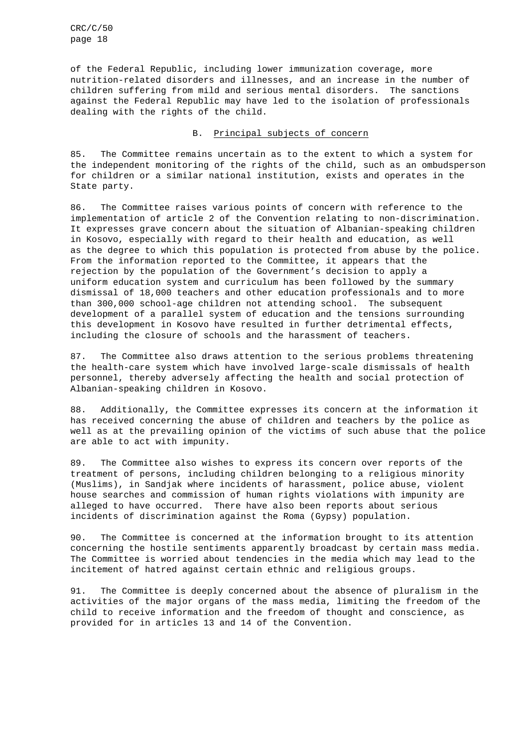of the Federal Republic, including lower immunization coverage, more nutrition-related disorders and illnesses, and an increase in the number of children suffering from mild and serious mental disorders. The sanctions against the Federal Republic may have led to the isolation of professionals dealing with the rights of the child.

## B. Principal subjects of concern

85. The Committee remains uncertain as to the extent to which a system for the independent monitoring of the rights of the child, such as an ombudsperson for children or a similar national institution, exists and operates in the State party.

86. The Committee raises various points of concern with reference to the implementation of article 2 of the Convention relating to non-discrimination. It expresses grave concern about the situation of Albanian-speaking children in Kosovo, especially with regard to their health and education, as well as the degree to which this population is protected from abuse by the police. From the information reported to the Committee, it appears that the rejection by the population of the Government's decision to apply a uniform education system and curriculum has been followed by the summary dismissal of 18,000 teachers and other education professionals and to more than 300,000 school-age children not attending school. The subsequent development of a parallel system of education and the tensions surrounding this development in Kosovo have resulted in further detrimental effects, including the closure of schools and the harassment of teachers.

87. The Committee also draws attention to the serious problems threatening the health-care system which have involved large-scale dismissals of health personnel, thereby adversely affecting the health and social protection of Albanian-speaking children in Kosovo.

88. Additionally, the Committee expresses its concern at the information it has received concerning the abuse of children and teachers by the police as well as at the prevailing opinion of the victims of such abuse that the police are able to act with impunity.

89. The Committee also wishes to express its concern over reports of the treatment of persons, including children belonging to a religious minority (Muslims), in Sandjak where incidents of harassment, police abuse, violent house searches and commission of human rights violations with impunity are alleged to have occurred. There have also been reports about serious incidents of discrimination against the Roma (Gypsy) population.

90. The Committee is concerned at the information brought to its attention concerning the hostile sentiments apparently broadcast by certain mass media. The Committee is worried about tendencies in the media which may lead to the incitement of hatred against certain ethnic and religious groups.

91. The Committee is deeply concerned about the absence of pluralism in the activities of the major organs of the mass media, limiting the freedom of the child to receive information and the freedom of thought and conscience, as provided for in articles 13 and 14 of the Convention.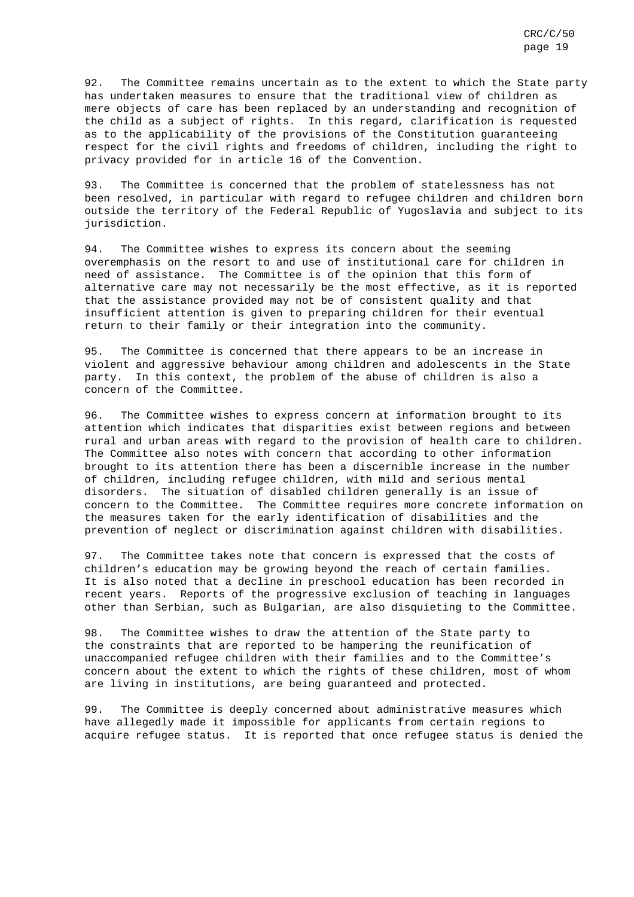92. The Committee remains uncertain as to the extent to which the State party has undertaken measures to ensure that the traditional view of children as mere objects of care has been replaced by an understanding and recognition of the child as a subject of rights. In this regard, clarification is requested as to the applicability of the provisions of the Constitution guaranteeing respect for the civil rights and freedoms of children, including the right to privacy provided for in article 16 of the Convention.

93. The Committee is concerned that the problem of statelessness has not been resolved, in particular with regard to refugee children and children born outside the territory of the Federal Republic of Yugoslavia and subject to its jurisdiction.

94. The Committee wishes to express its concern about the seeming overemphasis on the resort to and use of institutional care for children in need of assistance. The Committee is of the opinion that this form of alternative care may not necessarily be the most effective, as it is reported that the assistance provided may not be of consistent quality and that insufficient attention is given to preparing children for their eventual return to their family or their integration into the community.

95. The Committee is concerned that there appears to be an increase in violent and aggressive behaviour among children and adolescents in the State party. In this context, the problem of the abuse of children is also a concern of the Committee.

96. The Committee wishes to express concern at information brought to its attention which indicates that disparities exist between regions and between rural and urban areas with regard to the provision of health care to children. The Committee also notes with concern that according to other information brought to its attention there has been a discernible increase in the number of children, including refugee children, with mild and serious mental disorders. The situation of disabled children generally is an issue of concern to the Committee. The Committee requires more concrete information on the measures taken for the early identification of disabilities and the prevention of neglect or discrimination against children with disabilities.

97. The Committee takes note that concern is expressed that the costs of children's education may be growing beyond the reach of certain families. It is also noted that a decline in preschool education has been recorded in recent years. Reports of the progressive exclusion of teaching in languages other than Serbian, such as Bulgarian, are also disquieting to the Committee.

98. The Committee wishes to draw the attention of the State party to the constraints that are reported to be hampering the reunification of unaccompanied refugee children with their families and to the Committee's concern about the extent to which the rights of these children, most of whom are living in institutions, are being guaranteed and protected.

99. The Committee is deeply concerned about administrative measures which have allegedly made it impossible for applicants from certain regions to acquire refugee status. It is reported that once refugee status is denied the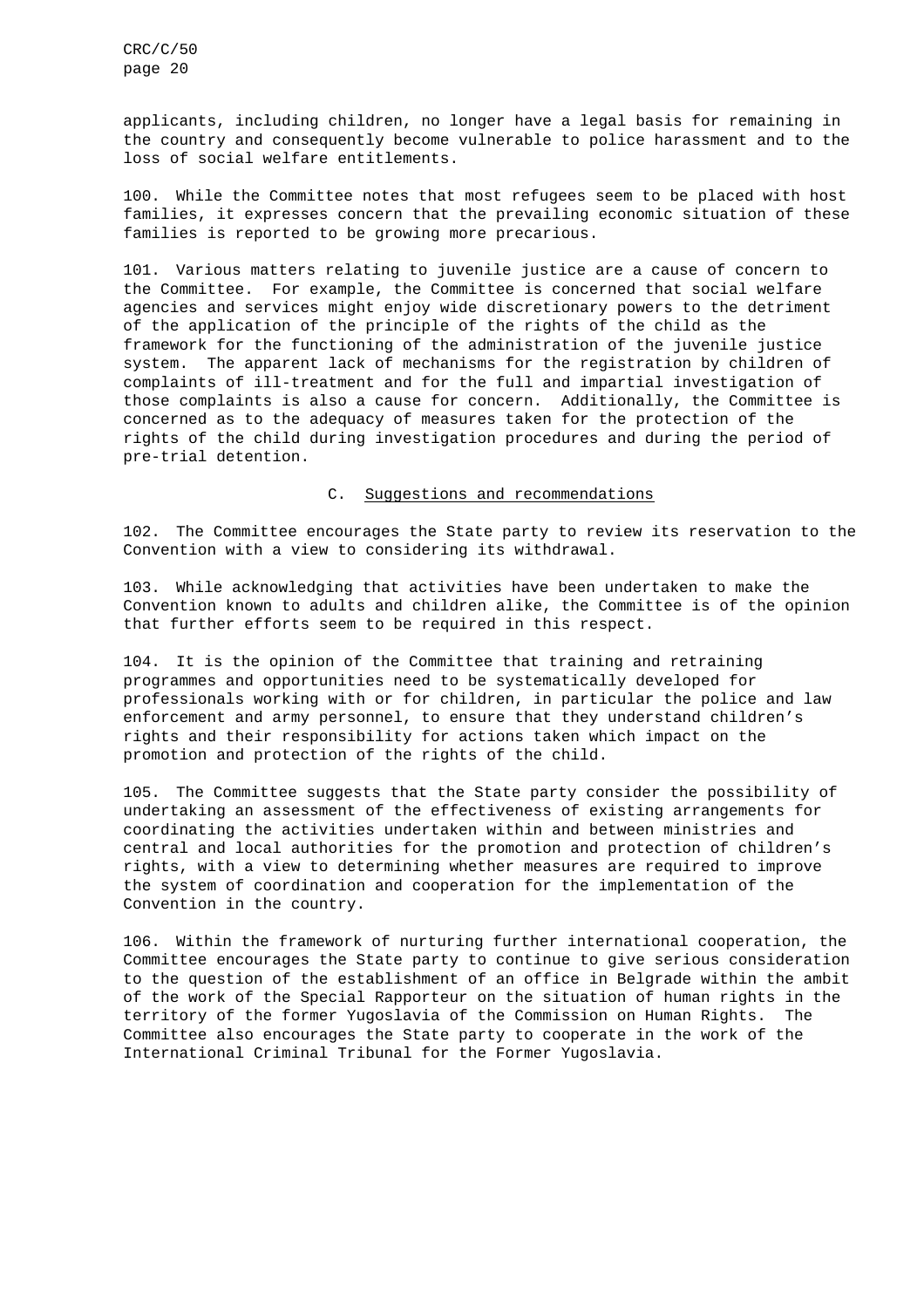applicants, including children, no longer have a legal basis for remaining in the country and consequently become vulnerable to police harassment and to the loss of social welfare entitlements.

100. While the Committee notes that most refugees seem to be placed with host families, it expresses concern that the prevailing economic situation of these families is reported to be growing more precarious.

101. Various matters relating to juvenile justice are a cause of concern to the Committee. For example, the Committee is concerned that social welfare agencies and services might enjoy wide discretionary powers to the detriment of the application of the principle of the rights of the child as the framework for the functioning of the administration of the juvenile justice system. The apparent lack of mechanisms for the registration by children of complaints of ill-treatment and for the full and impartial investigation of those complaints is also a cause for concern. Additionally, the Committee is concerned as to the adequacy of measures taken for the protection of the rights of the child during investigation procedures and during the period of pre-trial detention.

## C. Suggestions and recommendations

102. The Committee encourages the State party to review its reservation to the Convention with a view to considering its withdrawal.

103. While acknowledging that activities have been undertaken to make the Convention known to adults and children alike, the Committee is of the opinion that further efforts seem to be required in this respect.

104. It is the opinion of the Committee that training and retraining programmes and opportunities need to be systematically developed for professionals working with or for children, in particular the police and law enforcement and army personnel, to ensure that they understand children's rights and their responsibility for actions taken which impact on the promotion and protection of the rights of the child.

105. The Committee suggests that the State party consider the possibility of undertaking an assessment of the effectiveness of existing arrangements for coordinating the activities undertaken within and between ministries and central and local authorities for the promotion and protection of children's rights, with a view to determining whether measures are required to improve the system of coordination and cooperation for the implementation of the Convention in the country.

106. Within the framework of nurturing further international cooperation, the Committee encourages the State party to continue to give serious consideration to the question of the establishment of an office in Belgrade within the ambit of the work of the Special Rapporteur on the situation of human rights in the territory of the former Yugoslavia of the Commission on Human Rights. The Committee also encourages the State party to cooperate in the work of the International Criminal Tribunal for the Former Yugoslavia.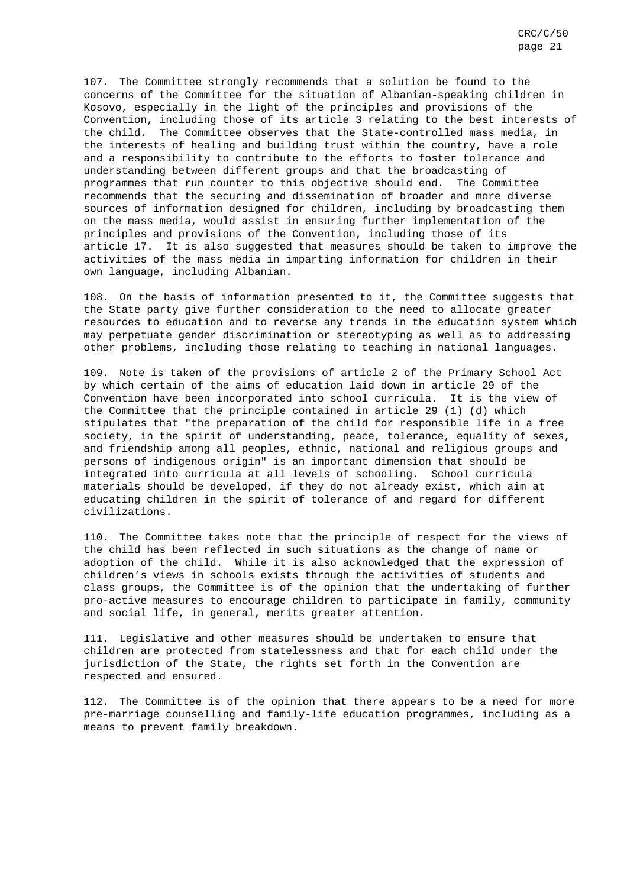107. The Committee strongly recommends that a solution be found to the concerns of the Committee for the situation of Albanian-speaking children in Kosovo, especially in the light of the principles and provisions of the Convention, including those of its article 3 relating to the best interests of the child. The Committee observes that the State-controlled mass media, in the interests of healing and building trust within the country, have a role and a responsibility to contribute to the efforts to foster tolerance and understanding between different groups and that the broadcasting of programmes that run counter to this objective should end. The Committee recommends that the securing and dissemination of broader and more diverse sources of information designed for children, including by broadcasting them on the mass media, would assist in ensuring further implementation of the principles and provisions of the Convention, including those of its article 17. It is also suggested that measures should be taken to improve the activities of the mass media in imparting information for children in their own language, including Albanian.

108. On the basis of information presented to it, the Committee suggests that the State party give further consideration to the need to allocate greater resources to education and to reverse any trends in the education system which may perpetuate gender discrimination or stereotyping as well as to addressing other problems, including those relating to teaching in national languages.

109. Note is taken of the provisions of article 2 of the Primary School Act by which certain of the aims of education laid down in article 29 of the Convention have been incorporated into school curricula. It is the view of the Committee that the principle contained in article 29 (1) (d) which stipulates that "the preparation of the child for responsible life in a free society, in the spirit of understanding, peace, tolerance, equality of sexes, and friendship among all peoples, ethnic, national and religious groups and persons of indigenous origin" is an important dimension that should be integrated into curricula at all levels of schooling. School curricula materials should be developed, if they do not already exist, which aim at educating children in the spirit of tolerance of and regard for different civilizations.

110. The Committee takes note that the principle of respect for the views of the child has been reflected in such situations as the change of name or adoption of the child. While it is also acknowledged that the expression of children's views in schools exists through the activities of students and class groups, the Committee is of the opinion that the undertaking of further pro-active measures to encourage children to participate in family, community and social life, in general, merits greater attention.

111. Legislative and other measures should be undertaken to ensure that children are protected from statelessness and that for each child under the jurisdiction of the State, the rights set forth in the Convention are respected and ensured.

112. The Committee is of the opinion that there appears to be a need for more pre-marriage counselling and family-life education programmes, including as a means to prevent family breakdown.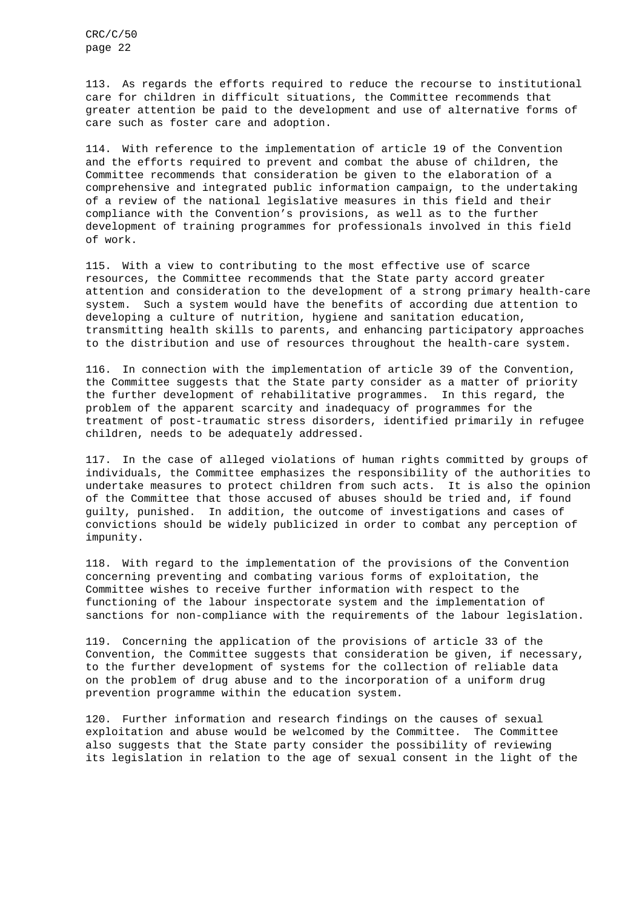113. As regards the efforts required to reduce the recourse to institutional care for children in difficult situations, the Committee recommends that greater attention be paid to the development and use of alternative forms of care such as foster care and adoption.

114. With reference to the implementation of article 19 of the Convention and the efforts required to prevent and combat the abuse of children, the Committee recommends that consideration be given to the elaboration of a comprehensive and integrated public information campaign, to the undertaking of a review of the national legislative measures in this field and their compliance with the Convention's provisions, as well as to the further development of training programmes for professionals involved in this field of work.

115. With a view to contributing to the most effective use of scarce resources, the Committee recommends that the State party accord greater attention and consideration to the development of a strong primary health-care system. Such a system would have the benefits of according due attention to developing a culture of nutrition, hygiene and sanitation education, transmitting health skills to parents, and enhancing participatory approaches to the distribution and use of resources throughout the health-care system.

116. In connection with the implementation of article 39 of the Convention, the Committee suggests that the State party consider as a matter of priority the further development of rehabilitative programmes. In this regard, the problem of the apparent scarcity and inadequacy of programmes for the treatment of post-traumatic stress disorders, identified primarily in refugee children, needs to be adequately addressed.

117. In the case of alleged violations of human rights committed by groups of individuals, the Committee emphasizes the responsibility of the authorities to undertake measures to protect children from such acts. It is also the opinion of the Committee that those accused of abuses should be tried and, if found guilty, punished. In addition, the outcome of investigations and cases of convictions should be widely publicized in order to combat any perception of impunity.

118. With regard to the implementation of the provisions of the Convention concerning preventing and combating various forms of exploitation, the Committee wishes to receive further information with respect to the functioning of the labour inspectorate system and the implementation of sanctions for non-compliance with the requirements of the labour legislation.

119. Concerning the application of the provisions of article 33 of the Convention, the Committee suggests that consideration be given, if necessary, to the further development of systems for the collection of reliable data on the problem of drug abuse and to the incorporation of a uniform drug prevention programme within the education system.

120. Further information and research findings on the causes of sexual exploitation and abuse would be welcomed by the Committee. The Committee also suggests that the State party consider the possibility of reviewing its legislation in relation to the age of sexual consent in the light of the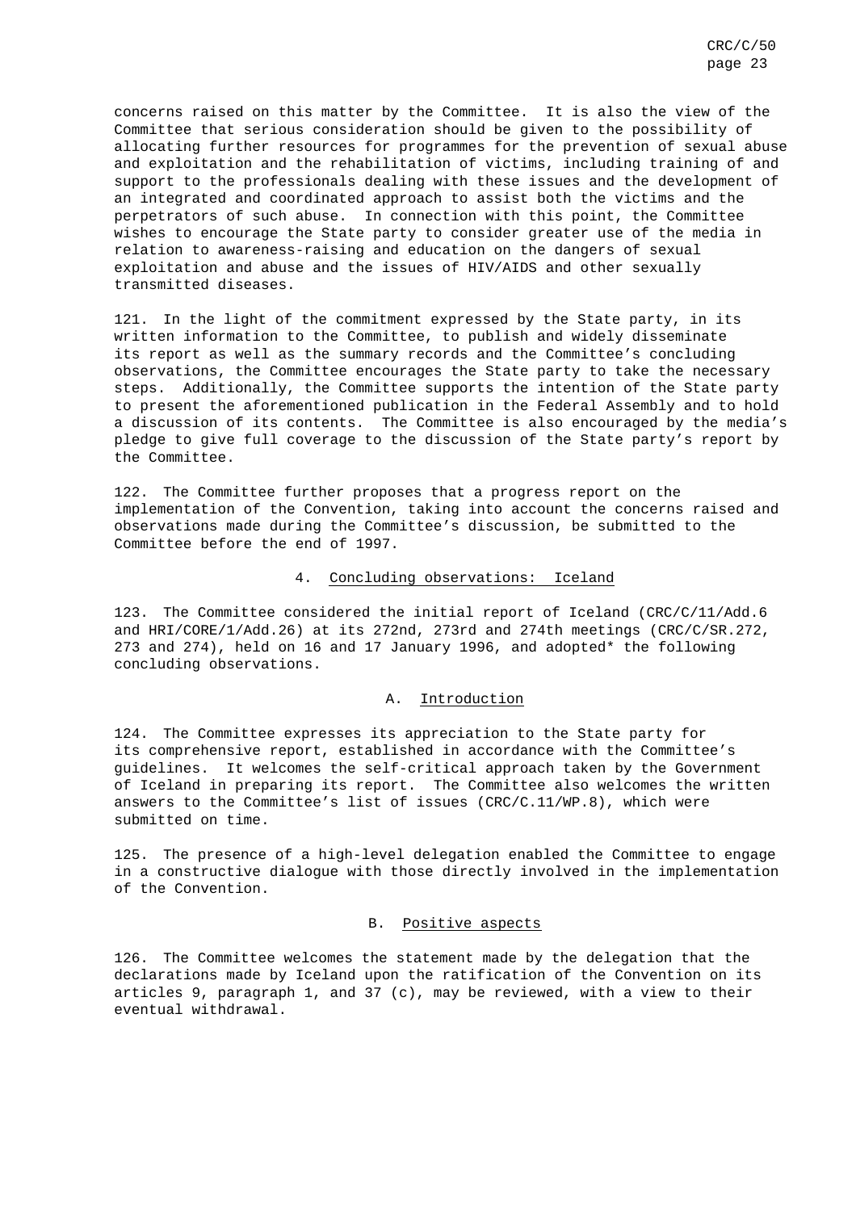concerns raised on this matter by the Committee. It is also the view of the Committee that serious consideration should be given to the possibility of allocating further resources for programmes for the prevention of sexual abuse and exploitation and the rehabilitation of victims, including training of and support to the professionals dealing with these issues and the development of an integrated and coordinated approach to assist both the victims and the perpetrators of such abuse. In connection with this point, the Committee wishes to encourage the State party to consider greater use of the media in relation to awareness-raising and education on the dangers of sexual exploitation and abuse and the issues of HIV/AIDS and other sexually transmitted diseases.

121. In the light of the commitment expressed by the State party, in its written information to the Committee, to publish and widely disseminate its report as well as the summary records and the Committee's concluding observations, the Committee encourages the State party to take the necessary steps. Additionally, the Committee supports the intention of the State party to present the aforementioned publication in the Federal Assembly and to hold a discussion of its contents. The Committee is also encouraged by the media's pledge to give full coverage to the discussion of the State party's report by the Committee.

122. The Committee further proposes that a progress report on the implementation of the Convention, taking into account the concerns raised and observations made during the Committee's discussion, be submitted to the Committee before the end of 1997.

### 4. Concluding observations: Iceland

123. The Committee considered the initial report of Iceland (CRC/C/11/Add.6 and HRI/CORE/1/Add.26) at its 272nd, 273rd and 274th meetings (CRC/C/SR.272, 273 and 274), held on 16 and 17 January 1996, and adopted* the following concluding observations.

#### A. Introduction

124. The Committee expresses its appreciation to the State party for its comprehensive report, established in accordance with the Committee's guidelines. It welcomes the self-critical approach taken by the Government of Iceland in preparing its report. The Committee also welcomes the written answers to the Committee's list of issues (CRC/C.11/WP.8), which were submitted on time.

125. The presence of a high-level delegation enabled the Committee to engage in a constructive dialogue with those directly involved in the implementation of the Convention.

#### B. Positive aspects

126. The Committee welcomes the statement made by the delegation that the declarations made by Iceland upon the ratification of the Convention on its articles 9, paragraph 1, and 37 (c), may be reviewed, with a view to their eventual withdrawal.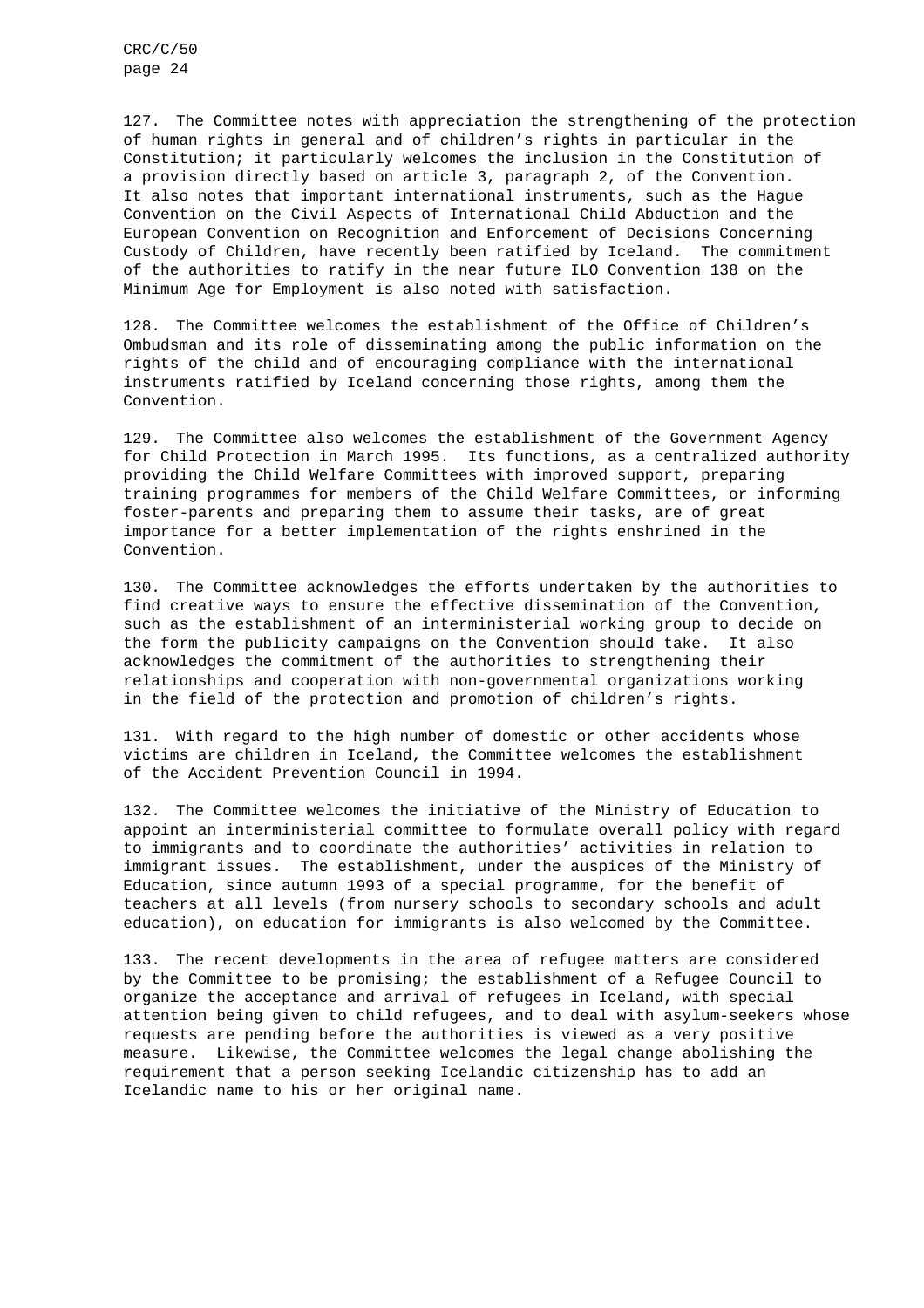127. The Committee notes with appreciation the strengthening of the protection of human rights in general and of children's rights in particular in the Constitution; it particularly welcomes the inclusion in the Constitution of a provision directly based on article 3, paragraph 2, of the Convention. It also notes that important international instruments, such as the Hague Convention on the Civil Aspects of International Child Abduction and the European Convention on Recognition and Enforcement of Decisions Concerning Custody of Children, have recently been ratified by Iceland. The commitment of the authorities to ratify in the near future ILO Convention 138 on the Minimum Age for Employment is also noted with satisfaction.

128. The Committee welcomes the establishment of the Office of Children's Ombudsman and its role of disseminating among the public information on the rights of the child and of encouraging compliance with the international instruments ratified by Iceland concerning those rights, among them the Convention.

129. The Committee also welcomes the establishment of the Government Agency for Child Protection in March 1995. Its functions, as a centralized authority providing the Child Welfare Committees with improved support, preparing training programmes for members of the Child Welfare Committees, or informing foster-parents and preparing them to assume their tasks, are of great importance for a better implementation of the rights enshrined in the Convention.

130. The Committee acknowledges the efforts undertaken by the authorities to find creative ways to ensure the effective dissemination of the Convention, such as the establishment of an interministerial working group to decide on the form the publicity campaigns on the Convention should take. It also acknowledges the commitment of the authorities to strengthening their relationships and cooperation with non-governmental organizations working in the field of the protection and promotion of children's rights.

131. With regard to the high number of domestic or other accidents whose victims are children in Iceland, the Committee welcomes the establishment of the Accident Prevention Council in 1994.

132. The Committee welcomes the initiative of the Ministry of Education to appoint an interministerial committee to formulate overall policy with regard to immigrants and to coordinate the authorities' activities in relation to immigrant issues. The establishment, under the auspices of the Ministry of Education, since autumn 1993 of a special programme, for the benefit of teachers at all levels (from nursery schools to secondary schools and adult education), on education for immigrants is also welcomed by the Committee.

133. The recent developments in the area of refugee matters are considered by the Committee to be promising; the establishment of a Refugee Council to organize the acceptance and arrival of refugees in Iceland, with special attention being given to child refugees, and to deal with asylum-seekers whose requests are pending before the authorities is viewed as a very positive measure. Likewise, the Committee welcomes the legal change abolishing the requirement that a person seeking Icelandic citizenship has to add an Icelandic name to his or her original name.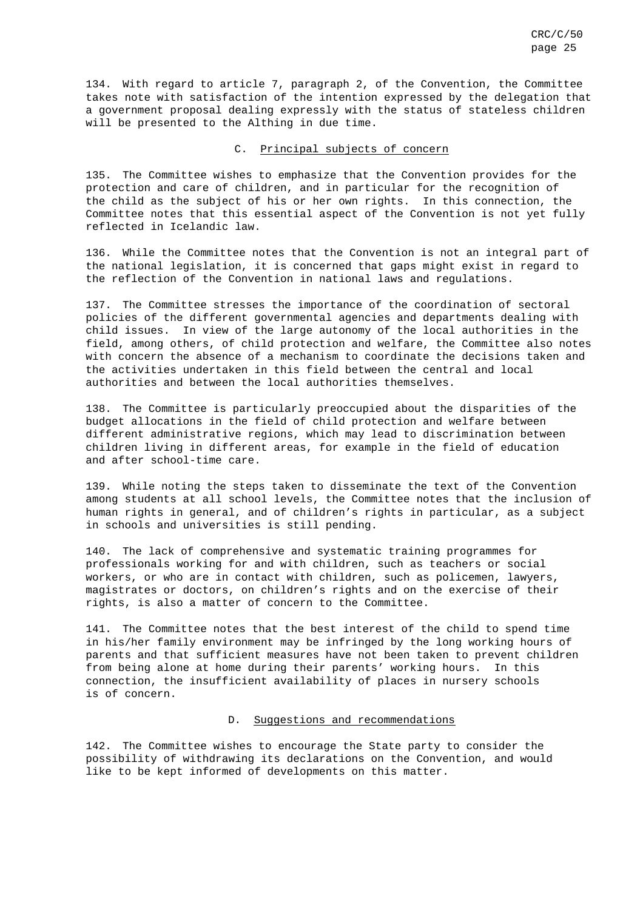134. With regard to article 7, paragraph 2, of the Convention, the Committee takes note with satisfaction of the intention expressed by the delegation that a government proposal dealing expressly with the status of stateless children will be presented to the Althing in due time.

### C. Principal subjects of concern

135. The Committee wishes to emphasize that the Convention provides for the protection and care of children, and in particular for the recognition of the child as the subject of his or her own rights. In this connection, the Committee notes that this essential aspect of the Convention is not yet fully reflected in Icelandic law.

136. While the Committee notes that the Convention is not an integral part of the national legislation, it is concerned that gaps might exist in regard to the reflection of the Convention in national laws and regulations.

137. The Committee stresses the importance of the coordination of sectoral policies of the different governmental agencies and departments dealing with child issues. In view of the large autonomy of the local authorities in the field, among others, of child protection and welfare, the Committee also notes with concern the absence of a mechanism to coordinate the decisions taken and the activities undertaken in this field between the central and local authorities and between the local authorities themselves.

138. The Committee is particularly preoccupied about the disparities of the budget allocations in the field of child protection and welfare between different administrative regions, which may lead to discrimination between children living in different areas, for example in the field of education and after school-time care.

139. While noting the steps taken to disseminate the text of the Convention among students at all school levels, the Committee notes that the inclusion of human rights in general, and of children's rights in particular, as a subject in schools and universities is still pending.

140. The lack of comprehensive and systematic training programmes for professionals working for and with children, such as teachers or social workers, or who are in contact with children, such as policemen, lawyers, magistrates or doctors, on children's rights and on the exercise of their rights, is also a matter of concern to the Committee.

141. The Committee notes that the best interest of the child to spend time in his/her family environment may be infringed by the long working hours of parents and that sufficient measures have not been taken to prevent children from being alone at home during their parents' working hours. In this connection, the insufficient availability of places in nursery schools is of concern.

### D. Suggestions and recommendations

142. The Committee wishes to encourage the State party to consider the possibility of withdrawing its declarations on the Convention, and would like to be kept informed of developments on this matter.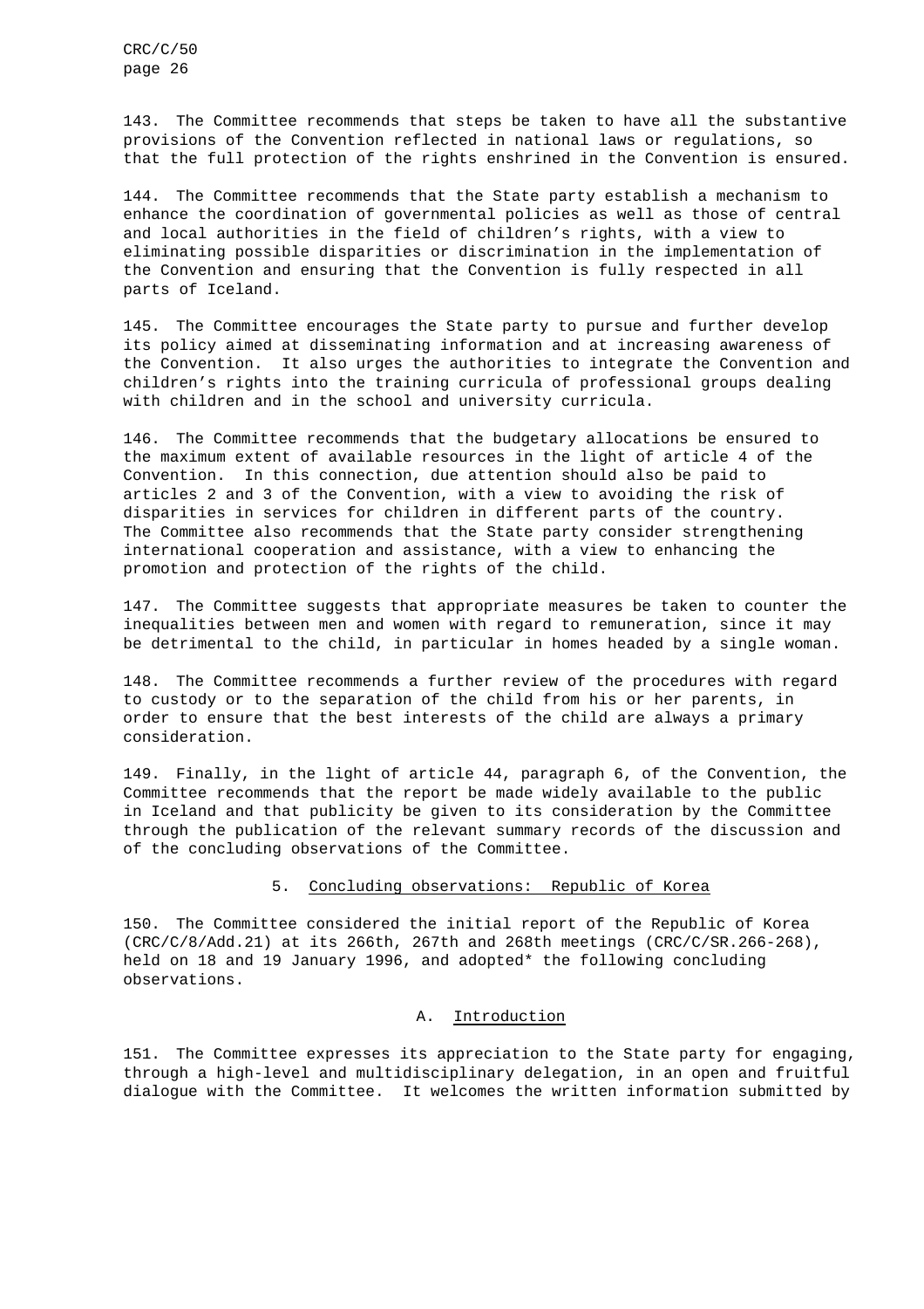143. The Committee recommends that steps be taken to have all the substantive provisions of the Convention reflected in national laws or regulations, so that the full protection of the rights enshrined in the Convention is ensured.

144. The Committee recommends that the State party establish a mechanism to enhance the coordination of governmental policies as well as those of central and local authorities in the field of children's rights, with a view to eliminating possible disparities or discrimination in the implementation of the Convention and ensuring that the Convention is fully respected in all parts of Iceland.

145. The Committee encourages the State party to pursue and further develop its policy aimed at disseminating information and at increasing awareness of the Convention. It also urges the authorities to integrate the Convention and children's rights into the training curricula of professional groups dealing with children and in the school and university curricula.

146. The Committee recommends that the budgetary allocations be ensured to the maximum extent of available resources in the light of article 4 of the Convention. In this connection, due attention should also be paid to articles 2 and 3 of the Convention, with a view to avoiding the risk of disparities in services for children in different parts of the country. The Committee also recommends that the State party consider strengthening international cooperation and assistance, with a view to enhancing the promotion and protection of the rights of the child.

147. The Committee suggests that appropriate measures be taken to counter the inequalities between men and women with regard to remuneration, since it may be detrimental to the child, in particular in homes headed by a single woman.

148. The Committee recommends a further review of the procedures with regard to custody or to the separation of the child from his or her parents, in order to ensure that the best interests of the child are always a primary consideration.

149. Finally, in the light of article 44, paragraph 6, of the Convention, the Committee recommends that the report be made widely available to the public in Iceland and that publicity be given to its consideration by the Committee through the publication of the relevant summary records of the discussion and of the concluding observations of the Committee.

## 5. Concluding observations: Republic of Korea

150. The Committee considered the initial report of the Republic of Korea (CRC/C/8/Add.21) at its 266th, 267th and 268th meetings (CRC/C/SR.266-268), held on 18 and 19 January 1996, and adopted* the following concluding observations.

### A. Introduction

151. The Committee expresses its appreciation to the State party for engaging, through a high-level and multidisciplinary delegation, in an open and fruitful dialogue with the Committee. It welcomes the written information submitted by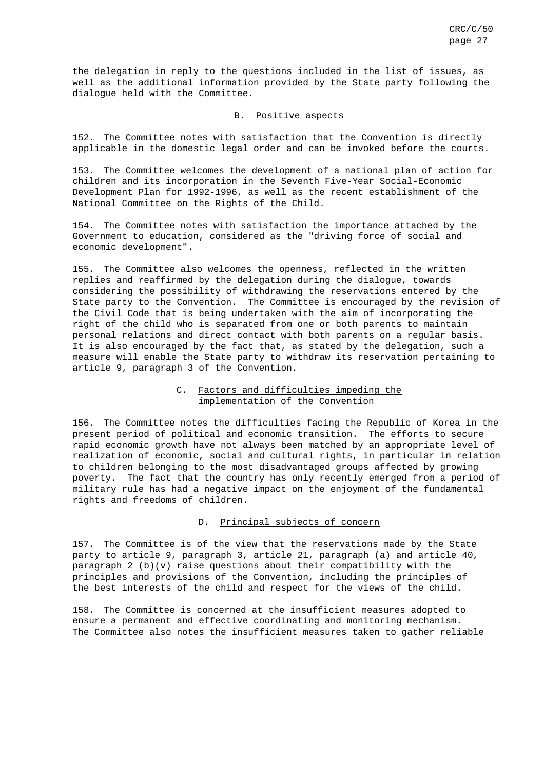the delegation in reply to the questions included in the list of issues, as well as the additional information provided by the State party following the dialogue held with the Committee.

### B. Positive aspects

152. The Committee notes with satisfaction that the Convention is directly applicable in the domestic legal order and can be invoked before the courts.

153. The Committee welcomes the development of a national plan of action for children and its incorporation in the Seventh Five-Year Social-Economic Development Plan for 1992-1996, as well as the recent establishment of the National Committee on the Rights of the Child.

154. The Committee notes with satisfaction the importance attached by the Government to education, considered as the "driving force of social and economic development".

155. The Committee also welcomes the openness, reflected in the written replies and reaffirmed by the delegation during the dialogue, towards considering the possibility of withdrawing the reservations entered by the State party to the Convention. The Committee is encouraged by the revision of the Civil Code that is being undertaken with the aim of incorporating the right of the child who is separated from one or both parents to maintain personal relations and direct contact with both parents on a regular basis. It is also encouraged by the fact that, as stated by the delegation, such a measure will enable the State party to withdraw its reservation pertaining to article 9, paragraph 3 of the Convention.

### C. Factors and difficulties impeding the implementation of the Convention

156. The Committee notes the difficulties facing the Republic of Korea in the present period of political and economic transition. The efforts to secure rapid economic growth have not always been matched by an appropriate level of realization of economic, social and cultural rights, in particular in relation to children belonging to the most disadvantaged groups affected by growing poverty. The fact that the country has only recently emerged from a period of military rule has had a negative impact on the enjoyment of the fundamental rights and freedoms of children.

### D. Principal subjects of concern

157. The Committee is of the view that the reservations made by the State party to article 9, paragraph 3, article 21, paragraph (a) and article 40, paragraph 2 (b)(v) raise questions about their compatibility with the principles and provisions of the Convention, including the principles of the best interests of the child and respect for the views of the child.

158. The Committee is concerned at the insufficient measures adopted to ensure a permanent and effective coordinating and monitoring mechanism. The Committee also notes the insufficient measures taken to gather reliable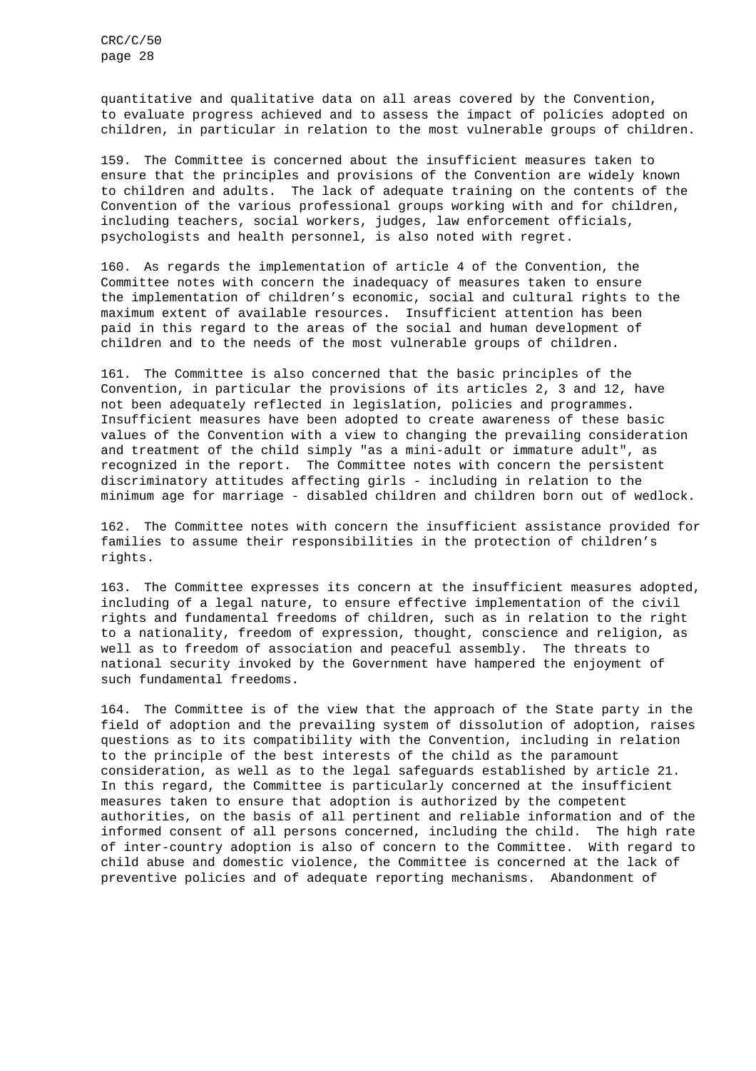quantitative and qualitative data on all areas covered by the Convention, to evaluate progress achieved and to assess the impact of policies adopted on children, in particular in relation to the most vulnerable groups of children.

159. The Committee is concerned about the insufficient measures taken to ensure that the principles and provisions of the Convention are widely known to children and adults. The lack of adequate training on the contents of the Convention of the various professional groups working with and for children, including teachers, social workers, judges, law enforcement officials, psychologists and health personnel, is also noted with regret.

160. As regards the implementation of article 4 of the Convention, the Committee notes with concern the inadequacy of measures taken to ensure the implementation of children's economic, social and cultural rights to the maximum extent of available resources. Insufficient attention has been paid in this regard to the areas of the social and human development of children and to the needs of the most vulnerable groups of children.

161. The Committee is also concerned that the basic principles of the Convention, in particular the provisions of its articles 2, 3 and 12, have not been adequately reflected in legislation, policies and programmes. Insufficient measures have been adopted to create awareness of these basic values of the Convention with a view to changing the prevailing consideration and treatment of the child simply "as a mini-adult or immature adult", as recognized in the report. The Committee notes with concern the persistent discriminatory attitudes affecting girls - including in relation to the minimum age for marriage - disabled children and children born out of wedlock.

162. The Committee notes with concern the insufficient assistance provided for families to assume their responsibilities in the protection of children's rights.

163. The Committee expresses its concern at the insufficient measures adopted, including of a legal nature, to ensure effective implementation of the civil rights and fundamental freedoms of children, such as in relation to the right to a nationality, freedom of expression, thought, conscience and religion, as well as to freedom of association and peaceful assembly. The threats to national security invoked by the Government have hampered the enjoyment of such fundamental freedoms.

164. The Committee is of the view that the approach of the State party in the field of adoption and the prevailing system of dissolution of adoption, raises questions as to its compatibility with the Convention, including in relation to the principle of the best interests of the child as the paramount consideration, as well as to the legal safeguards established by article 21. In this regard, the Committee is particularly concerned at the insufficient measures taken to ensure that adoption is authorized by the competent authorities, on the basis of all pertinent and reliable information and of the informed consent of all persons concerned, including the child. The high rate of inter-country adoption is also of concern to the Committee. With regard to child abuse and domestic violence, the Committee is concerned at the lack of preventive policies and of adequate reporting mechanisms. Abandonment of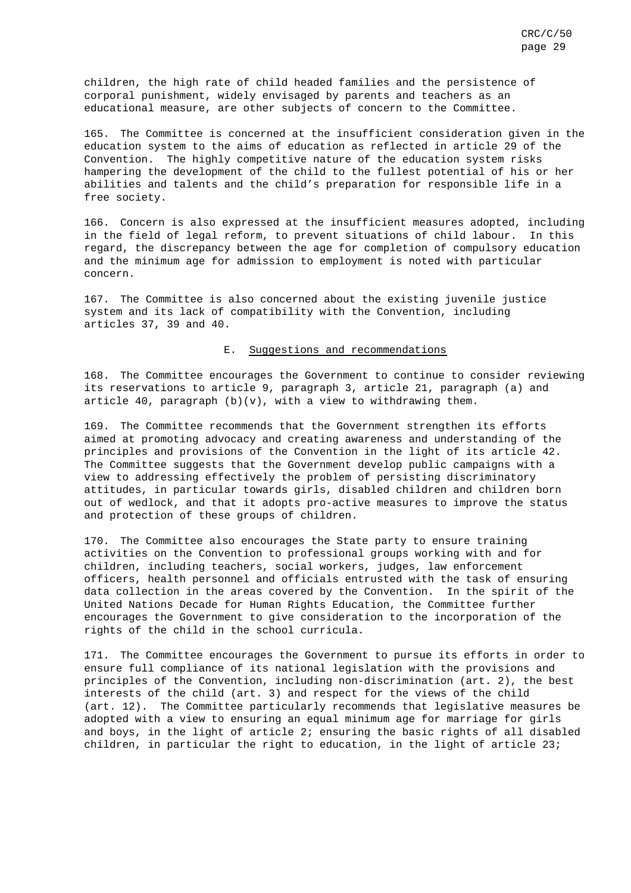children, the high rate of child headed families and the persistence of corporal punishment, widely envisaged by parents and teachers as an educational measure, are other subjects of concern to the Committee.

165. The Committee is concerned at the insufficient consideration given in the education system to the aims of education as reflected in article 29 of the Convention. The highly competitive nature of the education system risks hampering the development of the child to the fullest potential of his or her abilities and talents and the child's preparation for responsible life in a free society.

166. Concern is also expressed at the insufficient measures adopted, including in the field of legal reform, to prevent situations of child labour. In this regard, the discrepancy between the age for completion of compulsory education and the minimum age for admission to employment is noted with particular concern.

167. The Committee is also concerned about the existing juvenile justice system and its lack of compatibility with the Convention, including articles 37, 39 and 40.

## E. Suggestions and recommendations

168. The Committee encourages the Government to continue to consider reviewing its reservations to article 9, paragraph 3, article 21, paragraph (a) and article 40, paragraph (b)(v), with a view to withdrawing them.

169. The Committee recommends that the Government strengthen its efforts aimed at promoting advocacy and creating awareness and understanding of the principles and provisions of the Convention in the light of its article 42. The Committee suggests that the Government develop public campaigns with a view to addressing effectively the problem of persisting discriminatory attitudes, in particular towards girls, disabled children and children born out of wedlock, and that it adopts pro-active measures to improve the status and protection of these groups of children.

170. The Committee also encourages the State party to ensure training activities on the Convention to professional groups working with and for children, including teachers, social workers, judges, law enforcement officers, health personnel and officials entrusted with the task of ensuring data collection in the areas covered by the Convention. In the spirit of the United Nations Decade for Human Rights Education, the Committee further encourages the Government to give consideration to the incorporation of the rights of the child in the school curricula.

171. The Committee encourages the Government to pursue its efforts in order to ensure full compliance of its national legislation with the provisions and principles of the Convention, including non-discrimination (art. 2), the best interests of the child (art. 3) and respect for the views of the child (art. 12). The Committee particularly recommends that legislative measures be adopted with a view to ensuring an equal minimum age for marriage for girls and boys, in the light of article 2; ensuring the basic rights of all disabled children, in particular the right to education, in the light of article 23;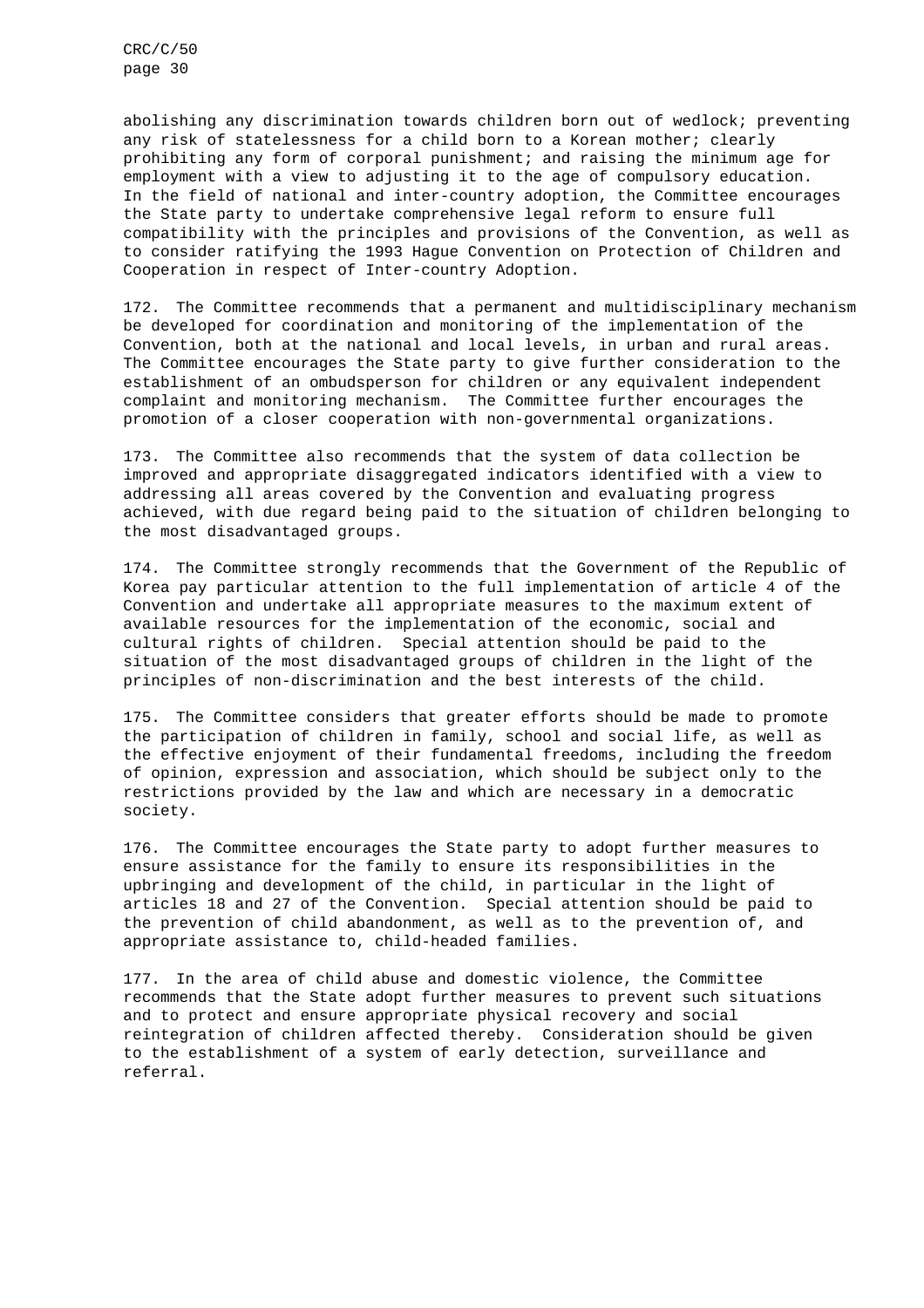abolishing any discrimination towards children born out of wedlock; preventing any risk of statelessness for a child born to a Korean mother; clearly prohibiting any form of corporal punishment; and raising the minimum age for employment with a view to adjusting it to the age of compulsory education. In the field of national and inter-country adoption, the Committee encourages the State party to undertake comprehensive legal reform to ensure full compatibility with the principles and provisions of the Convention, as well as to consider ratifying the 1993 Hague Convention on Protection of Children and Cooperation in respect of Inter-country Adoption.

172. The Committee recommends that a permanent and multidisciplinary mechanism be developed for coordination and monitoring of the implementation of the Convention, both at the national and local levels, in urban and rural areas. The Committee encourages the State party to give further consideration to the establishment of an ombudsperson for children or any equivalent independent complaint and monitoring mechanism. The Committee further encourages the promotion of a closer cooperation with non-governmental organizations.

173. The Committee also recommends that the system of data collection be improved and appropriate disaggregated indicators identified with a view to addressing all areas covered by the Convention and evaluating progress achieved, with due regard being paid to the situation of children belonging to the most disadvantaged groups.

174. The Committee strongly recommends that the Government of the Republic of Korea pay particular attention to the full implementation of article 4 of the Convention and undertake all appropriate measures to the maximum extent of available resources for the implementation of the economic, social and cultural rights of children. Special attention should be paid to the situation of the most disadvantaged groups of children in the light of the principles of non-discrimination and the best interests of the child.

175. The Committee considers that greater efforts should be made to promote the participation of children in family, school and social life, as well as the effective enjoyment of their fundamental freedoms, including the freedom of opinion, expression and association, which should be subject only to the restrictions provided by the law and which are necessary in a democratic society.

176. The Committee encourages the State party to adopt further measures to ensure assistance for the family to ensure its responsibilities in the upbringing and development of the child, in particular in the light of articles 18 and 27 of the Convention. Special attention should be paid to the prevention of child abandonment, as well as to the prevention of, and appropriate assistance to, child-headed families.

177. In the area of child abuse and domestic violence, the Committee recommends that the State adopt further measures to prevent such situations and to protect and ensure appropriate physical recovery and social reintegration of children affected thereby. Consideration should be given to the establishment of a system of early detection, surveillance and referral.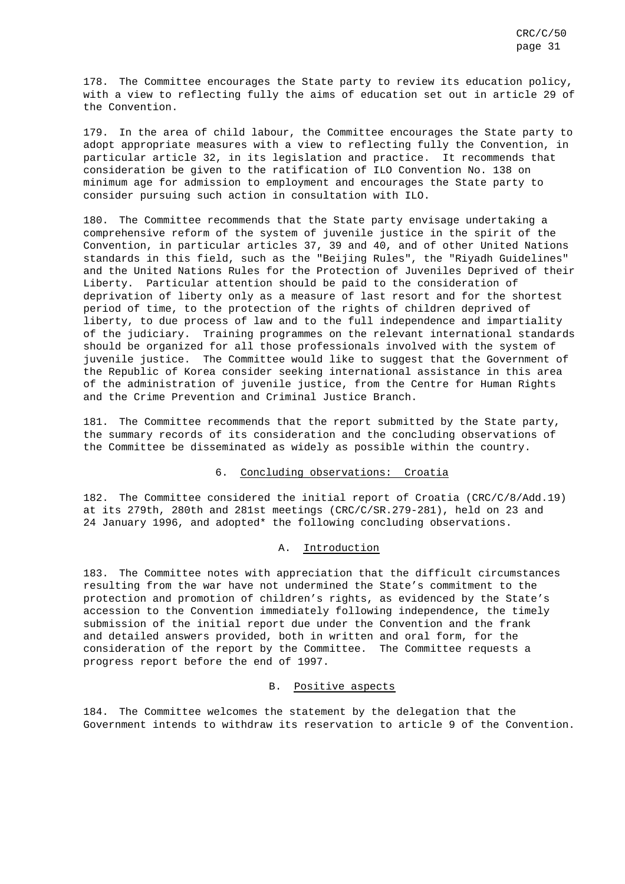178. The Committee encourages the State party to review its education policy, with a view to reflecting fully the aims of education set out in article 29 of the Convention.

179. In the area of child labour, the Committee encourages the State party to adopt appropriate measures with a view to reflecting fully the Convention, in particular article 32, in its legislation and practice. It recommends that consideration be given to the ratification of ILO Convention No. 138 on minimum age for admission to employment and encourages the State party to consider pursuing such action in consultation with ILO.

180. The Committee recommends that the State party envisage undertaking a comprehensive reform of the system of juvenile justice in the spirit of the Convention, in particular articles 37, 39 and 40, and of other United Nations standards in this field, such as the "Beijing Rules", the "Riyadh Guidelines" and the United Nations Rules for the Protection of Juveniles Deprived of their Liberty. Particular attention should be paid to the consideration of deprivation of liberty only as a measure of last resort and for the shortest period of time, to the protection of the rights of children deprived of liberty, to due process of law and to the full independence and impartiality of the judiciary. Training programmes on the relevant international standards should be organized for all those professionals involved with the system of juvenile justice. The Committee would like to suggest that the Government of the Republic of Korea consider seeking international assistance in this area of the administration of juvenile justice, from the Centre for Human Rights and the Crime Prevention and Criminal Justice Branch.

181. The Committee recommends that the report submitted by the State party, the summary records of its consideration and the concluding observations of the Committee be disseminated as widely as possible within the country.

## 6. Concluding observations: Croatia

182. The Committee considered the initial report of Croatia (CRC/C/8/Add.19) at its 279th, 280th and 281st meetings (CRC/C/SR.279-281), held on 23 and 24 January 1996, and adopted* the following concluding observations.

### A. Introduction

183. The Committee notes with appreciation that the difficult circumstances resulting from the war have not undermined the State's commitment to the protection and promotion of children's rights, as evidenced by the State's accession to the Convention immediately following independence, the timely submission of the initial report due under the Convention and the frank and detailed answers provided, both in written and oral form, for the consideration of the report by the Committee. The Committee requests a progress report before the end of 1997.

### B. Positive aspects

184. The Committee welcomes the statement by the delegation that the Government intends to withdraw its reservation to article 9 of the Convention.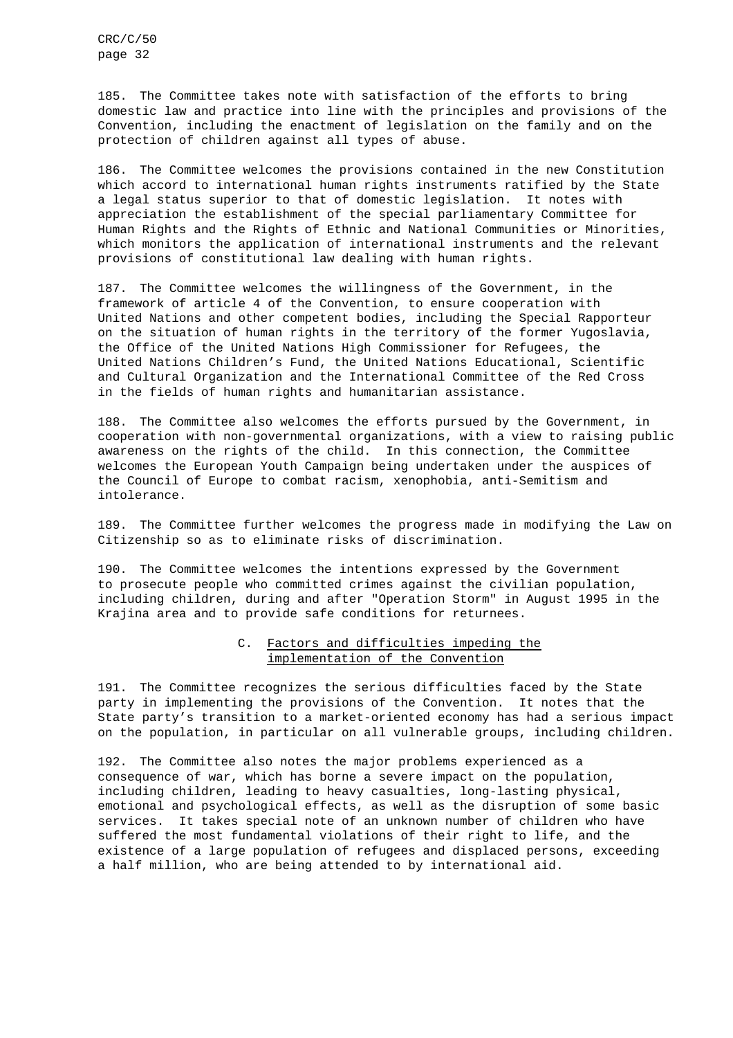185. The Committee takes note with satisfaction of the efforts to bring domestic law and practice into line with the principles and provisions of the Convention, including the enactment of legislation on the family and on the protection of children against all types of abuse.

186. The Committee welcomes the provisions contained in the new Constitution which accord to international human rights instruments ratified by the State a legal status superior to that of domestic legislation. It notes with appreciation the establishment of the special parliamentary Committee for Human Rights and the Rights of Ethnic and National Communities or Minorities, which monitors the application of international instruments and the relevant provisions of constitutional law dealing with human rights.

187. The Committee welcomes the willingness of the Government, in the framework of article 4 of the Convention, to ensure cooperation with United Nations and other competent bodies, including the Special Rapporteur on the situation of human rights in the territory of the former Yugoslavia, the Office of the United Nations High Commissioner for Refugees, the United Nations Children's Fund, the United Nations Educational, Scientific and Cultural Organization and the International Committee of the Red Cross in the fields of human rights and humanitarian assistance.

188. The Committee also welcomes the efforts pursued by the Government, in cooperation with non-governmental organizations, with a view to raising public awareness on the rights of the child. In this connection, the Committee welcomes the European Youth Campaign being undertaken under the auspices of the Council of Europe to combat racism, xenophobia, anti-Semitism and intolerance.

189. The Committee further welcomes the progress made in modifying the Law on Citizenship so as to eliminate risks of discrimination.

190. The Committee welcomes the intentions expressed by the Government to prosecute people who committed crimes against the civilian population, including children, during and after "Operation Storm" in August 1995 in the Krajina area and to provide safe conditions for returnees.

## C. Factors and difficulties impeding the implementation of the Convention

191. The Committee recognizes the serious difficulties faced by the State party in implementing the provisions of the Convention. It notes that the State party's transition to a market-oriented economy has had a serious impact on the population, in particular on all vulnerable groups, including children.

192. The Committee also notes the major problems experienced as a consequence of war, which has borne a severe impact on the population, including children, leading to heavy casualties, long-lasting physical, emotional and psychological effects, as well as the disruption of some basic services. It takes special note of an unknown number of children who have suffered the most fundamental violations of their right to life, and the existence of a large population of refugees and displaced persons, exceeding a half million, who are being attended to by international aid.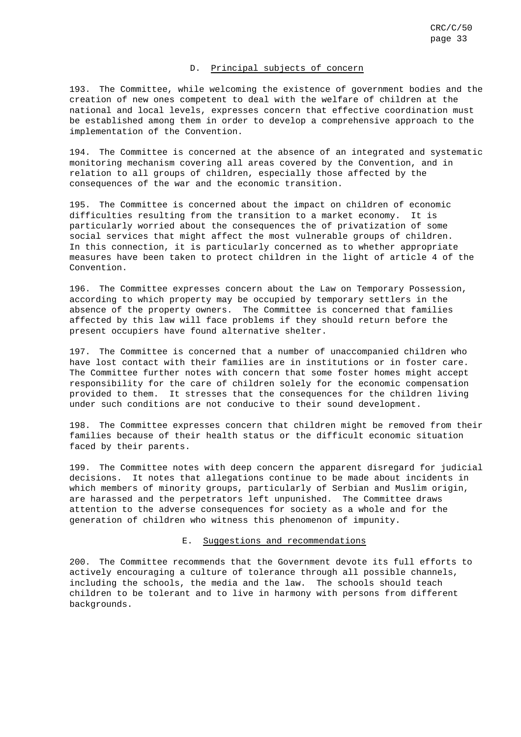### D. Principal subjects of concern

193. The Committee, while welcoming the existence of government bodies and the creation of new ones competent to deal with the welfare of children at the national and local levels, expresses concern that effective coordination must be established among them in order to develop a comprehensive approach to the implementation of the Convention.

194. The Committee is concerned at the absence of an integrated and systematic monitoring mechanism covering all areas covered by the Convention, and in relation to all groups of children, especially those affected by the consequences of the war and the economic transition.

195. The Committee is concerned about the impact on children of economic difficulties resulting from the transition to a market economy. It is particularly worried about the consequences the of privatization of some social services that might affect the most vulnerable groups of children. In this connection, it is particularly concerned as to whether appropriate measures have been taken to protect children in the light of article 4 of the Convention.

196. The Committee expresses concern about the Law on Temporary Possession, according to which property may be occupied by temporary settlers in the absence of the property owners. The Committee is concerned that families affected by this law will face problems if they should return before the present occupiers have found alternative shelter.

197. The Committee is concerned that a number of unaccompanied children who have lost contact with their families are in institutions or in foster care. The Committee further notes with concern that some foster homes might accept responsibility for the care of children solely for the economic compensation provided to them. It stresses that the consequences for the children living under such conditions are not conducive to their sound development.

198. The Committee expresses concern that children might be removed from their families because of their health status or the difficult economic situation faced by their parents.

199. The Committee notes with deep concern the apparent disregard for judicial decisions. It notes that allegations continue to be made about incidents in which members of minority groups, particularly of Serbian and Muslim origin, are harassed and the perpetrators left unpunished. The Committee draws attention to the adverse consequences for society as a whole and for the generation of children who witness this phenomenon of impunity.

### E. Suggestions and recommendations

200. The Committee recommends that the Government devote its full efforts to actively encouraging a culture of tolerance through all possible channels, including the schools, the media and the law. The schools should teach children to be tolerant and to live in harmony with persons from different backgrounds.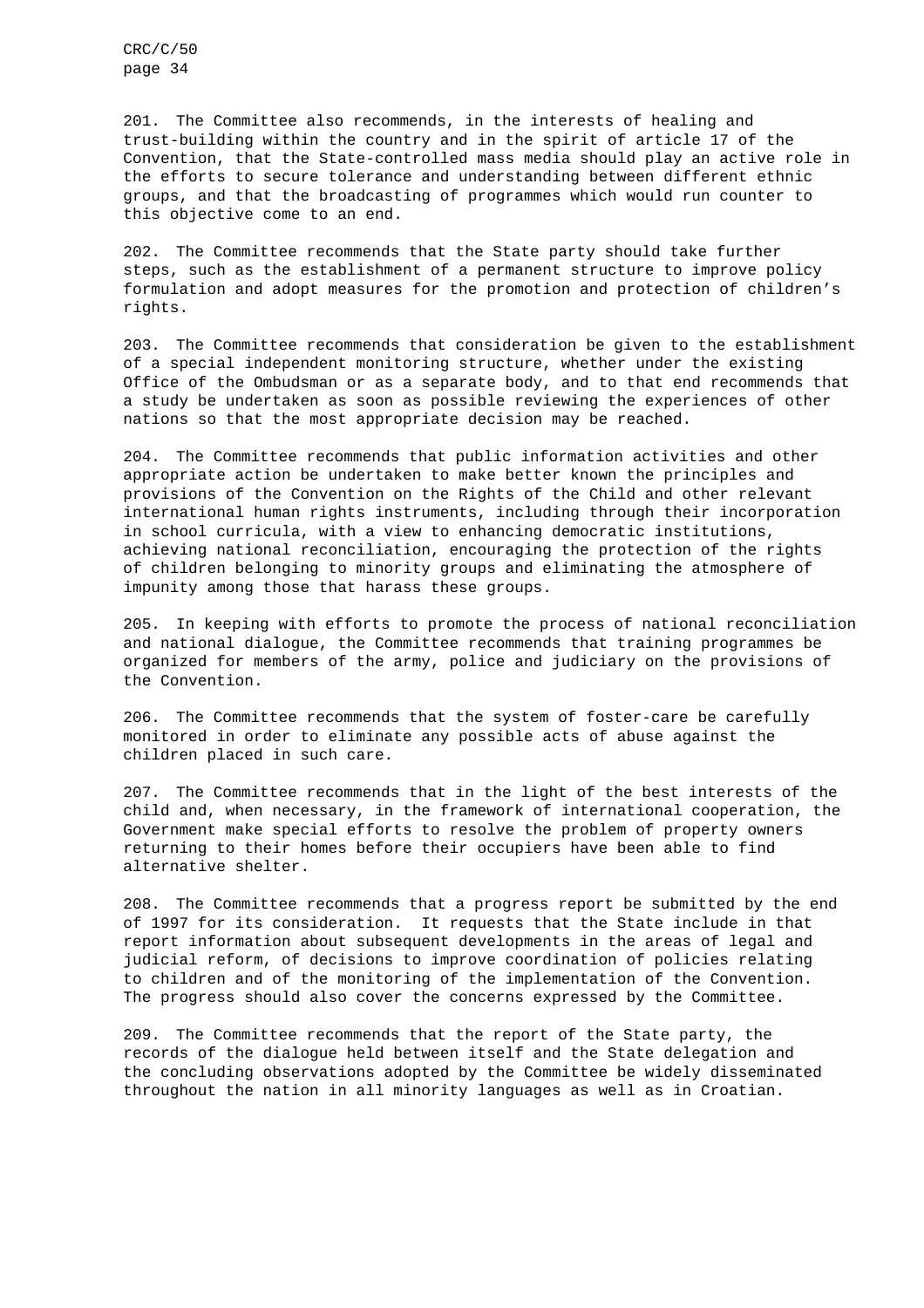201. The Committee also recommends, in the interests of healing and trust-building within the country and in the spirit of article 17 of the Convention, that the State-controlled mass media should play an active role in the efforts to secure tolerance and understanding between different ethnic groups, and that the broadcasting of programmes which would run counter to this objective come to an end.

202. The Committee recommends that the State party should take further steps, such as the establishment of a permanent structure to improve policy formulation and adopt measures for the promotion and protection of children's rights.

203. The Committee recommends that consideration be given to the establishment of a special independent monitoring structure, whether under the existing Office of the Ombudsman or as a separate body, and to that end recommends that a study be undertaken as soon as possible reviewing the experiences of other nations so that the most appropriate decision may be reached.

204. The Committee recommends that public information activities and other appropriate action be undertaken to make better known the principles and provisions of the Convention on the Rights of the Child and other relevant international human rights instruments, including through their incorporation in school curricula, with a view to enhancing democratic institutions, achieving national reconciliation, encouraging the protection of the rights of children belonging to minority groups and eliminating the atmosphere of impunity among those that harass these groups.

205. In keeping with efforts to promote the process of national reconciliation and national dialogue, the Committee recommends that training programmes be organized for members of the army, police and judiciary on the provisions of the Convention.

206. The Committee recommends that the system of foster-care be carefully monitored in order to eliminate any possible acts of abuse against the children placed in such care.

207. The Committee recommends that in the light of the best interests of the child and, when necessary, in the framework of international cooperation, the Government make special efforts to resolve the problem of property owners returning to their homes before their occupiers have been able to find alternative shelter.

208. The Committee recommends that a progress report be submitted by the end of 1997 for its consideration. It requests that the State include in that report information about subsequent developments in the areas of legal and judicial reform, of decisions to improve coordination of policies relating to children and of the monitoring of the implementation of the Convention. The progress should also cover the concerns expressed by the Committee.

209. The Committee recommends that the report of the State party, the records of the dialogue held between itself and the State delegation and the concluding observations adopted by the Committee be widely disseminated throughout the nation in all minority languages as well as in Croatian.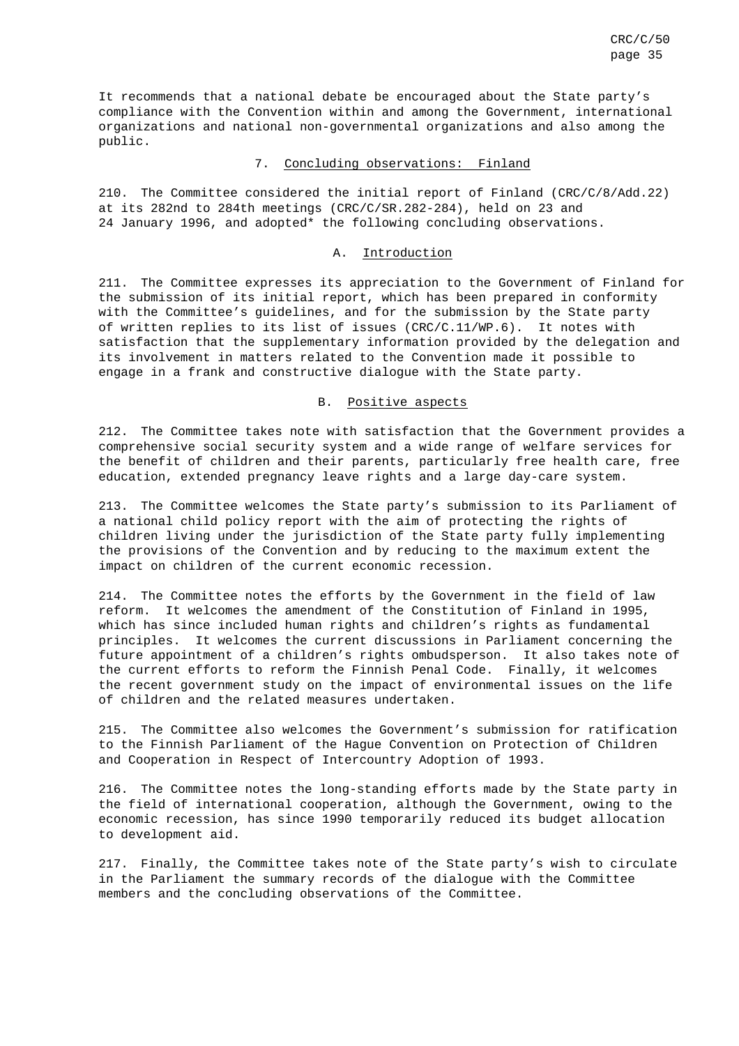It recommends that a national debate be encouraged about the State party's compliance with the Convention within and among the Government, international organizations and national non-governmental organizations and also among the public.

## 7. Concluding observations: Finland

210. The Committee considered the initial report of Finland (CRC/C/8/Add.22) at its 282nd to 284th meetings (CRC/C/SR.282-284), held on 23 and 24 January 1996, and adopted* the following concluding observations.

### A. Introduction

211. The Committee expresses its appreciation to the Government of Finland for the submission of its initial report, which has been prepared in conformity with the Committee's guidelines, and for the submission by the State party of written replies to its list of issues (CRC/C.11/WP.6). It notes with satisfaction that the supplementary information provided by the delegation and its involvement in matters related to the Convention made it possible to engage in a frank and constructive dialogue with the State party.

### B. Positive aspects

212. The Committee takes note with satisfaction that the Government provides a comprehensive social security system and a wide range of welfare services for the benefit of children and their parents, particularly free health care, free education, extended pregnancy leave rights and a large day-care system.

213. The Committee welcomes the State party's submission to its Parliament of a national child policy report with the aim of protecting the rights of children living under the jurisdiction of the State party fully implementing the provisions of the Convention and by reducing to the maximum extent the impact on children of the current economic recession.

214. The Committee notes the efforts by the Government in the field of law reform. It welcomes the amendment of the Constitution of Finland in 1995, which has since included human rights and children's rights as fundamental principles. It welcomes the current discussions in Parliament concerning the future appointment of a children's rights ombudsperson. It also takes note of the current efforts to reform the Finnish Penal Code. Finally, it welcomes the recent government study on the impact of environmental issues on the life of children and the related measures undertaken.

215. The Committee also welcomes the Government's submission for ratification to the Finnish Parliament of the Hague Convention on Protection of Children and Cooperation in Respect of Intercountry Adoption of 1993.

216. The Committee notes the long-standing efforts made by the State party in the field of international cooperation, although the Government, owing to the economic recession, has since 1990 temporarily reduced its budget allocation to development aid.

217. Finally, the Committee takes note of the State party's wish to circulate in the Parliament the summary records of the dialogue with the Committee members and the concluding observations of the Committee.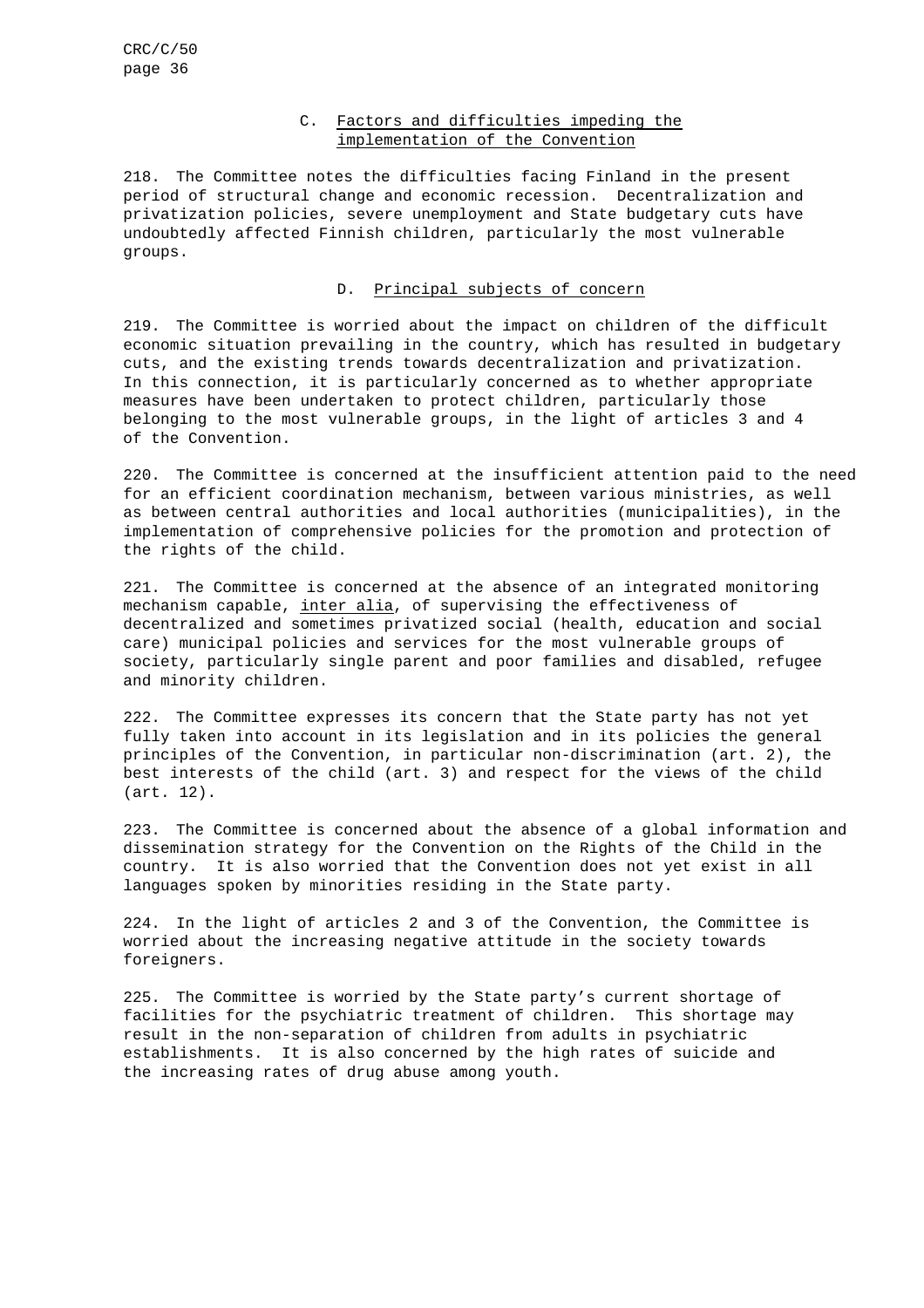## C. Factors and difficulties impeding the implementation of the Convention

218. The Committee notes the difficulties facing Finland in the present period of structural change and economic recession. Decentralization and privatization policies, severe unemployment and State budgetary cuts have undoubtedly affected Finnish children, particularly the most vulnerable groups.

## D. Principal subjects of concern

219. The Committee is worried about the impact on children of the difficult economic situation prevailing in the country, which has resulted in budgetary cuts, and the existing trends towards decentralization and privatization. In this connection, it is particularly concerned as to whether appropriate measures have been undertaken to protect children, particularly those belonging to the most vulnerable groups, in the light of articles 3 and 4 of the Convention.

220. The Committee is concerned at the insufficient attention paid to the need for an efficient coordination mechanism, between various ministries, as well as between central authorities and local authorities (municipalities), in the implementation of comprehensive policies for the promotion and protection of the rights of the child.

221. The Committee is concerned at the absence of an integrated monitoring mechanism capable, *inter alia*, of supervising the effectiveness of decentralized and sometimes privatized social (health, education and social care) municipal policies and services for the most vulnerable groups of society, particularly single parent and poor families and disabled, refugee and minority children.

222. The Committee expresses its concern that the State party has not yet fully taken into account in its legislation and in its policies the general principles of the Convention, in particular non-discrimination (art. 2), the best interests of the child (art. 3) and respect for the views of the child (art. 12).

223. The Committee is concerned about the absence of a global information and dissemination strategy for the Convention on the Rights of the Child in the country. It is also worried that the Convention does not yet exist in all languages spoken by minorities residing in the State party.

224. In the light of articles 2 and 3 of the Convention, the Committee is worried about the increasing negative attitude in the society towards foreigners.

225. The Committee is worried by the State party's current shortage of facilities for the psychiatric treatment of children. This shortage may result in the non-separation of children from adults in psychiatric establishments. It is also concerned by the high rates of suicide and the increasing rates of drug abuse among youth.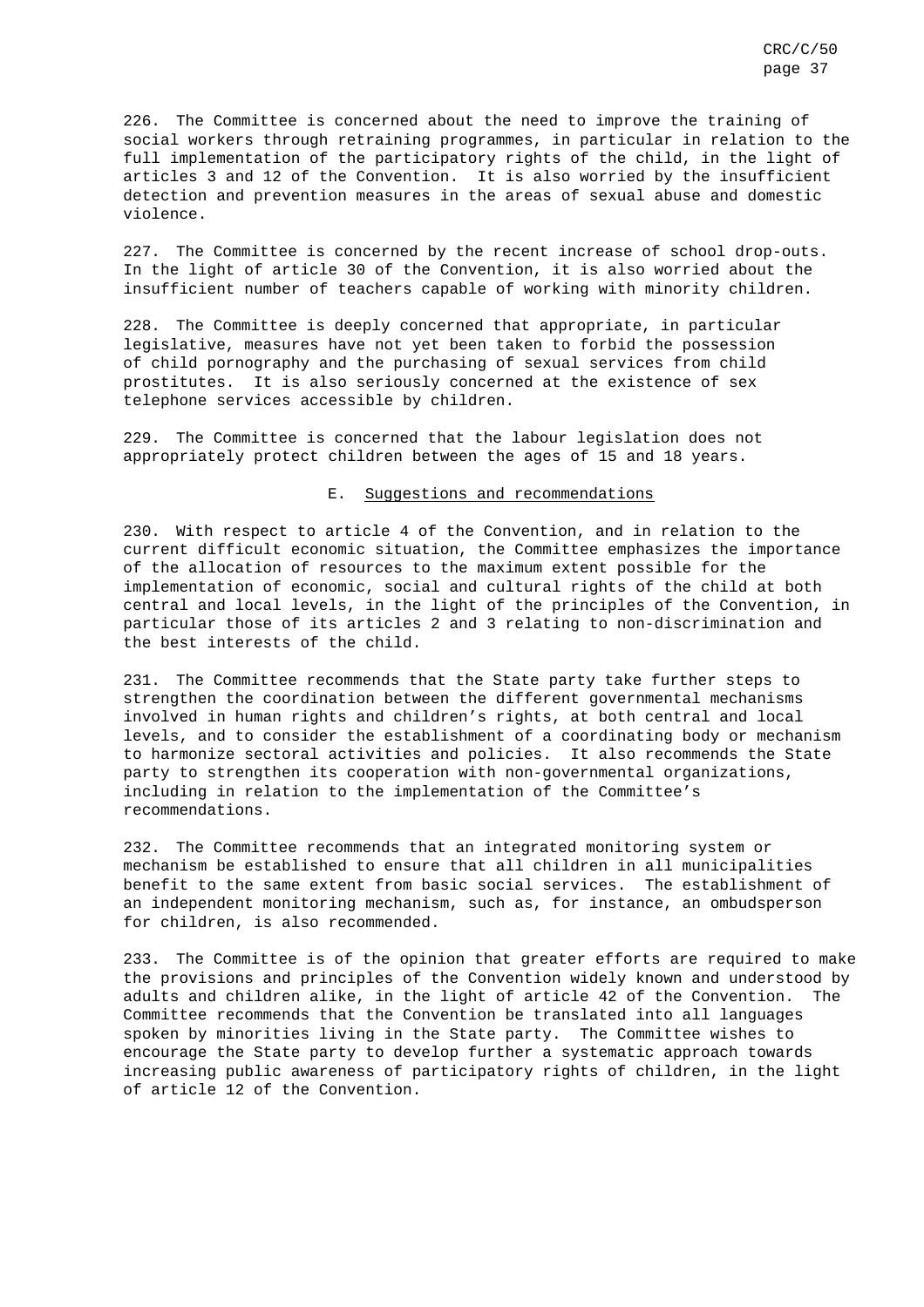226. The Committee is concerned about the need to improve the training of social workers through retraining programmes, in particular in relation to the full implementation of the participatory rights of the child, in the light of articles 3 and 12 of the Convention. It is also worried by the insufficient detection and prevention measures in the areas of sexual abuse and domestic violence.

227. The Committee is concerned by the recent increase of school drop-outs. In the light of article 30 of the Convention, it is also worried about the insufficient number of teachers capable of working with minority children.

228. The Committee is deeply concerned that appropriate, in particular legislative, measures have not yet been taken to forbid the possession of child pornography and the purchasing of sexual services from child prostitutes. It is also seriously concerned at the existence of sex telephone services accessible by children.

229. The Committee is concerned that the labour legislation does not appropriately protect children between the ages of 15 and 18 years.

### E. Suggestions and recommendations

230. With respect to article 4 of the Convention, and in relation to the current difficult economic situation, the Committee emphasizes the importance of the allocation of resources to the maximum extent possible for the implementation of economic, social and cultural rights of the child at both central and local levels, in the light of the principles of the Convention, in particular those of its articles 2 and 3 relating to non-discrimination and the best interests of the child.

231. The Committee recommends that the State party take further steps to strengthen the coordination between the different governmental mechanisms involved in human rights and children's rights, at both central and local levels, and to consider the establishment of a coordinating body or mechanism to harmonize sectoral activities and policies. It also recommends the State party to strengthen its cooperation with non-governmental organizations, including in relation to the implementation of the Committee's recommendations.

232. The Committee recommends that an integrated monitoring system or mechanism be established to ensure that all children in all municipalities benefit to the same extent from basic social services. The establishment of an independent monitoring mechanism, such as, for instance, an ombudsperson for children, is also recommended.

233. The Committee is of the opinion that greater efforts are required to make the provisions and principles of the Convention widely known and understood by adults and children alike, in the light of article 42 of the Convention. The Committee recommends that the Convention be translated into all languages spoken by minorities living in the State party. The Committee wishes to encourage the State party to develop further a systematic approach towards increasing public awareness of participatory rights of children, in the light of article 12 of the Convention.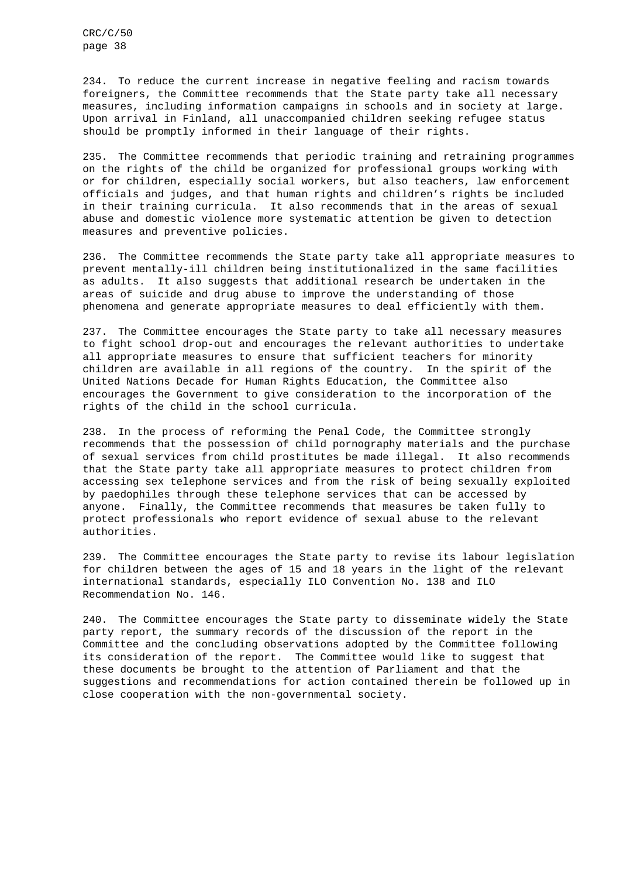234. To reduce the current increase in negative feeling and racism towards foreigners, the Committee recommends that the State party take all necessary measures, including information campaigns in schools and in society at large. Upon arrival in Finland, all unaccompanied children seeking refugee status should be promptly informed in their language of their rights.

235. The Committee recommends that periodic training and retraining programmes on the rights of the child be organized for professional groups working with or for children, especially social workers, but also teachers, law enforcement officials and judges, and that human rights and children's rights be included in their training curricula. It also recommends that in the areas of sexual abuse and domestic violence more systematic attention be given to detection measures and preventive policies.

236. The Committee recommends the State party take all appropriate measures to prevent mentally-ill children being institutionalized in the same facilities as adults. It also suggests that additional research be undertaken in the areas of suicide and drug abuse to improve the understanding of those phenomena and generate appropriate measures to deal efficiently with them.

237. The Committee encourages the State party to take all necessary measures to fight school drop-out and encourages the relevant authorities to undertake all appropriate measures to ensure that sufficient teachers for minority children are available in all regions of the country. In the spirit of the United Nations Decade for Human Rights Education, the Committee also encourages the Government to give consideration to the incorporation of the rights of the child in the school curricula.

238. In the process of reforming the Penal Code, the Committee strongly recommends that the possession of child pornography materials and the purchase of sexual services from child prostitutes be made illegal. It also recommends that the State party take all appropriate measures to protect children from accessing sex telephone services and from the risk of being sexually exploited by paedophiles through these telephone services that can be accessed by anyone. Finally, the Committee recommends that measures be taken fully to protect professionals who report evidence of sexual abuse to the relevant authorities.

239. The Committee encourages the State party to revise its labour legislation for children between the ages of 15 and 18 years in the light of the relevant international standards, especially ILO Convention No. 138 and ILO Recommendation No. 146.

240. The Committee encourages the State party to disseminate widely the State party report, the summary records of the discussion of the report in the Committee and the concluding observations adopted by the Committee following its consideration of the report. The Committee would like to suggest that these documents be brought to the attention of Parliament and that the suggestions and recommendations for action contained therein be followed up in close cooperation with the non-governmental society.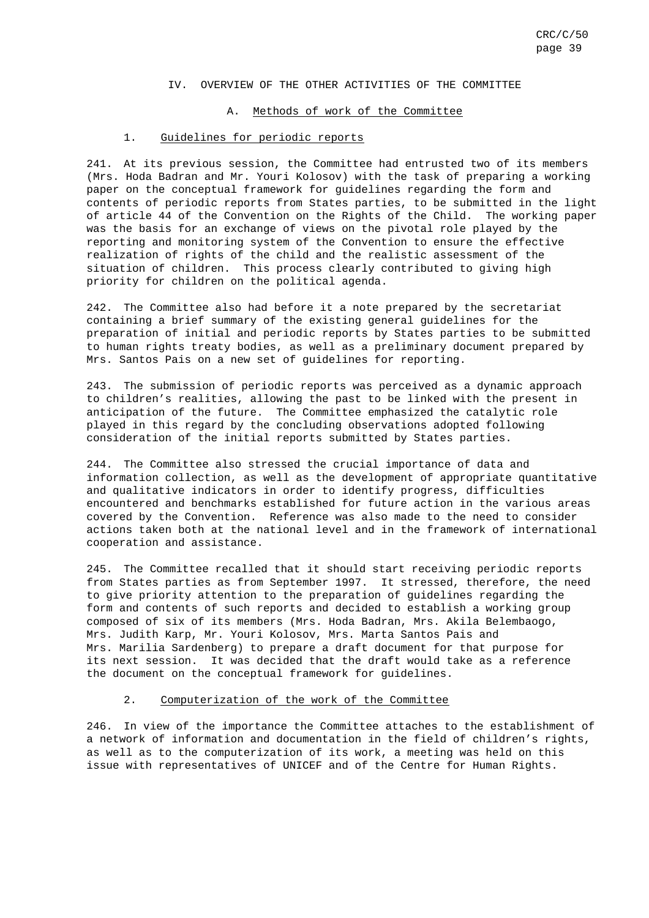## IV. OVERVIEW OF THE OTHER ACTIVITIES OF THE COMMITTEE

### A. Methods of work of the Committee

#### 1. Guidelines for periodic reports

241. At its previous session, the Committee had entrusted two of its members (Mrs. Hoda Badran and Mr. Youri Kolosov) with the task of preparing a working paper on the conceptual framework for guidelines regarding the form and contents of periodic reports from States parties, to be submitted in the light of article 44 of the Convention on the Rights of the Child. The working paper was the basis for an exchange of views on the pivotal role played by the reporting and monitoring system of the Convention to ensure the effective realization of rights of the child and the realistic assessment of the situation of children. This process clearly contributed to giving high priority for children on the political agenda.

242. The Committee also had before it a note prepared by the secretariat containing a brief summary of the existing general guidelines for the preparation of initial and periodic reports by States parties to be submitted to human rights treaty bodies, as well as a preliminary document prepared by Mrs. Santos Pais on a new set of guidelines for reporting.

243. The submission of periodic reports was perceived as a dynamic approach to children's realities, allowing the past to be linked with the present in anticipation of the future. The Committee emphasized the catalytic role played in this regard by the concluding observations adopted following consideration of the initial reports submitted by States parties.

244. The Committee also stressed the crucial importance of data and information collection, as well as the development of appropriate quantitative and qualitative indicators in order to identify progress, difficulties encountered and benchmarks established for future action in the various areas covered by the Convention. Reference was also made to the need to consider actions taken both at the national level and in the framework of international cooperation and assistance.

245. The Committee recalled that it should start receiving periodic reports from States parties as from September 1997. It stressed, therefore, the need to give priority attention to the preparation of guidelines regarding the form and contents of such reports and decided to establish a working group composed of six of its members (Mrs. Hoda Badran, Mrs. Akila Belembaogo, Mrs. Judith Karp, Mr. Youri Kolosov, Mrs. Marta Santos Pais and Mrs. Marilia Sardenberg) to prepare a draft document for that purpose for its next session. It was decided that the draft would take as a reference the document on the conceptual framework for guidelines.

#### 2. Computerization of the work of the Committee

246. In view of the importance the Committee attaches to the establishment of a network of information and documentation in the field of children's rights, as well as to the computerization of its work, a meeting was held on this issue with representatives of UNICEF and of the Centre for Human Rights.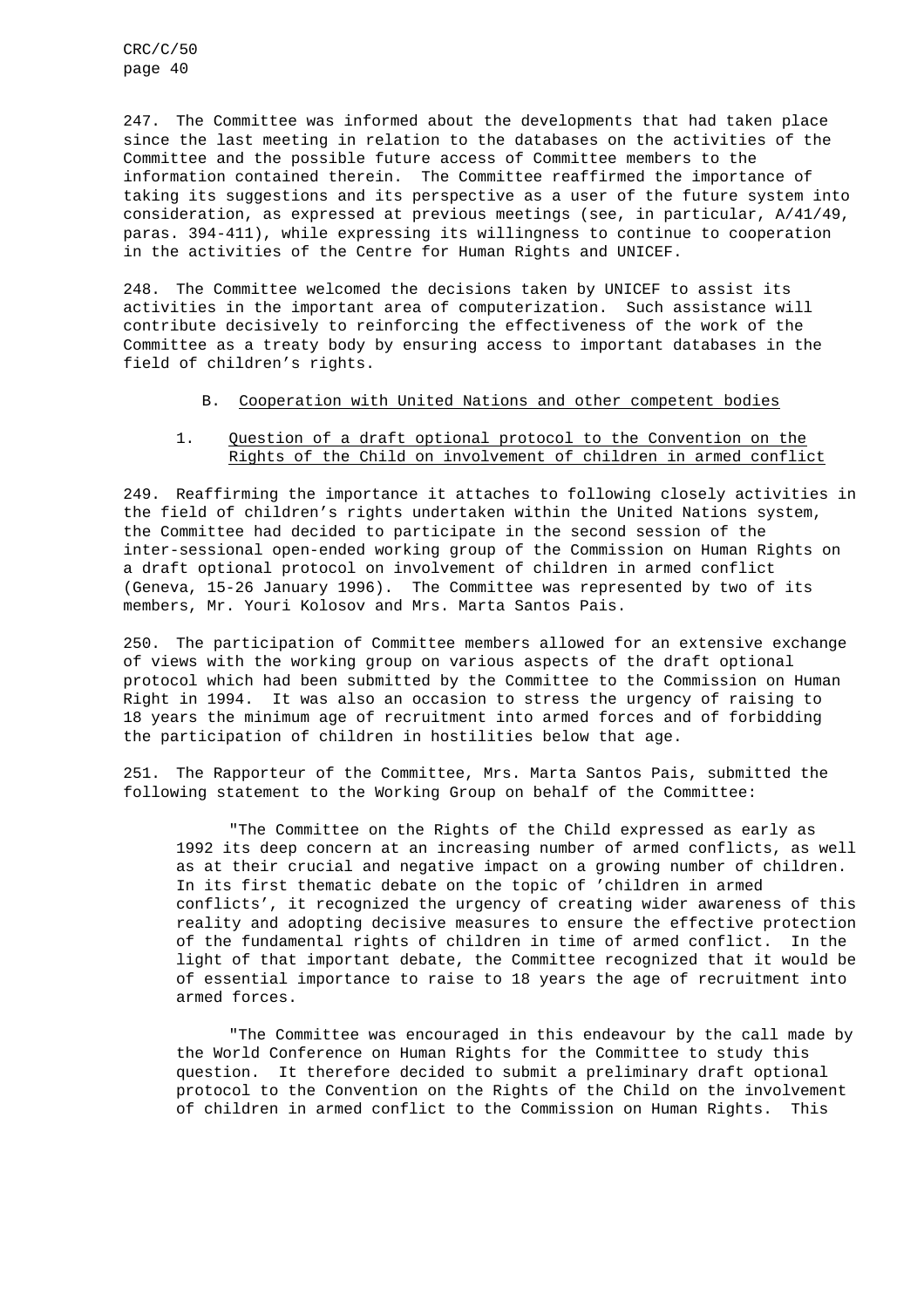247. The Committee was informed about the developments that had taken place since the last meeting in relation to the databases on the activities of the Committee and the possible future access of Committee members to the information contained therein. The Committee reaffirmed the importance of taking its suggestions and its perspective as a user of the future system into consideration, as expressed at previous meetings (see, in particular, A/41/49, paras. 394-411), while expressing its willingness to continue to cooperation in the activities of the Centre for Human Rights and UNICEF.

248. The Committee welcomed the decisions taken by UNICEF to assist its activities in the important area of computerization. Such assistance will contribute decisively to reinforcing the effectiveness of the work of the Committee as a treaty body by ensuring access to important databases in the field of children's rights.

## B. Cooperation with United Nations and other competent bodies

### 1. Question of a draft optional protocol to the Convention on the Rights of the Child on involvement of children in armed conflict

249. Reaffirming the importance it attaches to following closely activities in the field of children's rights undertaken within the United Nations system, the Committee had decided to participate in the second session of the inter-sessional open-ended working group of the Commission on Human Rights on a draft optional protocol on involvement of children in armed conflict (Geneva, 15-26 January 1996). The Committee was represented by two of its members, Mr. Youri Kolosov and Mrs. Marta Santos Pais.

250. The participation of Committee members allowed for an extensive exchange of views with the working group on various aspects of the draft optional protocol which had been submitted by the Committee to the Commission on Human Right in 1994. It was also an occasion to stress the urgency of raising to 18 years the minimum age of recruitment into armed forces and of forbidding the participation of children in hostilities below that age.

251. The Rapporteur of the Committee, Mrs. Marta Santos Pais, submitted the following statement to the Working Group on behalf of the Committee:

> "The Committee on the Rights of the Child expressed as early as 1992 its deep concern at an increasing number of armed conflicts, as well as at their crucial and negative impact on a growing number of children. In its first thematic debate on the topic of 'children in armed conflicts', it recognized the urgency of creating wider awareness of this reality and adopting decisive measures to ensure the effective protection of the fundamental rights of children in time of armed conflict. In the light of that important debate, the Committee recognized that it would be of essential importance to raise to 18 years the age of recruitment into armed forces.
>
> "The Committee was encouraged in this endeavour by the call made by the World Conference on Human Rights for the Committee to study this question. It therefore decided to submit a preliminary draft optional protocol to the Convention on the Rights of the Child on the involvement of children in armed conflict to the Commission on Human Rights. This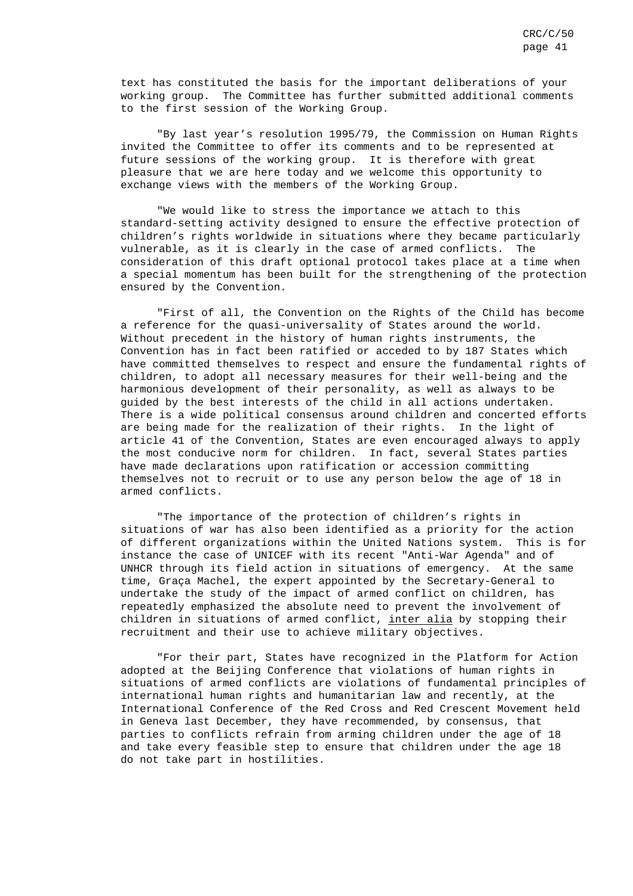text has constituted the basis for the important deliberations of your working group. The Committee has further submitted additional comments to the first session of the Working Group.

"By last year's resolution 1995/79, the Commission on Human Rights invited the Committee to offer its comments and to be represented at future sessions of the working group. It is therefore with great pleasure that we are here today and we welcome this opportunity to exchange views with the members of the Working Group.

"We would like to stress the importance we attach to this standard-setting activity designed to ensure the effective protection of children's rights worldwide in situations where they became particularly vulnerable, as it is clearly in the case of armed conflicts. The consideration of this draft optional protocol takes place at a time when a special momentum has been built for the strengthening of the protection ensured by the Convention.

"First of all, the Convention on the Rights of the Child has become a reference for the quasi-universality of States around the world. Without precedent in the history of human rights instruments, the Convention has in fact been ratified or acceded to by 187 States which have committed themselves to respect and ensure the fundamental rights of children, to adopt all necessary measures for their well-being and the harmonious development of their personality, as well as always to be guided by the best interests of the child in all actions undertaken. There is a wide political consensus around children and concerted efforts are being made for the realization of their rights. In the light of article 41 of the Convention, States are even encouraged always to apply the most conducive norm for children. In fact, several States parties have made declarations upon ratification or accession committing themselves not to recruit or to use any person below the age of 18 in armed conflicts.

"The importance of the protection of children's rights in situations of war has also been identified as a priority for the action of different organizations within the United Nations system. This is for instance the case of UNICEF with its recent "Anti-War Agenda" and of UNHCR through its field action in situations of emergency. At the same time, Graça Machel, the expert appointed by the Secretary-General to undertake the study of the impact of armed conflict on children, has repeatedly emphasized the absolute need to prevent the involvement of children in situations of armed conflict, inter alia by stopping their recruitment and their use to achieve military objectives.

"For their part, States have recognized in the Platform for Action adopted at the Beijing Conference that violations of human rights in situations of armed conflicts are violations of fundamental principles of international human rights and humanitarian law and recently, at the International Conference of the Red Cross and Red Crescent Movement held in Geneva last December, they have recommended, by consensus, that parties to conflicts refrain from arming children under the age of 18 and take every feasible step to ensure that children under the age 18 do not take part in hostilities.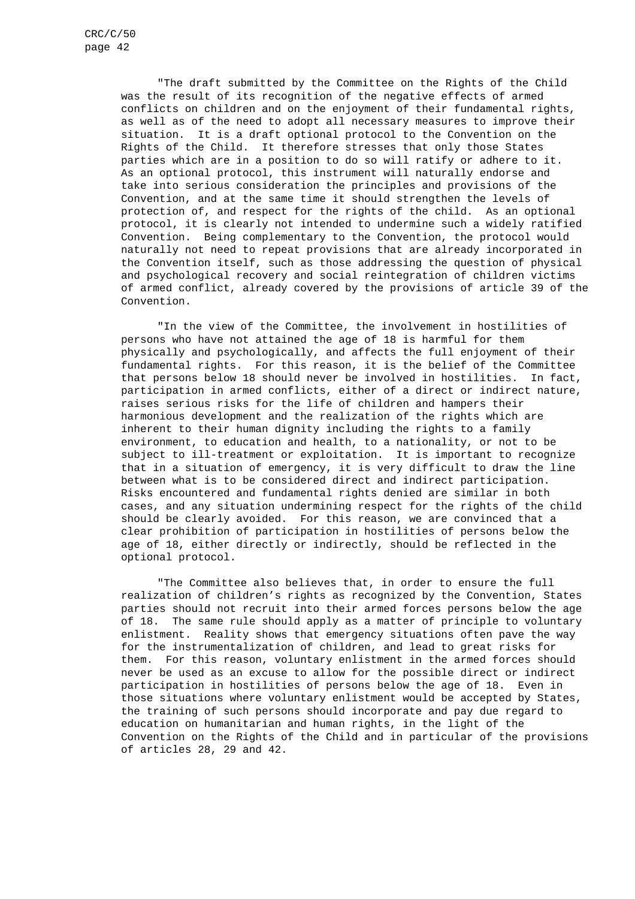"The draft submitted by the Committee on the Rights of the Child was the result of its recognition of the negative effects of armed conflicts on children and on the enjoyment of their fundamental rights, as well as of the need to adopt all necessary measures to improve their situation. It is a draft optional protocol to the Convention on the Rights of the Child. It therefore stresses that only those States parties which are in a position to do so will ratify or adhere to it. As an optional protocol, this instrument will naturally endorse and take into serious consideration the principles and provisions of the Convention, and at the same time it should strengthen the levels of protection of, and respect for the rights of the child. As an optional protocol, it is clearly not intended to undermine such a widely ratified Convention. Being complementary to the Convention, the protocol would naturally not need to repeat provisions that are already incorporated in the Convention itself, such as those addressing the question of physical and psychological recovery and social reintegration of children victims of armed conflict, already covered by the provisions of article 39 of the Convention.

"In the view of the Committee, the involvement in hostilities of persons who have not attained the age of 18 is harmful for them physically and psychologically, and affects the full enjoyment of their fundamental rights. For this reason, it is the belief of the Committee that persons below 18 should never be involved in hostilities. In fact, participation in armed conflicts, either of a direct or indirect nature, raises serious risks for the life of children and hampers their harmonious development and the realization of the rights which are inherent to their human dignity including the rights to a family environment, to education and health, to a nationality, or not to be subject to ill-treatment or exploitation. It is important to recognize that in a situation of emergency, it is very difficult to draw the line between what is to be considered direct and indirect participation. Risks encountered and fundamental rights denied are similar in both cases, and any situation undermining respect for the rights of the child should be clearly avoided. For this reason, we are convinced that a clear prohibition of participation in hostilities of persons below the age of 18, either directly or indirectly, should be reflected in the optional protocol.

"The Committee also believes that, in order to ensure the full realization of children's rights as recognized by the Convention, States parties should not recruit into their armed forces persons below the age of 18. The same rule should apply as a matter of principle to voluntary enlistment. Reality shows that emergency situations often pave the way for the instrumentalization of children, and lead to great risks for them. For this reason, voluntary enlistment in the armed forces should never be used as an excuse to allow for the possible direct or indirect participation in hostilities of persons below the age of 18. Even in those situations where voluntary enlistment would be accepted by States, the training of such persons should incorporate and pay due regard to education on humanitarian and human rights, in the light of the Convention on the Rights of the Child and in particular of the provisions of articles 28, 29 and 42.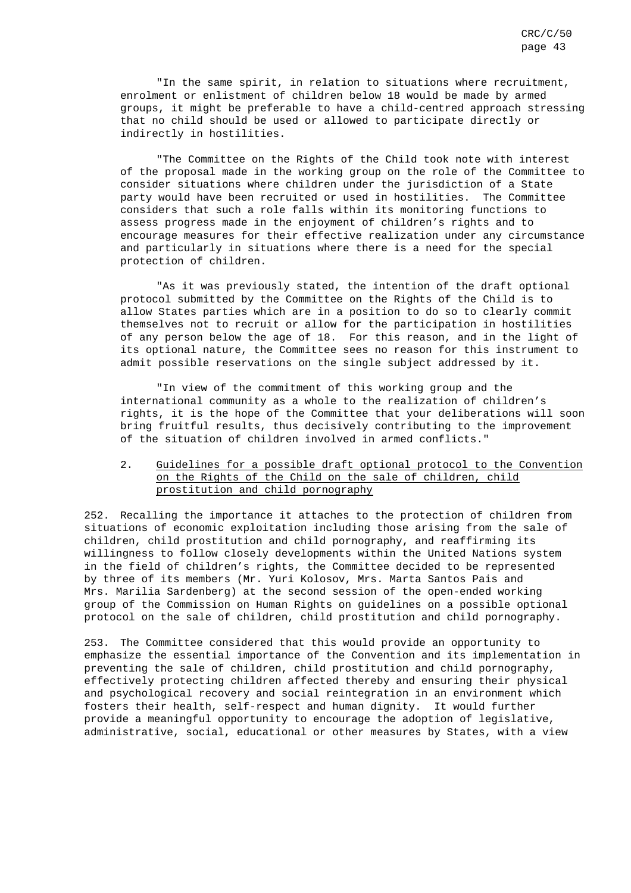"In the same spirit, in relation to situations where recruitment, enrolment or enlistment of children below 18 would be made by armed groups, it might be preferable to have a child-centred approach stressing that no child should be used or allowed to participate directly or indirectly in hostilities.

"The Committee on the Rights of the Child took note with interest of the proposal made in the working group on the role of the Committee to consider situations where children under the jurisdiction of a State party would have been recruited or used in hostilities. The Committee considers that such a role falls within its monitoring functions to assess progress made in the enjoyment of children's rights and to encourage measures for their effective realization under any circumstance and particularly in situations where there is a need for the special protection of children.

"As it was previously stated, the intention of the draft optional protocol submitted by the Committee on the Rights of the Child is to allow States parties which are in a position to do so to clearly commit themselves not to recruit or allow for the participation in hostilities of any person below the age of 18. For this reason, and in the light of its optional nature, the Committee sees no reason for this instrument to admit possible reservations on the single subject addressed by it.

"In view of the commitment of this working group and the international community as a whole to the realization of children's rights, it is the hope of the Committee that your deliberations will soon bring fruitful results, thus decisively contributing to the improvement of the situation of children involved in armed conflicts."

### 2. Guidelines for a possible draft optional protocol to the Convention on the Rights of the Child on the sale of children, child prostitution and child pornography

252. Recalling the importance it attaches to the protection of children from situations of economic exploitation including those arising from the sale of children, child prostitution and child pornography, and reaffirming its willingness to follow closely developments within the United Nations system in the field of children's rights, the Committee decided to be represented by three of its members (Mr. Yuri Kolosov, Mrs. Marta Santos Pais and Mrs. Marilia Sardenberg) at the second session of the open-ended working group of the Commission on Human Rights on guidelines on a possible optional protocol on the sale of children, child prostitution and child pornography.

253. The Committee considered that this would provide an opportunity to emphasize the essential importance of the Convention and its implementation in preventing the sale of children, child prostitution and child pornography, effectively protecting children affected thereby and ensuring their physical and psychological recovery and social reintegration in an environment which fosters their health, self-respect and human dignity. It would further provide a meaningful opportunity to encourage the adoption of legislative, administrative, social, educational or other measures by States, with a view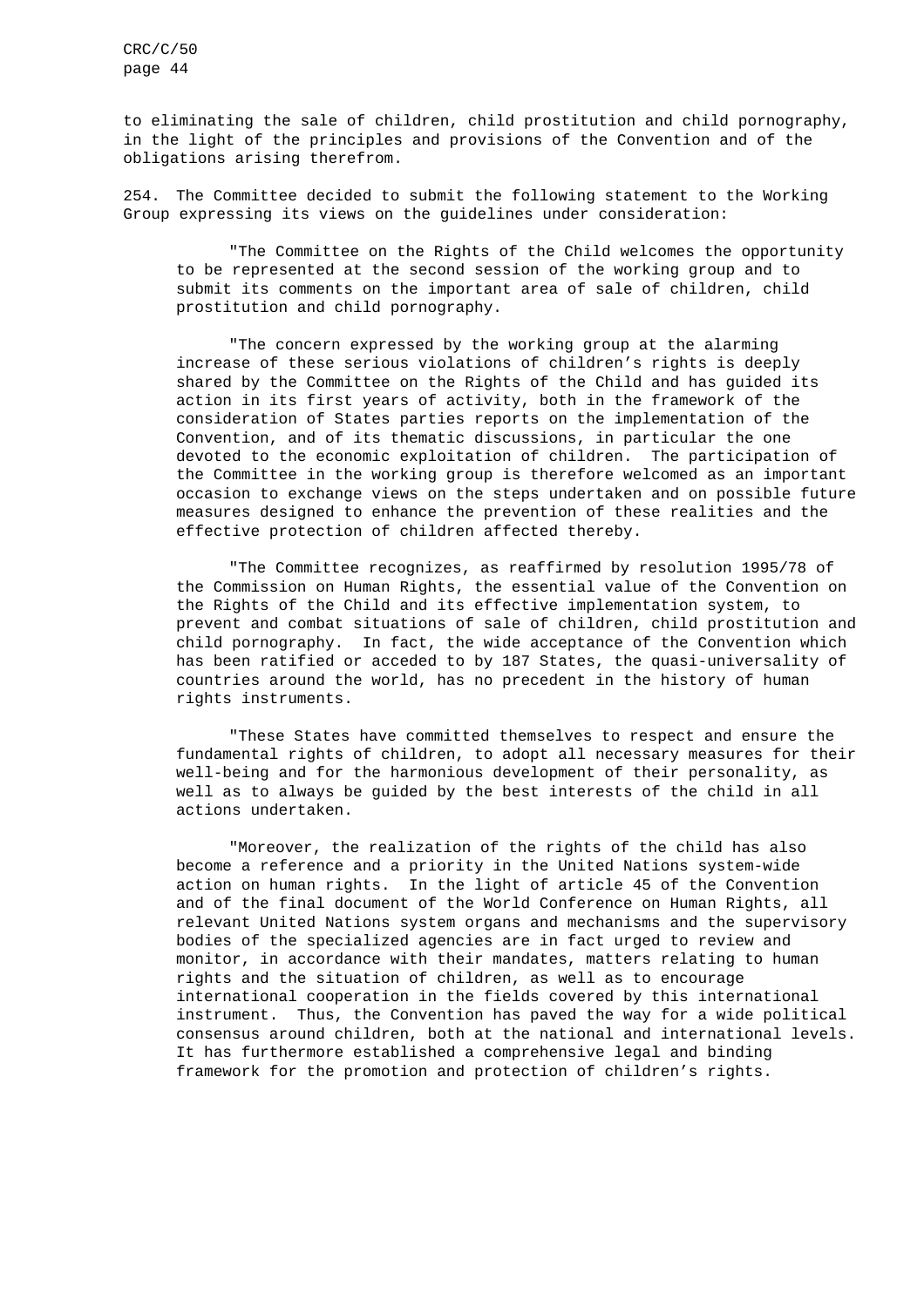to eliminating the sale of children, child prostitution and child pornography, in the light of the principles and provisions of the Convention and of the obligations arising therefrom.

254. The Committee decided to submit the following statement to the Working Group expressing its views on the guidelines under consideration:

> "The Committee on the Rights of the Child welcomes the opportunity to be represented at the second session of the working group and to submit its comments on the important area of sale of children, child prostitution and child pornography.
>
> "The concern expressed by the working group at the alarming increase of these serious violations of children's rights is deeply shared by the Committee on the Rights of the Child and has guided its action in its first years of activity, both in the framework of the consideration of States parties reports on the implementation of the Convention, and of its thematic discussions, in particular the one devoted to the economic exploitation of children. The participation of the Committee in the working group is therefore welcomed as an important occasion to exchange views on the steps undertaken and on possible future measures designed to enhance the prevention of these realities and the effective protection of children affected thereby.
>
> "The Committee recognizes, as reaffirmed by resolution 1995/78 of the Commission on Human Rights, the essential value of the Convention on the Rights of the Child and its effective implementation system, to prevent and combat situations of sale of children, child prostitution and child pornography. In fact, the wide acceptance of the Convention which has been ratified or acceded to by 187 States, the quasi-universality of countries around the world, has no precedent in the history of human rights instruments.
>
> "These States have committed themselves to respect and ensure the fundamental rights of children, to adopt all necessary measures for their well-being and for the harmonious development of their personality, as well as to always be guided by the best interests of the child in all actions undertaken.
>
> "Moreover, the realization of the rights of the child has also become a reference and a priority in the United Nations system-wide action on human rights. In the light of article 45 of the Convention and of the final document of the World Conference on Human Rights, all relevant United Nations system organs and mechanisms and the supervisory bodies of the specialized agencies are in fact urged to review and monitor, in accordance with their mandates, matters relating to human rights and the situation of children, as well as to encourage international cooperation in the fields covered by this international instrument. Thus, the Convention has paved the way for a wide political consensus around children, both at the national and international levels. It has furthermore established a comprehensive legal and binding framework for the promotion and protection of children's rights.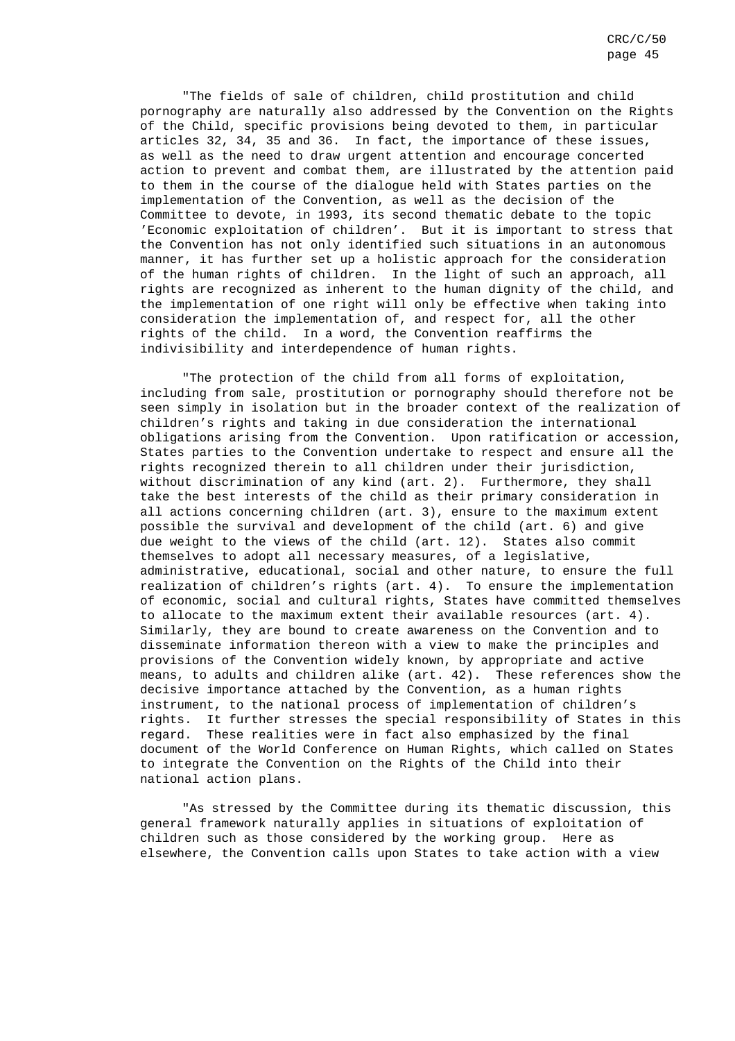"The fields of sale of children, child prostitution and child pornography are naturally also addressed by the Convention on the Rights of the Child, specific provisions being devoted to them, in particular articles 32, 34, 35 and 36. In fact, the importance of these issues, as well as the need to draw urgent attention and encourage concerted action to prevent and combat them, are illustrated by the attention paid to them in the course of the dialogue held with States parties on the implementation of the Convention, as well as the decision of the Committee to devote, in 1993, its second thematic debate to the topic 'Economic exploitation of children'. But it is important to stress that the Convention has not only identified such situations in an autonomous manner, it has further set up a holistic approach for the consideration of the human rights of children. In the light of such an approach, all rights are recognized as inherent to the human dignity of the child, and the implementation of one right will only be effective when taking into consideration the implementation of, and respect for, all the other rights of the child. In a word, the Convention reaffirms the indivisibility and interdependence of human rights.

"The protection of the child from all forms of exploitation, including from sale, prostitution or pornography should therefore not be seen simply in isolation but in the broader context of the realization of children's rights and taking in due consideration the international obligations arising from the Convention. Upon ratification or accession, States parties to the Convention undertake to respect and ensure all the rights recognized therein to all children under their jurisdiction, without discrimination of any kind (art. 2). Furthermore, they shall take the best interests of the child as their primary consideration in all actions concerning children (art. 3), ensure to the maximum extent possible the survival and development of the child (art. 6) and give due weight to the views of the child (art. 12). States also commit themselves to adopt all necessary measures, of a legislative, administrative, educational, social and other nature, to ensure the full realization of children's rights (art. 4). To ensure the implementation of economic, social and cultural rights, States have committed themselves to allocate to the maximum extent their available resources (art. 4). Similarly, they are bound to create awareness on the Convention and to disseminate information thereon with a view to make the principles and provisions of the Convention widely known, by appropriate and active means, to adults and children alike (art. 42). These references show the decisive importance attached by the Convention, as a human rights instrument, to the national process of implementation of children's rights. It further stresses the special responsibility of States in this regard. These realities were in fact also emphasized by the final document of the World Conference on Human Rights, which called on States to integrate the Convention on the Rights of the Child into their national action plans.

"As stressed by the Committee during its thematic discussion, this general framework naturally applies in situations of exploitation of children such as those considered by the working group. Here as elsewhere, the Convention calls upon States to take action with a view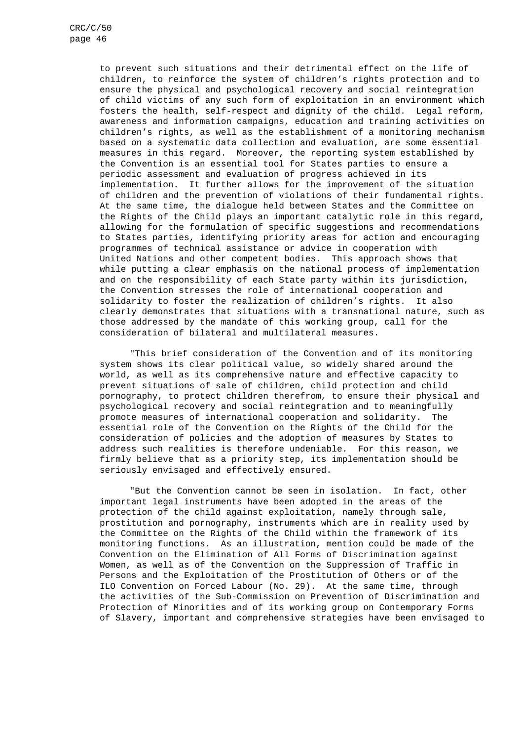to prevent such situations and their detrimental effect on the life of children, to reinforce the system of children's rights protection and to ensure the physical and psychological recovery and social reintegration of child victims of any such form of exploitation in an environment which fosters the health, self-respect and dignity of the child. Legal reform, awareness and information campaigns, education and training activities on children's rights, as well as the establishment of a monitoring mechanism based on a systematic data collection and evaluation, are some essential measures in this regard. Moreover, the reporting system established by the Convention is an essential tool for States parties to ensure a periodic assessment and evaluation of progress achieved in its implementation. It further allows for the improvement of the situation of children and the prevention of violations of their fundamental rights. At the same time, the dialogue held between States and the Committee on the Rights of the Child plays an important catalytic role in this regard, allowing for the formulation of specific suggestions and recommendations to States parties, identifying priority areas for action and encouraging programmes of technical assistance or advice in cooperation with United Nations and other competent bodies. This approach shows that while putting a clear emphasis on the national process of implementation and on the responsibility of each State party within its jurisdiction, the Convention stresses the role of international cooperation and solidarity to foster the realization of children's rights. It also clearly demonstrates that situations with a transnational nature, such as those addressed by the mandate of this working group, call for the consideration of bilateral and multilateral measures.

"This brief consideration of the Convention and of its monitoring system shows its clear political value, so widely shared around the world, as well as its comprehensive nature and effective capacity to prevent situations of sale of children, child protection and child pornography, to protect children therefrom, to ensure their physical and psychological recovery and social reintegration and to meaningfully promote measures of international cooperation and solidarity. The essential role of the Convention on the Rights of the Child for the consideration of policies and the adoption of measures by States to address such realities is therefore undeniable. For this reason, we firmly believe that as a priority step, its implementation should be seriously envisaged and effectively ensured.

"But the Convention cannot be seen in isolation. In fact, other important legal instruments have been adopted in the areas of the protection of the child against exploitation, namely through sale, prostitution and pornography, instruments which are in reality used by the Committee on the Rights of the Child within the framework of its monitoring functions. As an illustration, mention could be made of the Convention on the Elimination of All Forms of Discrimination against Women, as well as of the Convention on the Suppression of Traffic in Persons and the Exploitation of the Prostitution of Others or of the ILO Convention on Forced Labour (No. 29). At the same time, through the activities of the Sub-Commission on Prevention of Discrimination and Protection of Minorities and of its working group on Contemporary Forms of Slavery, important and comprehensive strategies have been envisaged to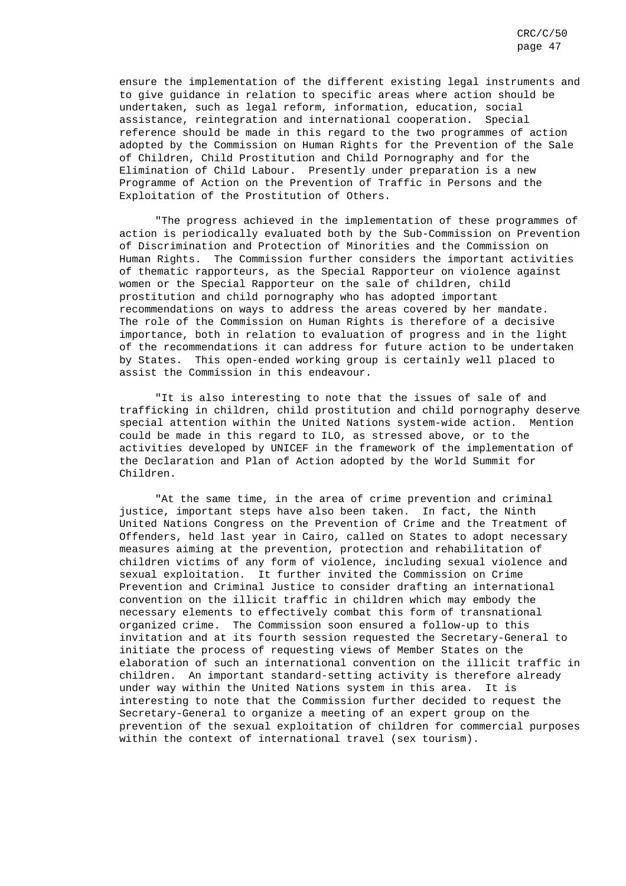ensure the implementation of the different existing legal instruments and to give guidance in relation to specific areas where action should be undertaken, such as legal reform, information, education, social assistance, reintegration and international cooperation. Special reference should be made in this regard to the two programmes of action adopted by the Commission on Human Rights for the Prevention of the Sale of Children, Child Prostitution and Child Pornography and for the Elimination of Child Labour. Presently under preparation is a new Programme of Action on the Prevention of Traffic in Persons and the Exploitation of the Prostitution of Others.

"The progress achieved in the implementation of these programmes of action is periodically evaluated both by the Sub-Commission on Prevention of Discrimination and Protection of Minorities and the Commission on Human Rights. The Commission further considers the important activities of thematic rapporteurs, as the Special Rapporteur on violence against women or the Special Rapporteur on the sale of children, child prostitution and child pornography who has adopted important recommendations on ways to address the areas covered by her mandate. The role of the Commission on Human Rights is therefore of a decisive importance, both in relation to evaluation of progress and in the light of the recommendations it can address for future action to be undertaken by States. This open-ended working group is certainly well placed to assist the Commission in this endeavour.

"It is also interesting to note that the issues of sale of and trafficking in children, child prostitution and child pornography deserve special attention within the United Nations system-wide action. Mention could be made in this regard to ILO, as stressed above, or to the activities developed by UNICEF in the framework of the implementation of the Declaration and Plan of Action adopted by the World Summit for Children.

"At the same time, in the area of crime prevention and criminal justice, important steps have also been taken. In fact, the Ninth United Nations Congress on the Prevention of Crime and the Treatment of Offenders, held last year in Cairo, called on States to adopt necessary measures aiming at the prevention, protection and rehabilitation of children victims of any form of violence, including sexual violence and sexual exploitation. It further invited the Commission on Crime Prevention and Criminal Justice to consider drafting an international convention on the illicit traffic in children which may embody the necessary elements to effectively combat this form of transnational organized crime. The Commission soon ensured a follow-up to this invitation and at its fourth session requested the Secretary-General to initiate the process of requesting views of Member States on the elaboration of such an international convention on the illicit traffic in children. An important standard-setting activity is therefore already under way within the United Nations system in this area. It is interesting to note that the Commission further decided to request the Secretary-General to organize a meeting of an expert group on the prevention of the sexual exploitation of children for commercial purposes within the context of international travel (sex tourism).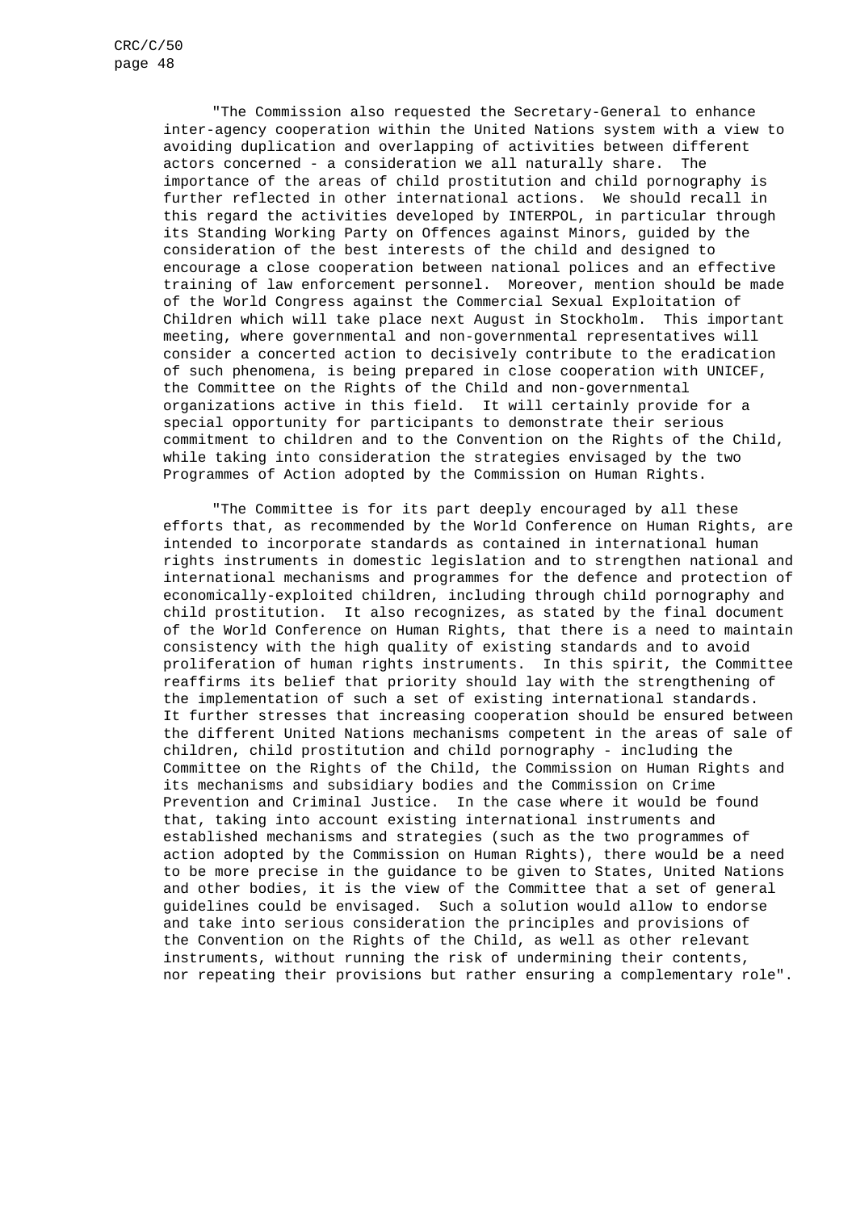"The Commission also requested the Secretary-General to enhance inter-agency cooperation within the United Nations system with a view to avoiding duplication and overlapping of activities between different actors concerned - a consideration we all naturally share. The importance of the areas of child prostitution and child pornography is further reflected in other international actions. We should recall in this regard the activities developed by INTERPOL, in particular through its Standing Working Party on Offences against Minors, guided by the consideration of the best interests of the child and designed to encourage a close cooperation between national polices and an effective training of law enforcement personnel. Moreover, mention should be made of the World Congress against the Commercial Sexual Exploitation of Children which will take place next August in Stockholm. This important meeting, where governmental and non-governmental representatives will consider a concerted action to decisively contribute to the eradication of such phenomena, is being prepared in close cooperation with UNICEF, the Committee on the Rights of the Child and non-governmental organizations active in this field. It will certainly provide for a special opportunity for participants to demonstrate their serious commitment to children and to the Convention on the Rights of the Child, while taking into consideration the strategies envisaged by the two Programmes of Action adopted by the Commission on Human Rights.

"The Committee is for its part deeply encouraged by all these efforts that, as recommended by the World Conference on Human Rights, are intended to incorporate standards as contained in international human rights instruments in domestic legislation and to strengthen national and international mechanisms and programmes for the defence and protection of economically-exploited children, including through child pornography and child prostitution. It also recognizes, as stated by the final document of the World Conference on Human Rights, that there is a need to maintain consistency with the high quality of existing standards and to avoid proliferation of human rights instruments. In this spirit, the Committee reaffirms its belief that priority should lay with the strengthening of the implementation of such a set of existing international standards. It further stresses that increasing cooperation should be ensured between the different United Nations mechanisms competent in the areas of sale of children, child prostitution and child pornography - including the Committee on the Rights of the Child, the Commission on Human Rights and its mechanisms and subsidiary bodies and the Commission on Crime Prevention and Criminal Justice. In the case where it would be found that, taking into account existing international instruments and established mechanisms and strategies (such as the two programmes of action adopted by the Commission on Human Rights), there would be a need to be more precise in the guidance to be given to States, United Nations and other bodies, it is the view of the Committee that a set of general guidelines could be envisaged. Such a solution would allow to endorse and take into serious consideration the principles and provisions of the Convention on the Rights of the Child, as well as other relevant instruments, without running the risk of undermining their contents, nor repeating their provisions but rather ensuring a complementary role".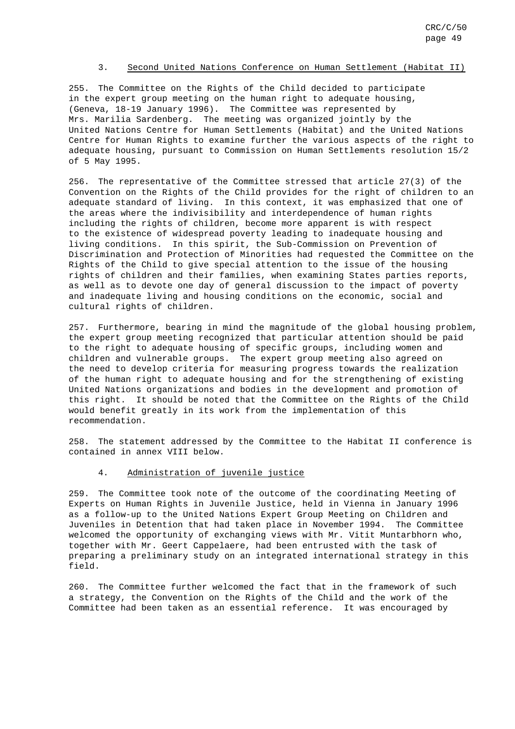### 3. Second United Nations Conference on Human Settlement (Habitat II)

255. The Committee on the Rights of the Child decided to participate in the expert group meeting on the human right to adequate housing, (Geneva, 18-19 January 1996). The Committee was represented by Mrs. Marilia Sardenberg. The meeting was organized jointly by the United Nations Centre for Human Settlements (Habitat) and the United Nations Centre for Human Rights to examine further the various aspects of the right to adequate housing, pursuant to Commission on Human Settlements resolution 15/2 of 5 May 1995.

256. The representative of the Committee stressed that article 27(3) of the Convention on the Rights of the Child provides for the right of children to an adequate standard of living. In this context, it was emphasized that one of the areas where the indivisibility and interdependence of human rights including the rights of children, become more apparent is with respect to the existence of widespread poverty leading to inadequate housing and living conditions. In this spirit, the Sub-Commission on Prevention of Discrimination and Protection of Minorities had requested the Committee on the Rights of the Child to give special attention to the issue of the housing rights of children and their families, when examining States parties reports, as well as to devote one day of general discussion to the impact of poverty and inadequate living and housing conditions on the economic, social and cultural rights of children.

257. Furthermore, bearing in mind the magnitude of the global housing problem, the expert group meeting recognized that particular attention should be paid to the right to adequate housing of specific groups, including women and children and vulnerable groups. The expert group meeting also agreed on the need to develop criteria for measuring progress towards the realization of the human right to adequate housing and for the strengthening of existing United Nations organizations and bodies in the development and promotion of this right. It should be noted that the Committee on the Rights of the Child would benefit greatly in its work from the implementation of this recommendation.

258. The statement addressed by the Committee to the Habitat II conference is contained in annex VIII below.

### 4. Administration of juvenile justice

259. The Committee took note of the outcome of the coordinating Meeting of Experts on Human Rights in Juvenile Justice, held in Vienna in January 1996 as a follow-up to the United Nations Expert Group Meeting on Children and Juveniles in Detention that had taken place in November 1994. The Committee welcomed the opportunity of exchanging views with Mr. Vitit Muntarbhorn who, together with Mr. Geert Cappelaere, had been entrusted with the task of preparing a preliminary study on an integrated international strategy in this field.

260. The Committee further welcomed the fact that in the framework of such a strategy, the Convention on the Rights of the Child and the work of the Committee had been taken as an essential reference. It was encouraged by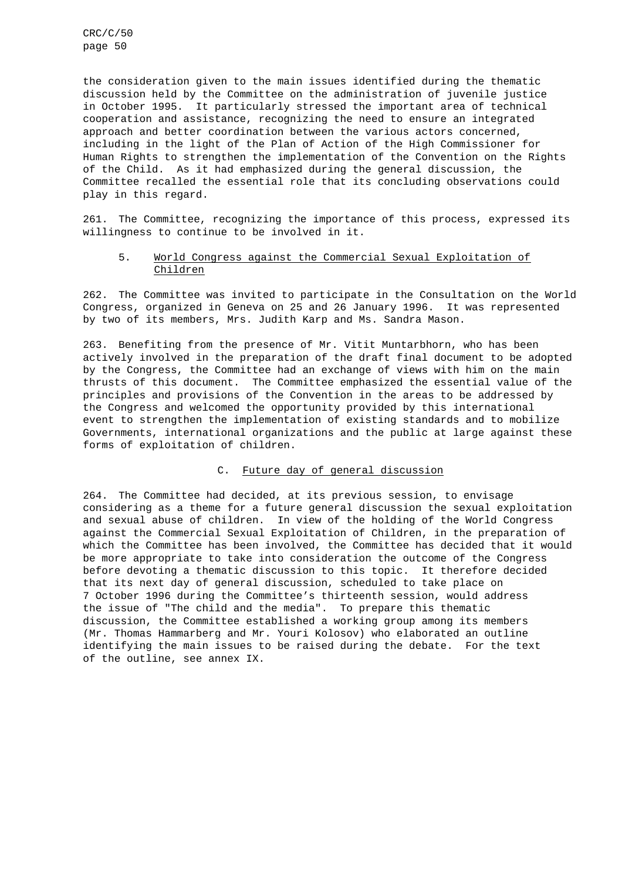the consideration given to the main issues identified during the thematic discussion held by the Committee on the administration of juvenile justice in October 1995. It particularly stressed the important area of technical cooperation and assistance, recognizing the need to ensure an integrated approach and better coordination between the various actors concerned, including in the light of the Plan of Action of the High Commissioner for Human Rights to strengthen the implementation of the Convention on the Rights of the Child. As it had emphasized during the general discussion, the Committee recalled the essential role that its concluding observations could play in this regard.

261. The Committee, recognizing the importance of this process, expressed its willingness to continue to be involved in it.

### 5. World Congress against the Commercial Sexual Exploitation of Children

262. The Committee was invited to participate in the Consultation on the World Congress, organized in Geneva on 25 and 26 January 1996. It was represented by two of its members, Mrs. Judith Karp and Ms. Sandra Mason.

263. Benefiting from the presence of Mr. Vitit Muntarbhorn, who has been actively involved in the preparation of the draft final document to be adopted by the Congress, the Committee had an exchange of views with him on the main thrusts of this document. The Committee emphasized the essential value of the principles and provisions of the Convention in the areas to be addressed by the Congress and welcomed the opportunity provided by this international event to strengthen the implementation of existing standards and to mobilize Governments, international organizations and the public at large against these forms of exploitation of children.

## C. Future day of general discussion

264. The Committee had decided, at its previous session, to envisage considering as a theme for a future general discussion the sexual exploitation and sexual abuse of children. In view of the holding of the World Congress against the Commercial Sexual Exploitation of Children, in the preparation of which the Committee has been involved, the Committee has decided that it would be more appropriate to take into consideration the outcome of the Congress before devoting a thematic discussion to this topic. It therefore decided that its next day of general discussion, scheduled to take place on 7 October 1996 during the Committee's thirteenth session, would address the issue of "The child and the media". To prepare this thematic discussion, the Committee established a working group among its members (Mr. Thomas Hammarberg and Mr. Youri Kolosov) who elaborated an outline identifying the main issues to be raised during the debate. For the text of the outline, see annex IX.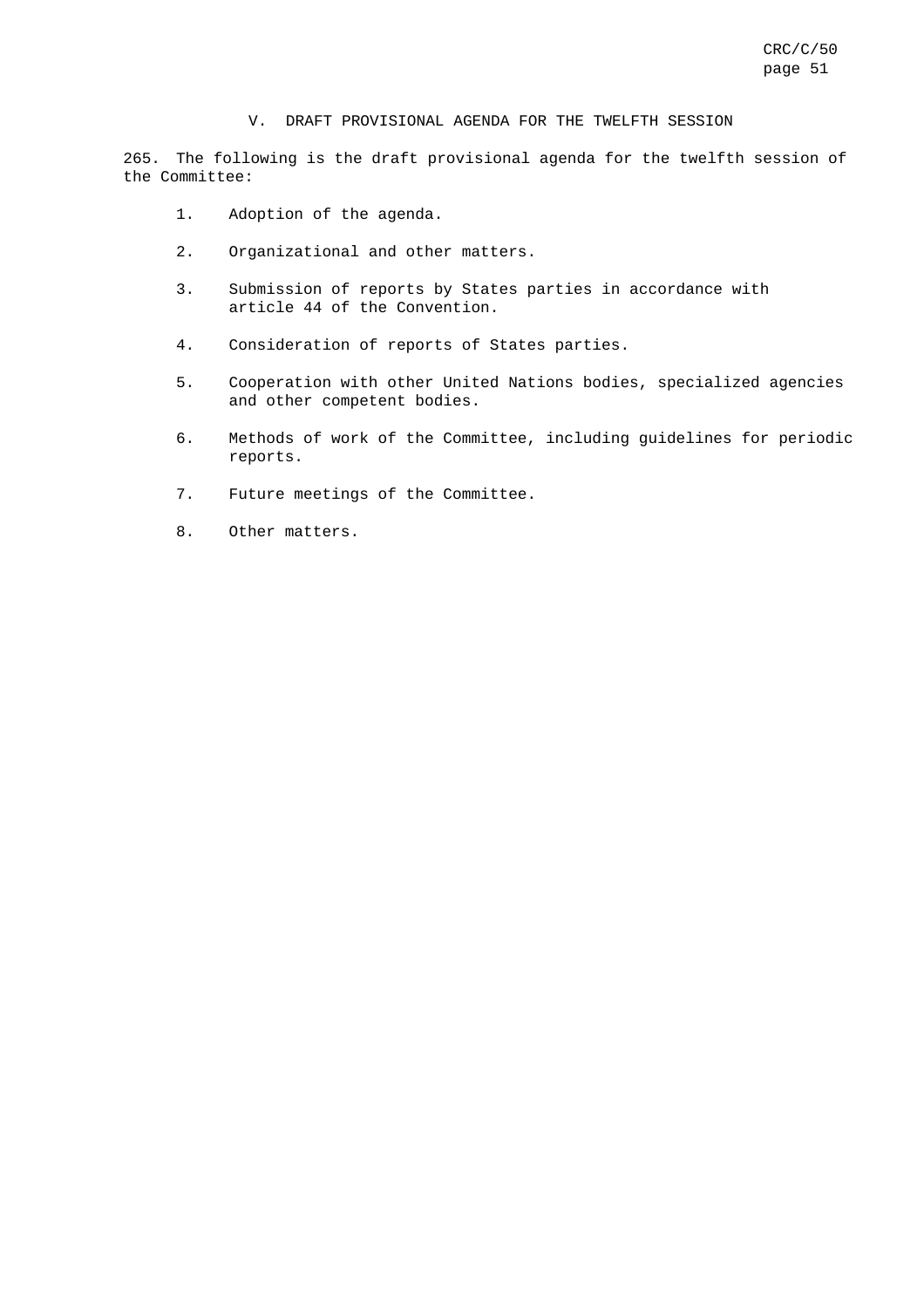## V. DRAFT PROVISIONAL AGENDA FOR THE TWELFTH SESSION

265. The following is the draft provisional agenda for the twelfth session of the Committee:

1. Adoption of the agenda.

2. Organizational and other matters.

3. Submission of reports by States parties in accordance with article 44 of the Convention.

4. Consideration of reports of States parties.

5. Cooperation with other United Nations bodies, specialized agencies and other competent bodies.

6. Methods of work of the Committee, including guidelines for periodic reports.

7. Future meetings of the Committee.

8. Other matters.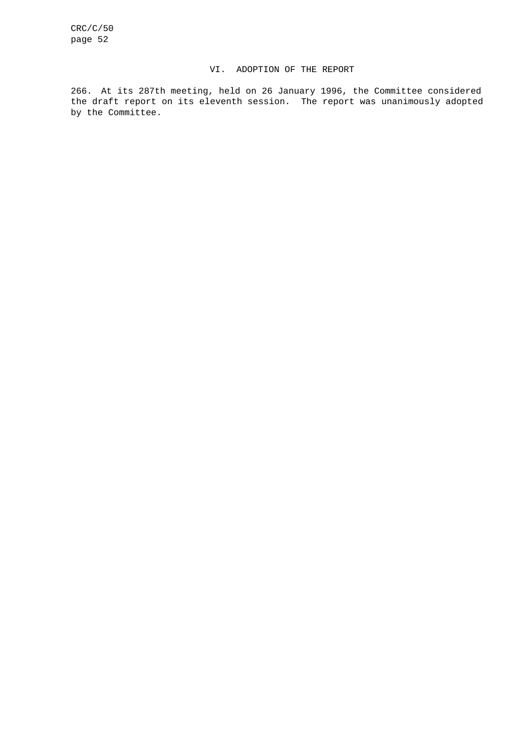## VI. ADOPTION OF THE REPORT

266. At its 287th meeting, held on 26 January 1996, the Committee considered the draft report on its eleventh session. The report was unanimously adopted by the Committee.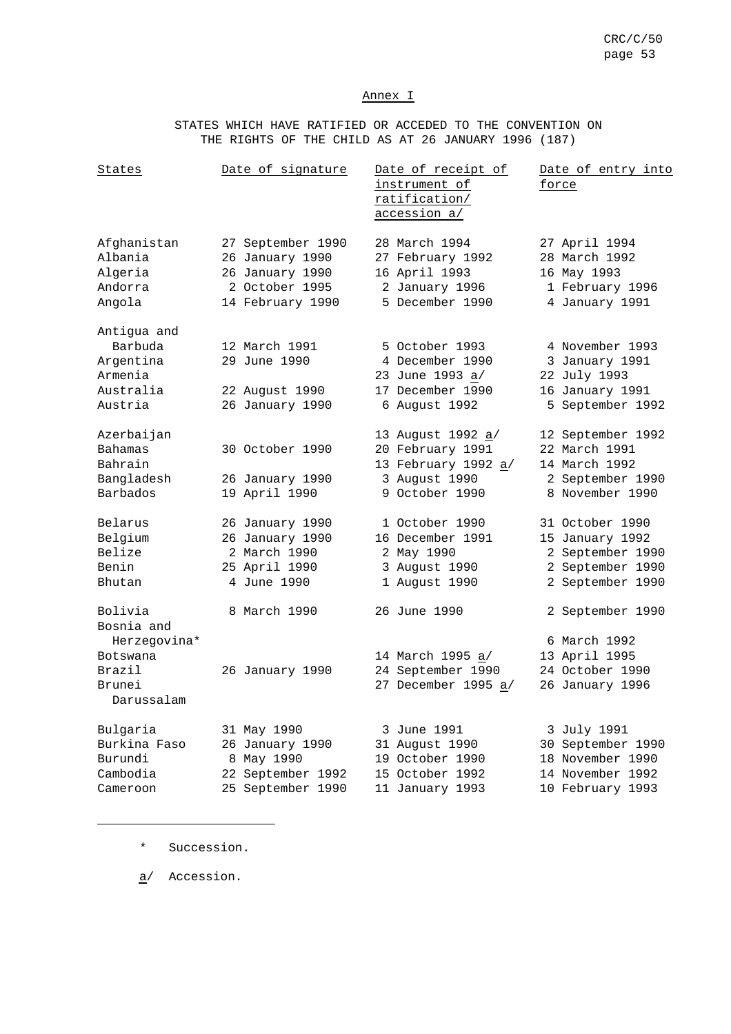<u>Annex I</u>

STATES WHICH HAVE RATIFIED OR ACCEDED TO THE CONVENTION ON THE RIGHTS OF THE CHILD AS AT 26 JANUARY 1996 (187)

| States | Date of signature | Date of receipt of instrument of ratification/ accession a/ | Date of entry into force |
|---|---|---|---|
| Afghanistan | 27 September 1990 | 28 March 1994 | 27 April 1994 |
| Albania | 26 January 1990 | 27 February 1992 | 28 March 1992 |
| Algeria | 26 January 1990 | 16 April 1993 | 16 May 1993 |
| Andorra | 2 October 1995 | 2 January 1996 | 1 February 1996 |
| Angola | 14 February 1990 | 5 December 1990 | 4 January 1991 |
| Antigua and Barbuda | 12 March 1991 | 5 October 1993 | 4 November 1993 |
| Argentina | 29 June 1990 | 4 December 1990 | 3 January 1991 |
| Armenia | | 23 June 1993 a/ | 22 July 1993 |
| Australia | 22 August 1990 | 17 December 1990 | 16 January 1991 |
| Austria | 26 January 1990 | 6 August 1992 | 5 September 1992 |
| Azerbaijan | | 13 August 1992 a/ | 12 September 1992 |
| Bahamas | 30 October 1990 | 20 February 1991 | 22 March 1991 |
| Bahrain | | 13 February 1992 a/ | 14 March 1992 |
| Bangladesh | 26 January 1990 | 3 August 1990 | 2 September 1990 |
| Barbados | 19 April 1990 | 9 October 1990 | 8 November 1990 |
| Belarus | 26 January 1990 | 1 October 1990 | 31 October 1990 |
| Belgium | 26 January 1990 | 16 December 1991 | 15 January 1992 |
| Belize | 2 March 1990 | 2 May 1990 | 2 September 1990 |
| Benin | 25 April 1990 | 3 August 1990 | 2 September 1990 |
| Bhutan | 4 June 1990 | 1 August 1990 | 2 September 1990 |
| Bolivia | 8 March 1990 | 26 June 1990 | 2 September 1990 |
| Bosnia and Herzegovina* | | | 6 March 1992 |
| Botswana | | 14 March 1995 a/ | 13 April 1995 |
| Brazil | 26 January 1990 | 24 September 1990 | 24 October 1990 |
| Brunei Darussalam | | 27 December 1995 a/ | 26 January 1996 |
| Bulgaria | 31 May 1990 | 3 June 1991 | 3 July 1991 |
| Burkina Faso | 26 January 1990 | 31 August 1990 | 30 September 1990 |
| Burundi | 8 May 1990 | 19 October 1990 | 18 November 1990 |
| Cambodia | 22 September 1992 | 15 October 1992 | 14 November 1992 |
| Cameroon | 25 September 1990 | 11 January 1993 | 10 February 1993 |

\* Succession.

a/ Accession.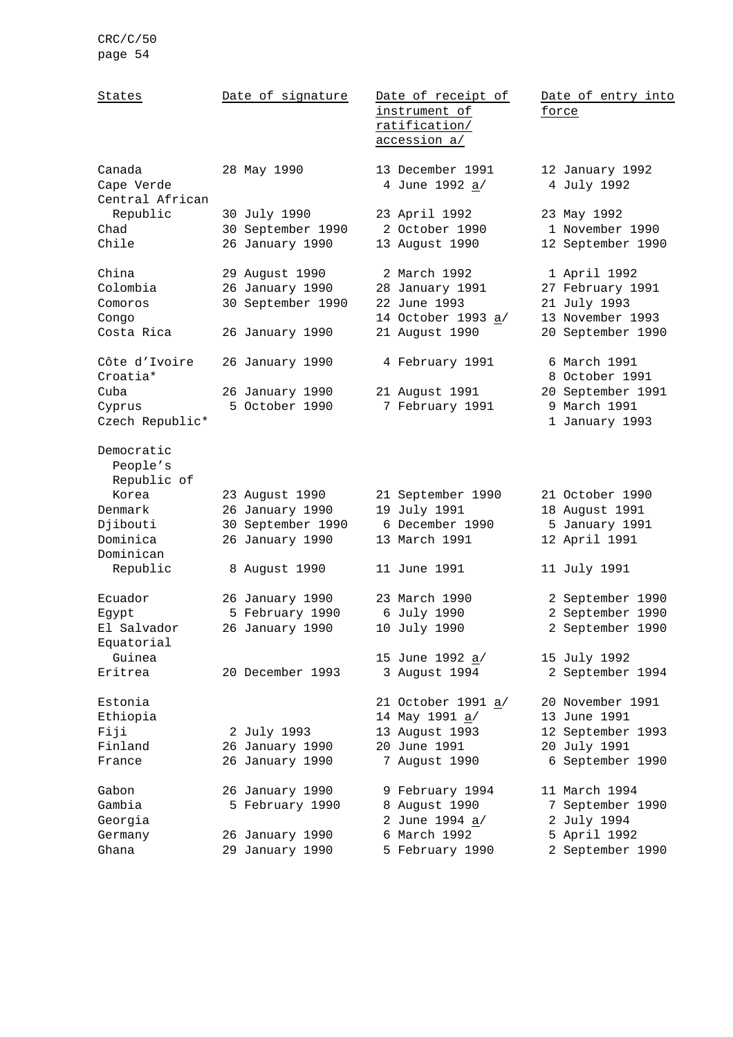| States | Date of signature | Date of receipt of instrument of ratification/ accession a/ | Date of entry into force |
|---|---|---|---|
| Canada | 28 May 1990 | 13 December 1991 | 12 January 1992 |
| Cape Verde | | 4 June 1992 a/ | 4 July 1992 |
| Central African Republic | 30 July 1990 | 23 April 1992 | 23 May 1992 |
| Chad | 30 September 1990 | 2 October 1990 | 1 November 1990 |
| Chile | 26 January 1990 | 13 August 1990 | 12 September 1990 |
| China | 29 August 1990 | 2 March 1992 | 1 April 1992 |
| Colombia | 26 January 1990 | 28 January 1991 | 27 February 1991 |
| Comoros | 30 September 1990 | 22 June 1993 | 21 July 1993 |
| Congo | | 14 October 1993 a/ | 13 November 1993 |
| Costa Rica | 26 January 1990 | 21 August 1990 | 20 September 1990 |
| Côte d'Ivoire | 26 January 1990 | 4 February 1991 | 6 March 1991 |
| Croatia* | | | 8 October 1991 |
| Cuba | 26 January 1990 | 21 August 1991 | 20 September 1991 |
| Cyprus | 5 October 1990 | 7 February 1991 | 9 March 1991 |
| Czech Republic* | | | 1 January 1993 |
| Democratic People's Republic of Korea | 23 August 1990 | 21 September 1990 | 21 October 1990 |
| Denmark | 26 January 1990 | 19 July 1991 | 18 August 1991 |
| Djibouti | 30 September 1990 | 6 December 1990 | 5 January 1991 |
| Dominica | 26 January 1990 | 13 March 1991 | 12 April 1991 |
| Dominican Republic | 8 August 1990 | 11 June 1991 | 11 July 1991 |
| Ecuador | 26 January 1990 | 23 March 1990 | 2 September 1990 |
| Egypt | 5 February 1990 | 6 July 1990 | 2 September 1990 |
| El Salvador | 26 January 1990 | 10 July 1990 | 2 September 1990 |
| Equatorial Guinea | | 15 June 1992 a/ | 15 July 1992 |
| Eritrea | 20 December 1993 | 3 August 1994 | 2 September 1994 |
| Estonia | | 21 October 1991 a/ | 20 November 1991 |
| Ethiopia | | 14 May 1991 a/ | 13 June 1991 |
| Fiji | 2 July 1993 | 13 August 1993 | 12 September 1993 |
| Finland | 26 January 1990 | 20 June 1991 | 20 July 1991 |
| France | 26 January 1990 | 7 August 1990 | 6 September 1990 |
| Gabon | 26 January 1990 | 9 February 1994 | 11 March 1994 |
| Gambia | 5 February 1990 | 8 August 1990 | 7 September 1990 |
| Georgia | | 2 June 1994 a/ | 2 July 1994 |
| Germany | 26 January 1990 | 6 March 1992 | 5 April 1992 |
| Ghana | 29 January 1990 | 5 February 1990 | 2 September 1990 |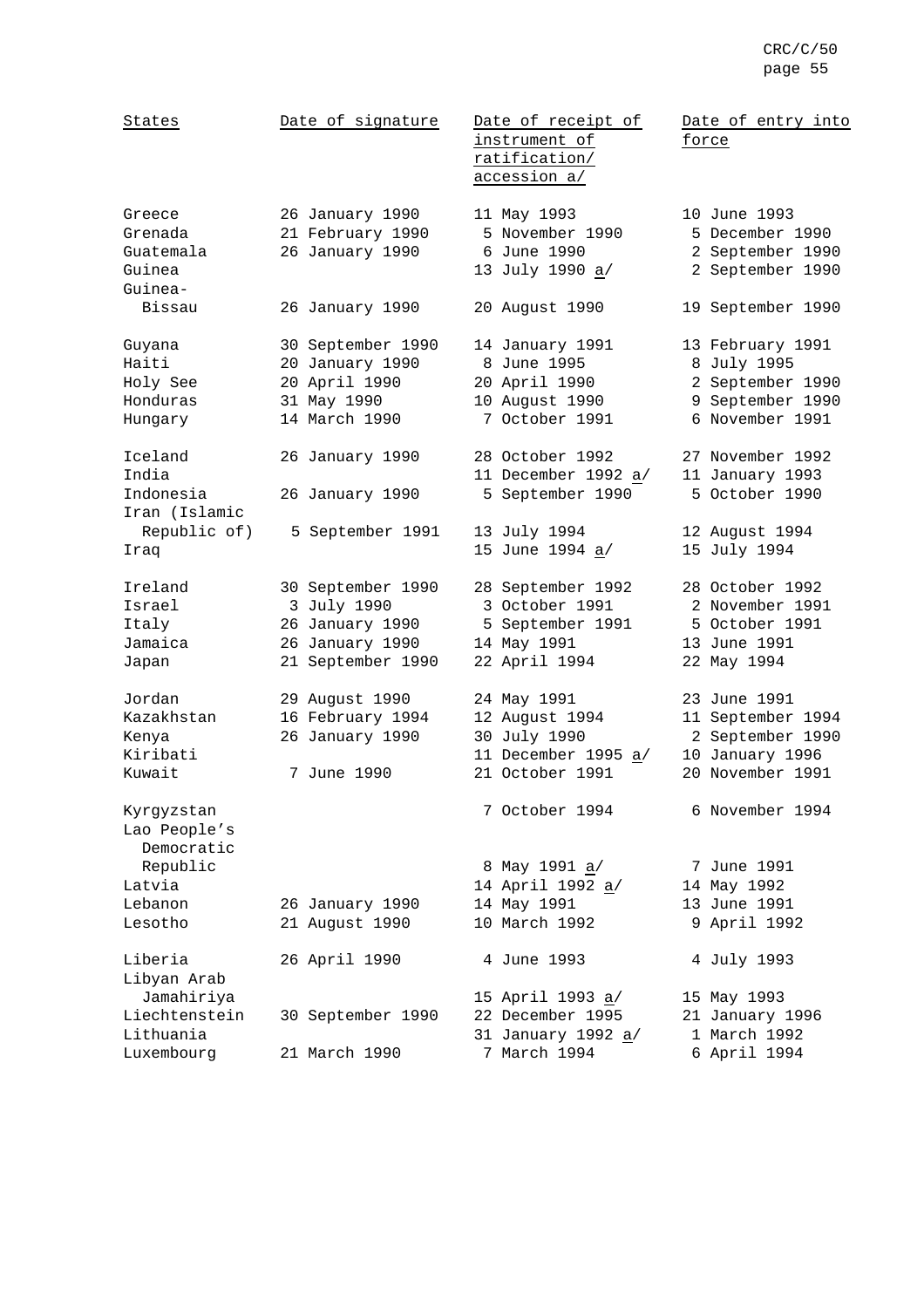| States | Date of signature | Date of receipt of instrument of ratification/ accession a/ | Date of entry into force |
|---|---|---|---|
| Greece | 26 January 1990 | 11 May 1993 | 10 June 1993 |
| Grenada | 21 February 1990 | 5 November 1990 | 5 December 1990 |
| Guatemala | 26 January 1990 | 6 June 1990 | 2 September 1990 |
| Guinea | | 13 July 1990 a/ | 2 September 1990 |
| Guinea-Bissau | 26 January 1990 | 20 August 1990 | 19 September 1990 |
| Guyana | 30 September 1990 | 14 January 1991 | 13 February 1991 |
| Haiti | 20 January 1990 | 8 June 1995 | 8 July 1995 |
| Holy See | 20 April 1990 | 20 April 1990 | 2 September 1990 |
| Honduras | 31 May 1990 | 10 August 1990 | 9 September 1990 |
| Hungary | 14 March 1990 | 7 October 1991 | 6 November 1991 |
| Iceland | 26 January 1990 | 28 October 1992 | 27 November 1992 |
| India | | 11 December 1992 a/ | 11 January 1993 |
| Indonesia | 26 January 1990 | 5 September 1990 | 5 October 1990 |
| Iran (Islamic Republic of) | 5 September 1991 | 13 July 1994 | 12 August 1994 |
| Iraq | | 15 June 1994 a/ | 15 July 1994 |
| Ireland | 30 September 1990 | 28 September 1992 | 28 October 1992 |
| Israel | 3 July 1990 | 3 October 1991 | 2 November 1991 |
| Italy | 26 January 1990 | 5 September 1991 | 5 October 1991 |
| Jamaica | 26 January 1990 | 14 May 1991 | 13 June 1991 |
| Japan | 21 September 1990 | 22 April 1994 | 22 May 1994 |
| Jordan | 29 August 1990 | 24 May 1991 | 23 June 1991 |
| Kazakhstan | 16 February 1994 | 12 August 1994 | 11 September 1994 |
| Kenya | 26 January 1990 | 30 July 1990 | 2 September 1990 |
| Kiribati | | 11 December 1995 a/ | 10 January 1996 |
| Kuwait | 7 June 1990 | 21 October 1991 | 20 November 1991 |
| Kyrgyzstan | | 7 October 1994 | 6 November 1994 |
| Lao People's Democratic Republic | | 8 May 1991 a/ | 7 June 1991 |
| Latvia | | 14 April 1992 a/ | 14 May 1992 |
| Lebanon | 26 January 1990 | 14 May 1991 | 13 June 1991 |
| Lesotho | 21 August 1990 | 10 March 1992 | 9 April 1992 |
| Liberia | 26 April 1990 | 4 June 1993 | 4 July 1993 |
| Libyan Arab Jamahiriya | | 15 April 1993 a/ | 15 May 1993 |
| Liechtenstein | 30 September 1990 | 22 December 1995 | 21 January 1996 |
| Lithuania | | 31 January 1992 a/ | 1 March 1992 |
| Luxembourg | 21 March 1990 | 7 March 1994 | 6 April 1994 |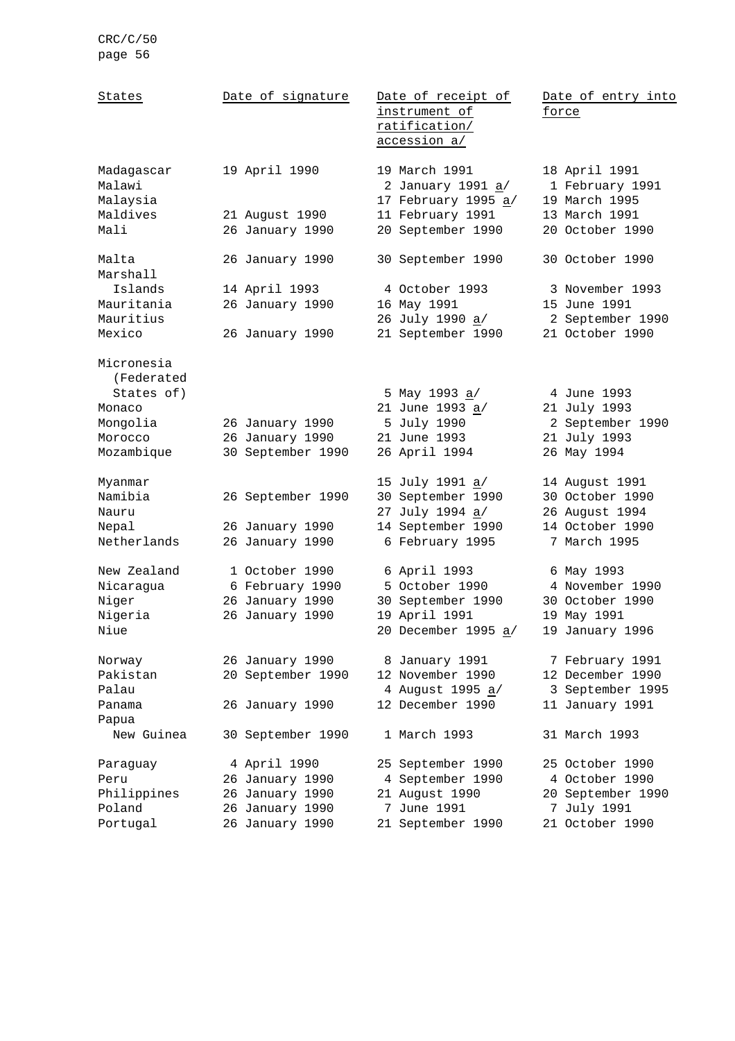| States | Date of signature | Date of receipt of instrument of ratification/ accession a/ | Date of entry into force |
|---|---|---|---|
| Madagascar | 19 April 1990 | 19 March 1991 | 18 April 1991 |
| Malawi | | 2 January 1991 a/ | 1 February 1991 |
| Malaysia | | 17 February 1995 a/ | 19 March 1995 |
| Maldives | 21 August 1990 | 11 February 1991 | 13 March 1991 |
| Mali | 26 January 1990 | 20 September 1990 | 20 October 1990 |
| Malta | 26 January 1990 | 30 September 1990 | 30 October 1990 |
| Marshall Islands | 14 April 1993 | 4 October 1993 | 3 November 1993 |
| Mauritania | 26 January 1990 | 16 May 1991 | 15 June 1991 |
| Mauritius | | 26 July 1990 a/ | 2 September 1990 |
| Mexico | 26 January 1990 | 21 September 1990 | 21 October 1990 |
| Micronesia (Federated States of) | | 5 May 1993 a/ | 4 June 1993 |
| Monaco | | 21 June 1993 a/ | 21 July 1993 |
| Mongolia | 26 January 1990 | 5 July 1990 | 2 September 1990 |
| Morocco | 26 January 1990 | 21 June 1993 | 21 July 1993 |
| Mozambique | 30 September 1990 | 26 April 1994 | 26 May 1994 |
| Myanmar | | 15 July 1991 a/ | 14 August 1991 |
| Namibia | 26 September 1990 | 30 September 1990 | 30 October 1990 |
| Nauru | | 27 July 1994 a/ | 26 August 1994 |
| Nepal | 26 January 1990 | 14 September 1990 | 14 October 1990 |
| Netherlands | 26 January 1990 | 6 February 1995 | 7 March 1995 |
| New Zealand | 1 October 1990 | 6 April 1993 | 6 May 1993 |
| Nicaragua | 6 February 1990 | 5 October 1990 | 4 November 1990 |
| Niger | 26 January 1990 | 30 September 1990 | 30 October 1990 |
| Nigeria | 26 January 1990 | 19 April 1991 | 19 May 1991 |
| Niue | | 20 December 1995 a/ | 19 January 1996 |
| Norway | 26 January 1990 | 8 January 1991 | 7 February 1991 |
| Pakistan | 20 September 1990 | 12 November 1990 | 12 December 1990 |
| Palau | | 4 August 1995 a/ | 3 September 1995 |
| Panama | 26 January 1990 | 12 December 1990 | 11 January 1991 |
| Papua New Guinea | 30 September 1990 | 1 March 1993 | 31 March 1993 |
| Paraguay | 4 April 1990 | 25 September 1990 | 25 October 1990 |
| Peru | 26 January 1990 | 4 September 1990 | 4 October 1990 |
| Philippines | 26 January 1990 | 21 August 1990 | 20 September 1990 |
| Poland | 26 January 1990 | 7 June 1991 | 7 July 1991 |
| Portugal | 26 January 1990 | 21 September 1990 | 21 October 1990 |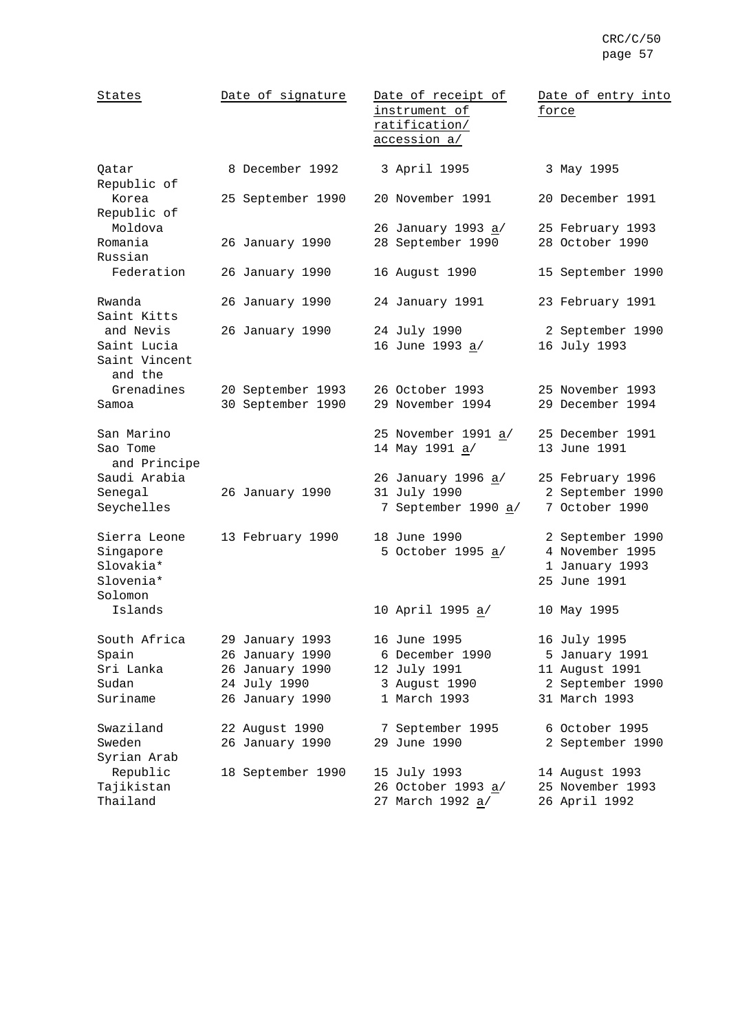| States | Date of signature | Date of receipt of instrument of ratification/ accession a/ | Date of entry into force |
|---|---|---|---|
| Qatar | 8 December 1992 | 3 April 1995 | 3 May 1995 |
| Republic of Korea | 25 September 1990 | 20 November 1991 | 20 December 1991 |
| Republic of Moldova | | 26 January 1993 a/ | 25 February 1993 |
| Romania | 26 January 1990 | 28 September 1990 | 28 October 1990 |
| Russian Federation | 26 January 1990 | 16 August 1990 | 15 September 1990 |
| Rwanda | 26 January 1990 | 24 January 1991 | 23 February 1991 |
| Saint Kitts and Nevis | 26 January 1990 | 24 July 1990 | 2 September 1990 |
| Saint Lucia | | 16 June 1993 a/ | 16 July 1993 |
| Saint Vincent and the Grenadines | 20 September 1993 | 26 October 1993 | 25 November 1993 |
| Samoa | 30 September 1990 | 29 November 1994 | 29 December 1994 |
| San Marino | | 25 November 1991 a/ | 25 December 1991 |
| Sao Tome and Principe | | 14 May 1991 a/ | 13 June 1991 |
| Saudi Arabia | | 26 January 1996 a/ | 25 February 1996 |
| Senegal | 26 January 1990 | 31 July 1990 | 2 September 1990 |
| Seychelles | | 7 September 1990 a/ | 7 October 1990 |
| Sierra Leone | 13 February 1990 | 18 June 1990 | 2 September 1990 |
| Singapore | | 5 October 1995 a/ | 4 November 1995 |
| Slovakia* | | | 1 January 1993 |
| Slovenia* | | | 25 June 1991 |
| Solomon Islands | | 10 April 1995 a/ | 10 May 1995 |
| South Africa | 29 January 1993 | 16 June 1995 | 16 July 1995 |
| Spain | 26 January 1990 | 6 December 1990 | 5 January 1991 |
| Sri Lanka | 26 January 1990 | 12 July 1991 | 11 August 1991 |
| Sudan | 24 July 1990 | 3 August 1990 | 2 September 1990 |
| Suriname | 26 January 1990 | 1 March 1993 | 31 March 1993 |
| Swaziland | 22 August 1990 | 7 September 1995 | 6 October 1995 |
| Sweden | 26 January 1990 | 29 June 1990 | 2 September 1990 |
| Syrian Arab Republic | 18 September 1990 | 15 July 1993 | 14 August 1993 |
| Tajikistan | | 26 October 1993 a/ | 25 November 1993 |
| Thailand | | 27 March 1992 a/ | 26 April 1992 |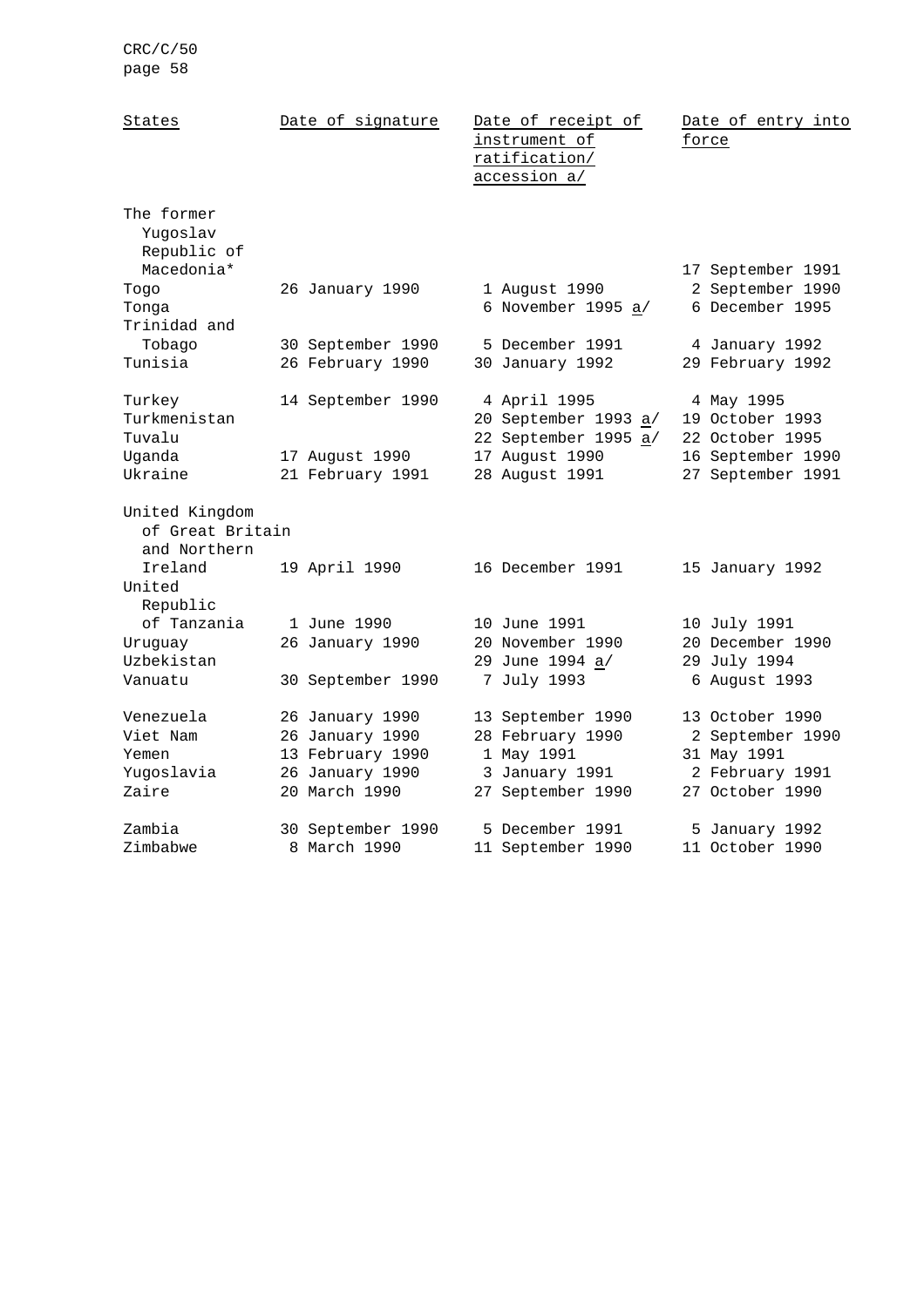| States | Date of signature | Date of receipt of instrument of ratification/ accession a/ | Date of entry into force |
|---|---|---|---|
| The former Yugoslav Republic of Macedonia* | | | 17 September 1991 |
| Togo | 26 January 1990 | 1 August 1990 | 2 September 1990 |
| Tonga | | 6 November 1995 a/ | 6 December 1995 |
| Trinidad and Tobago | 30 September 1990 | 5 December 1991 | 4 January 1992 |
| Tunisia | 26 February 1990 | 30 January 1992 | 29 February 1992 |
| Turkey | 14 September 1990 | 4 April 1995 | 4 May 1995 |
| Turkmenistan | | 20 September 1993 a/ | 19 October 1993 |
| Tuvalu | | 22 September 1995 a/ | 22 October 1995 |
| Uganda | 17 August 1990 | 17 August 1990 | 16 September 1990 |
| Ukraine | 21 February 1991 | 28 August 1991 | 27 September 1991 |
| United Kingdom of Great Britain and Northern Ireland | 19 April 1990 | 16 December 1991 | 15 January 1992 |
| United Republic of Tanzania | 1 June 1990 | 10 June 1991 | 10 July 1991 |
| Uruguay | 26 January 1990 | 20 November 1990 | 20 December 1990 |
| Uzbekistan | | 29 June 1994 a/ | 29 July 1994 |
| Vanuatu | 30 September 1990 | 7 July 1993 | 6 August 1993 |
| Venezuela | 26 January 1990 | 13 September 1990 | 13 October 1990 |
| Viet Nam | 26 January 1990 | 28 February 1990 | 2 September 1990 |
| Yemen | 13 February 1990 | 1 May 1991 | 31 May 1991 |
| Yugoslavia | 26 January 1990 | 3 January 1991 | 2 February 1991 |
| Zaire | 20 March 1990 | 27 September 1990 | 27 October 1990 |
| Zambia | 30 September 1990 | 5 December 1991 | 5 January 1992 |
| Zimbabwe | 8 March 1990 | 11 September 1990 | 11 October 1990 |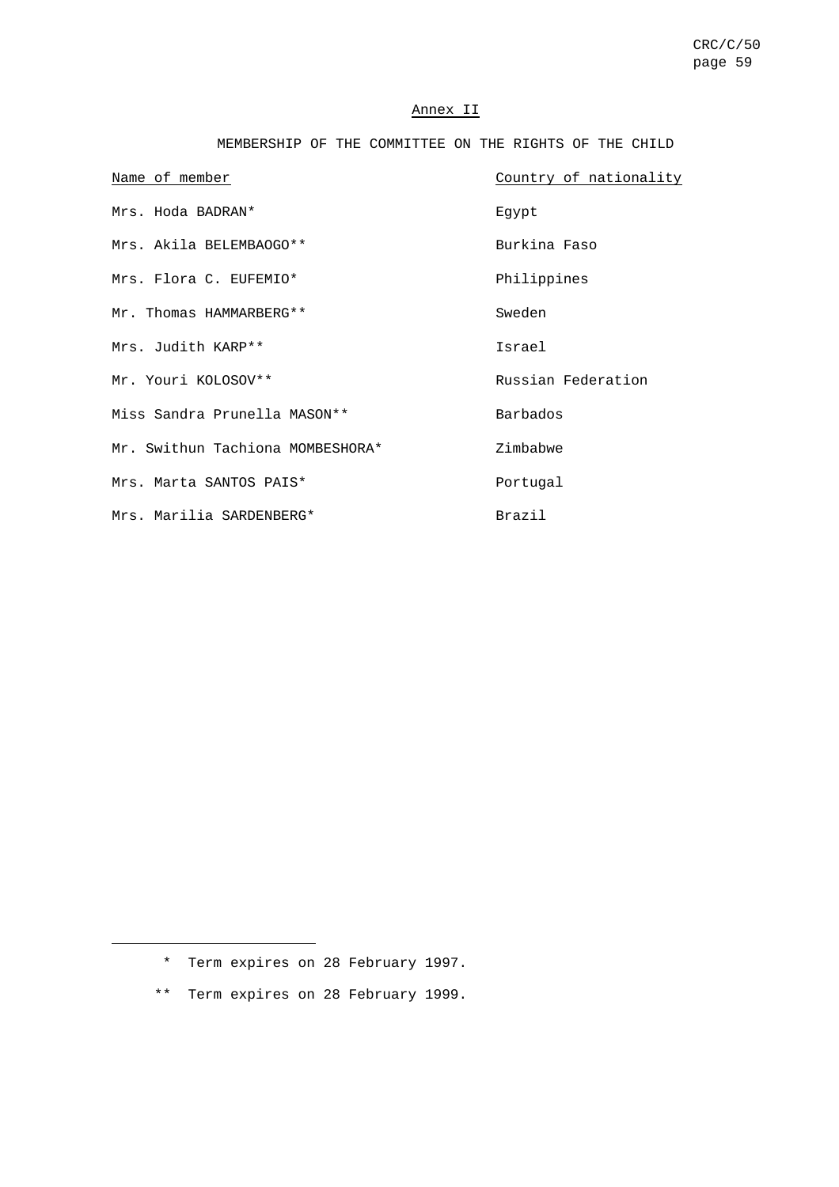## Annex II

### MEMBERSHIP OF THE COMMITTEE ON THE RIGHTS OF THE CHILD

| Name of member | Country of nationality |
|---|---|
| Mrs. Hoda BADRAN* | Egypt |
| Mrs. Akila BELEMBAOGO** | Burkina Faso |
| Mrs. Flora C. EUFEMIO* | Philippines |
| Mr. Thomas HAMMARBERG** | Sweden |
| Mrs. Judith KARP** | Israel |
| Mr. Youri KOLOSOV** | Russian Federation |
| Miss Sandra Prunella MASON** | Barbados |
| Mr. Swithun Tachiona MOMBESHORA* | Zimbabwe |
| Mrs. Marta SANTOS PAIS* | Portugal |
| Mrs. Marilia SARDENBERG* | Brazil |

---

\* Term expires on 28 February 1997.

\*\* Term expires on 28 February 1999.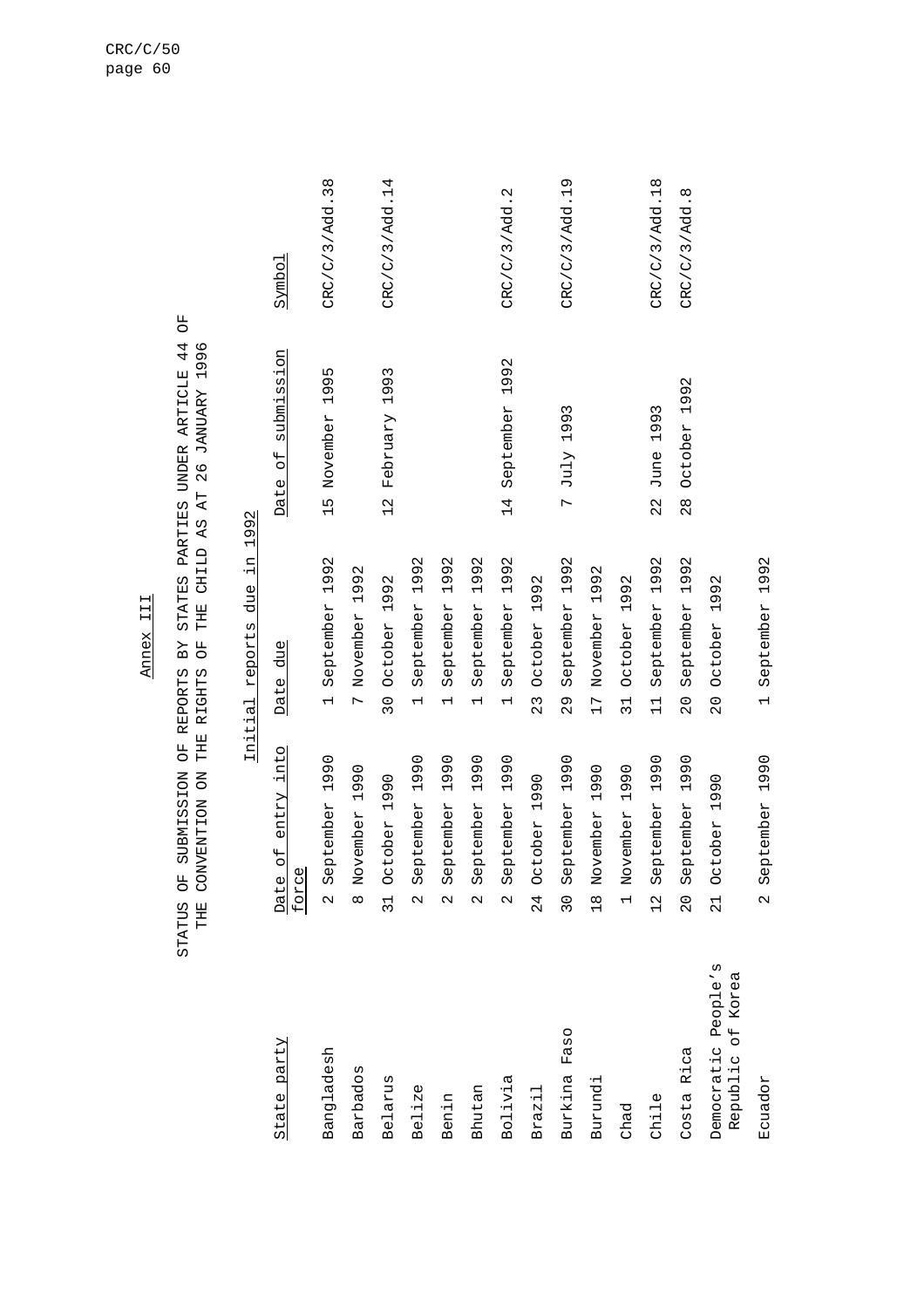## Annex III

## STATUS OF SUBMISSION OF REPORTS BY STATES PARTIES UNDER ARTICLE 44 OF THE CONVENTION ON THE RIGHTS OF THE CHILD AS AT 26 JANUARY 1996

### Initial reports due in 1992

| State party | Date of entry into force | Date due | Date of submission | Symbol |
|---|---|---|---|---|
| Bangladesh | 2 September 1990 | 1 September 1992 | 15 November 1995 | CRC/C/3/Add.38 |
| Barbados | 8 November 1990 | 7 November 1992 | | |
| Belarus | 31 October 1990 | 30 October 1992 | 12 February 1993 | CRC/C/3/Add.14 |
| Belize | 2 September 1990 | 1 September 1992 | | |
| Benin | 2 September 1990 | 1 September 1992 | | |
| Bhutan | 2 September 1990 | 1 September 1992 | | |
| Bolivia | 2 September 1990 | 1 September 1992 | 14 September 1992 | CRC/C/3/Add.2 |
| Brazil | 24 October 1990 | 23 October 1992 | | |
| Burkina Faso | 30 September 1990 | 29 September 1992 | 7 July 1993 | CRC/C/3/Add.19 |
| Burundi | 18 November 1990 | 17 November 1992 | | |
| Chad | 1 November 1990 | 31 October 1992 | | |
| Chile | 12 September 1990 | 11 September 1992 | 22 June 1993 | CRC/C/3/Add.18 |
| Costa Rica | 20 September 1990 | 20 September 1992 | 28 October 1992 | CRC/C/3/Add.8 |
| Democratic People's Republic of Korea | 21 October 1990 | 20 October 1992 | | |
| Ecuador | 2 September 1990 | 1 September 1992 | | |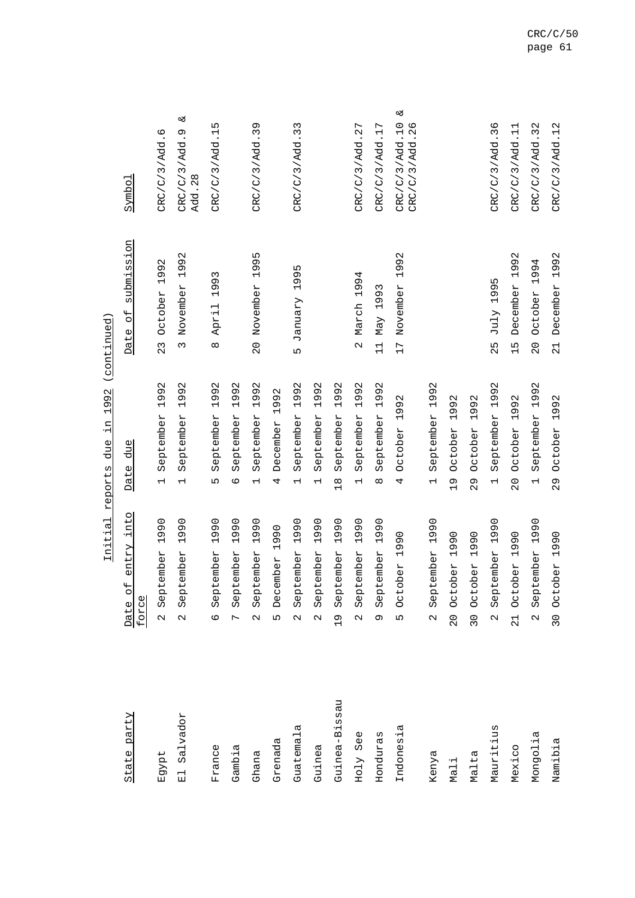Initial reports due in 1992 (continued)

| State party | Date of entry into force | Date due | Date of submission | Symbol |
|---|---|---|---|---|
| Egypt | 2 September 1990 | 1 September 1992 | 23 October 1992 | CRC/C/3/Add.6 |
| El Salvador | 2 September 1990 | 1 September 1992 | 3 November 1992 | CRC/C/3/Add.9 & Add.28 |
| France | 6 September 1990 | 5 September 1992 | 8 April 1993 | CRC/C/3/Add.15 |
| Gambia | 7 September 1990 | 6 September 1992 | | |
| Ghana | 2 September 1990 | 1 September 1992 | 20 November 1995 | CRC/C/3/Add.39 |
| Grenada | 5 December 1990 | 4 December 1992 | | |
| Guatemala | 2 September 1990 | 1 September 1992 | 5 January 1995 | CRC/C/3/Add.33 |
| Guinea | 2 September 1990 | 1 September 1992 | | |
| Guinea-Bissau | 19 September 1990 | 18 September 1992 | | |
| Holy See | 2 September 1990 | 1 September 1992 | 2 March 1994 | CRC/C/3/Add.27 |
| Honduras | 9 September 1990 | 8 September 1992 | 11 May 1993 | CRC/C/3/Add.17 |
| Indonesia | 5 October 1990 | 4 October 1992 | 17 November 1992 | CRC/C/3/Add.10 & CRC/C/3/Add.26 |
| Kenya | 2 September 1990 | 1 September 1992 | | |
| Mali | 20 October 1990 | 19 October 1992 | | |
| Malta | 30 October 1990 | 29 October 1992 | | |
| Mauritius | 2 September 1990 | 1 September 1992 | 25 July 1995 | CRC/C/3/Add.36 |
| Mexico | 21 October 1990 | 20 October 1992 | 15 December 1992 | CRC/C/3/Add.11 |
| Mongolia | 2 September 1990 | 1 September 1992 | 20 October 1994 | CRC/C/3/Add.32 |
| Namibia | 30 October 1990 | 29 October 1992 | 21 December 1992 | CRC/C/3/Add.12 |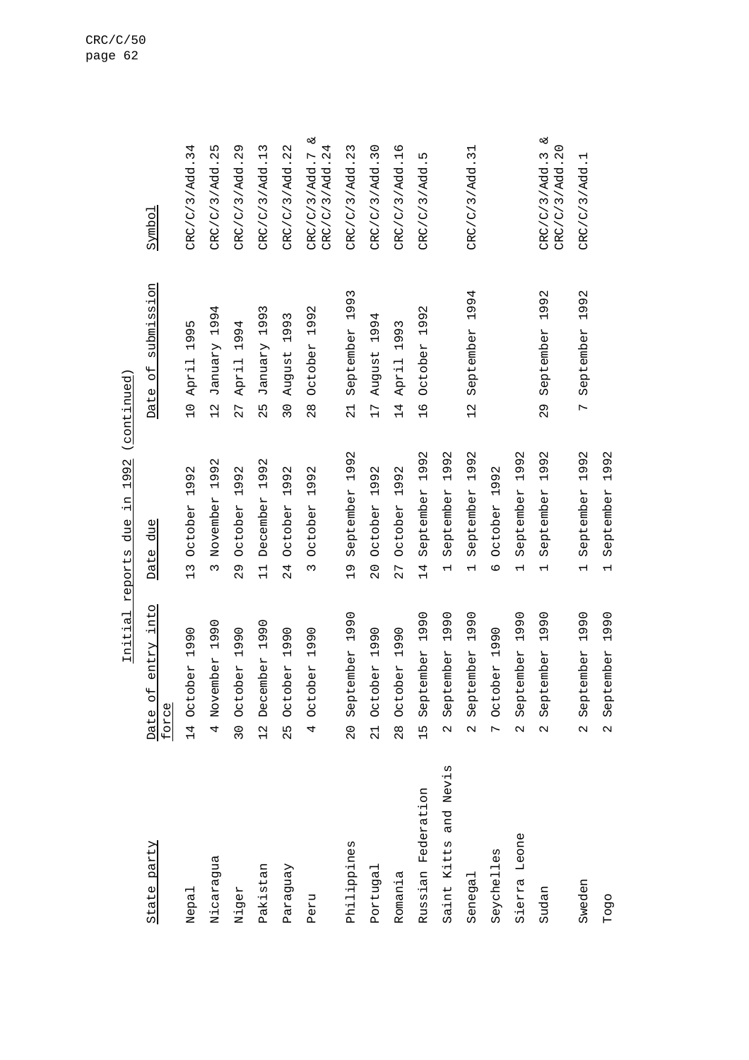Initial reports due in 1992 (continued)

| State party | Date of entry into force | Date due | Date of submission | Symbol |
|---|---|---|---|---|
| Nepal | 14 October 1990 | 13 October 1992 | 10 April 1995 | CRC/C/3/Add.34 |
| Nicaragua | 4 November 1990 | 3 November 1992 | 12 January 1994 | CRC/C/3/Add.25 |
| Niger | 30 October 1990 | 29 October 1992 | 27 April 1994 | CRC/C/3/Add.29 |
| Pakistan | 12 December 1990 | 11 December 1992 | 25 January 1993 | CRC/C/3/Add.13 |
| Paraguay | 25 October 1990 | 24 October 1992 | 30 August 1993 | CRC/C/3/Add.22 |
| Peru | 4 October 1990 | 3 October 1992 | 28 October 1992 | CRC/C/3/Add.7 & CRC/C/3/Add.24 |
| Philippines | 20 September 1990 | 19 September 1992 | 21 September 1993 | CRC/C/3/Add.23 |
| Portugal | 21 October 1990 | 20 October 1992 | 17 August 1994 | CRC/C/3/Add.30 |
| Romania | 28 October 1990 | 27 October 1992 | 14 April 1993 | CRC/C/3/Add.16 |
| Russian Federation | 15 September 1990 | 14 September 1992 | 16 October 1992 | CRC/C/3/Add.5 |
| Saint Kitts and Nevis | 2 September 1990 | 1 September 1992 | | |
| Senegal | 2 September 1990 | 1 September 1992 | 12 September 1994 | CRC/C/3/Add.31 |
| Seychelles | 7 October 1990 | 6 October 1992 | | |
| Sierra Leone | 2 September 1990 | 1 September 1992 | | |
| Sudan | 2 September 1990 | 1 September 1992 | 29 September 1992 | CRC/C/3/Add.3 & CRC/C/3/Add.20 |
| Sweden | 2 September 1990 | 1 September 1992 | 7 September 1992 | CRC/C/3/Add.1 |
| Togo | 2 September 1990 | 1 September 1992 | | |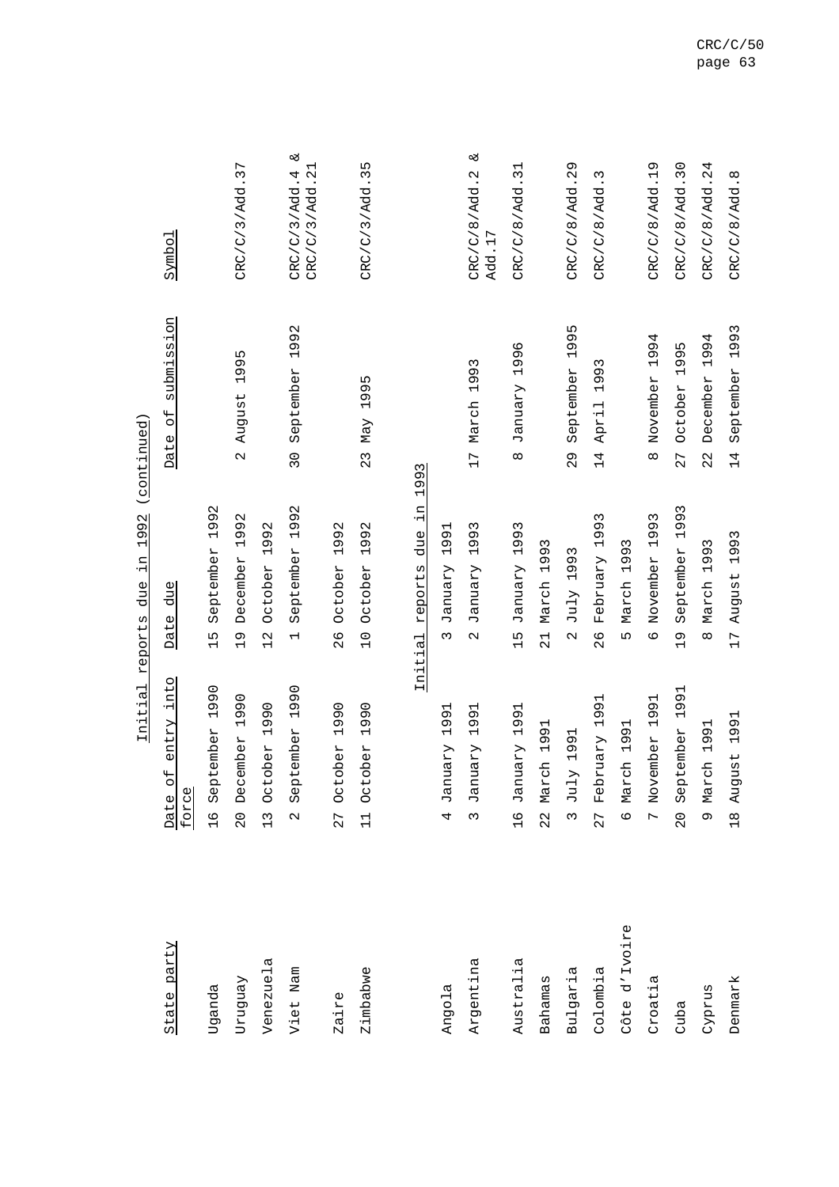Initial reports due in 1992 (continued)

| State party | Date of entry into force | Date due | Date of submission | Symbol |
|---|---|---|---|---|
| Uganda | 16 September 1990 | 15 September 1992 | | |
| Uruguay | 20 December 1990 | 19 December 1992 | 2 August 1995 | CRC/C/3/Add.37 |
| Venezuela | 13 October 1990 | 12 October 1992 | | |
| Viet Nam | 2 September 1990 | 1 September 1992 | 30 September 1992 | CRC/C/3/Add.4 & CRC/C/3/Add.21 |
| Zaire | 27 October 1990 | 26 October 1992 | | |
| Zimbabwe | 11 October 1990 | 10 October 1992 | 23 May 1995 | CRC/C/3/Add.35 |

Initial reports due in 1993

| State party | Date of entry into force | Date due | Date of submission | Symbol |
|---|---|---|---|---|
| Angola | 4 January 1991 | 3 January 1991 | | |
| Argentina | 3 January 1991 | 2 January 1993 | 17 March 1993 | CRC/C/8/Add.2 & Add.17 |
| Australia | 16 January 1991 | 15 January 1993 | 8 January 1996 | CRC/C/8/Add.31 |
| Bahamas | 22 March 1991 | 21 March 1993 | | |
| Bulgaria | 3 July 1991 | 2 July 1993 | 29 September 1995 | CRC/C/8/Add.29 |
| Colombia | 27 February 1991 | 26 February 1993 | 14 April 1993 | CRC/C/8/Add.3 |
| Côte d'Ivoire | 6 March 1991 | 5 March 1993 | | |
| Croatia | 7 November 1991 | 6 November 1993 | 8 November 1994 | CRC/C/8/Add.19 |
| Cuba | 20 September 1991 | 19 September 1993 | 27 October 1995 | CRC/C/8/Add.30 |
| Cyprus | 9 March 1991 | 8 March 1993 | 22 December 1994 | CRC/C/8/Add.24 |
| Denmark | 18 August 1991 | 17 August 1993 | 14 September 1993 | CRC/C/8/Add.8 |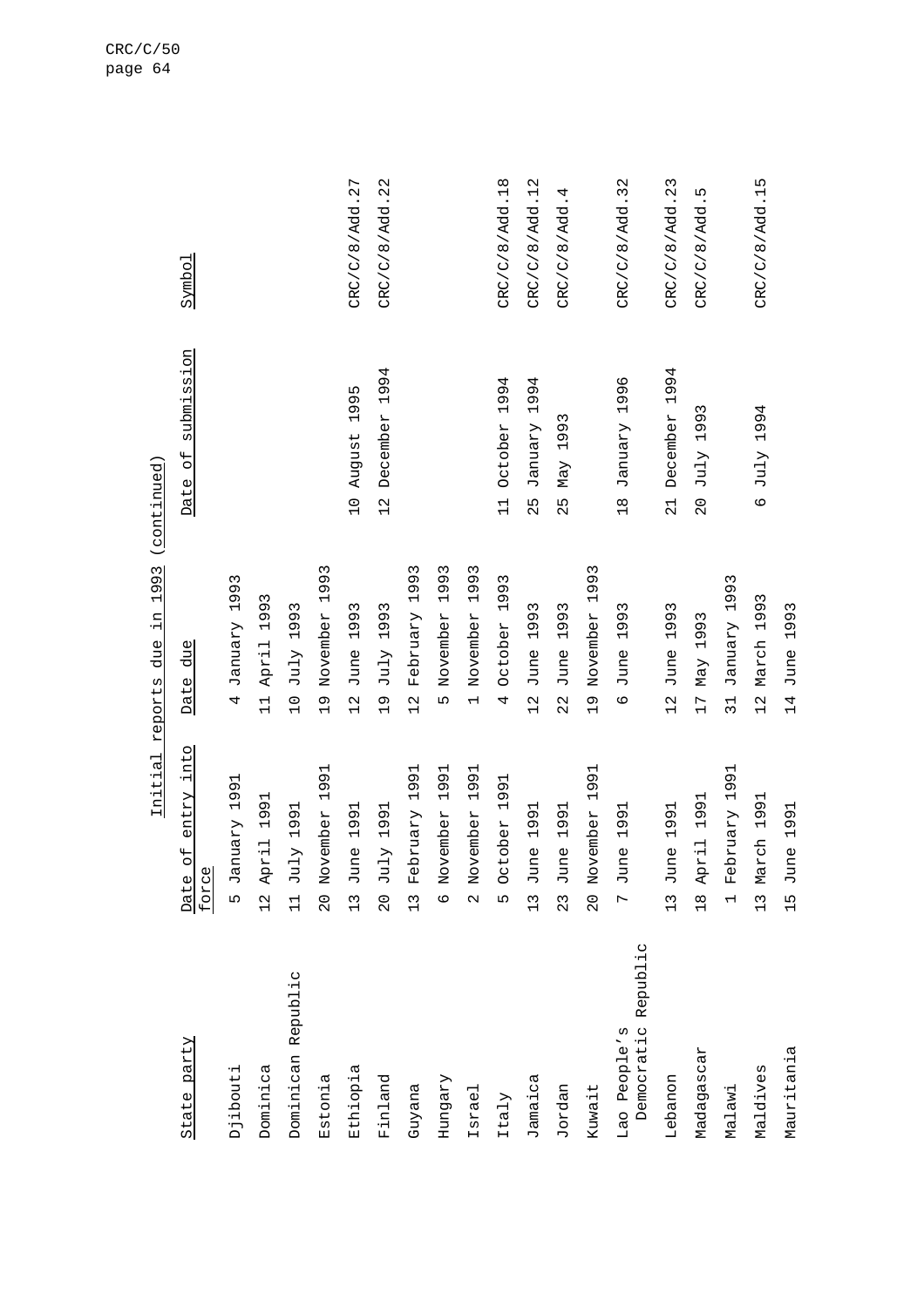Initial reports due in 1993 (continued)

| State party | Date of entry into force | Date due | Date of submission | Symbol |
|---|---|---|---|---|
| Djibouti | 5 January 1991 | 4 January 1993 | | |
| Dominica | 12 April 1991 | 11 April 1993 | | |
| Dominican Republic | 11 July 1991 | 10 July 1993 | | |
| Estonia | 20 November 1991 | 19 November 1993 | | |
| Ethiopia | 13 June 1991 | 12 June 1993 | 10 August 1995 | CRC/C/8/Add.27 |
| Finland | 20 July 1991 | 19 July 1993 | 12 December 1994 | CRC/C/8/Add.22 |
| Guyana | 13 February 1991 | 12 February 1993 | | |
| Hungary | 6 November 1991 | 5 November 1993 | | |
| Israel | 2 November 1991 | 1 November 1993 | | |
| Italy | 5 October 1991 | 4 October 1993 | 11 October 1994 | CRC/C/8/Add.18 |
| Jamaica | 13 June 1991 | 12 June 1993 | 25 January 1994 | CRC/C/8/Add.12 |
| Jordan | 23 June 1991 | 22 June 1993 | 25 May 1993 | CRC/C/8/Add.4 |
| Kuwait | 20 November 1991 | 19 November 1993 | | |
| Lao People's Democratic Republic | 7 June 1991 | 6 June 1993 | 18 January 1996 | CRC/C/8/Add.32 |
| Lebanon | 13 June 1991 | 12 June 1993 | 21 December 1994 | CRC/C/8/Add.23 |
| Madagascar | 18 April 1991 | 17 May 1993 | 20 July 1993 | CRC/C/8/Add.5 |
| Malawi | 1 February 1991 | 31 January 1993 | | |
| Maldives | 13 March 1991 | 12 March 1993 | 6 July 1994 | CRC/C/8/Add.15 |
| Mauritania | 15 June 1991 | 14 June 1993 | | |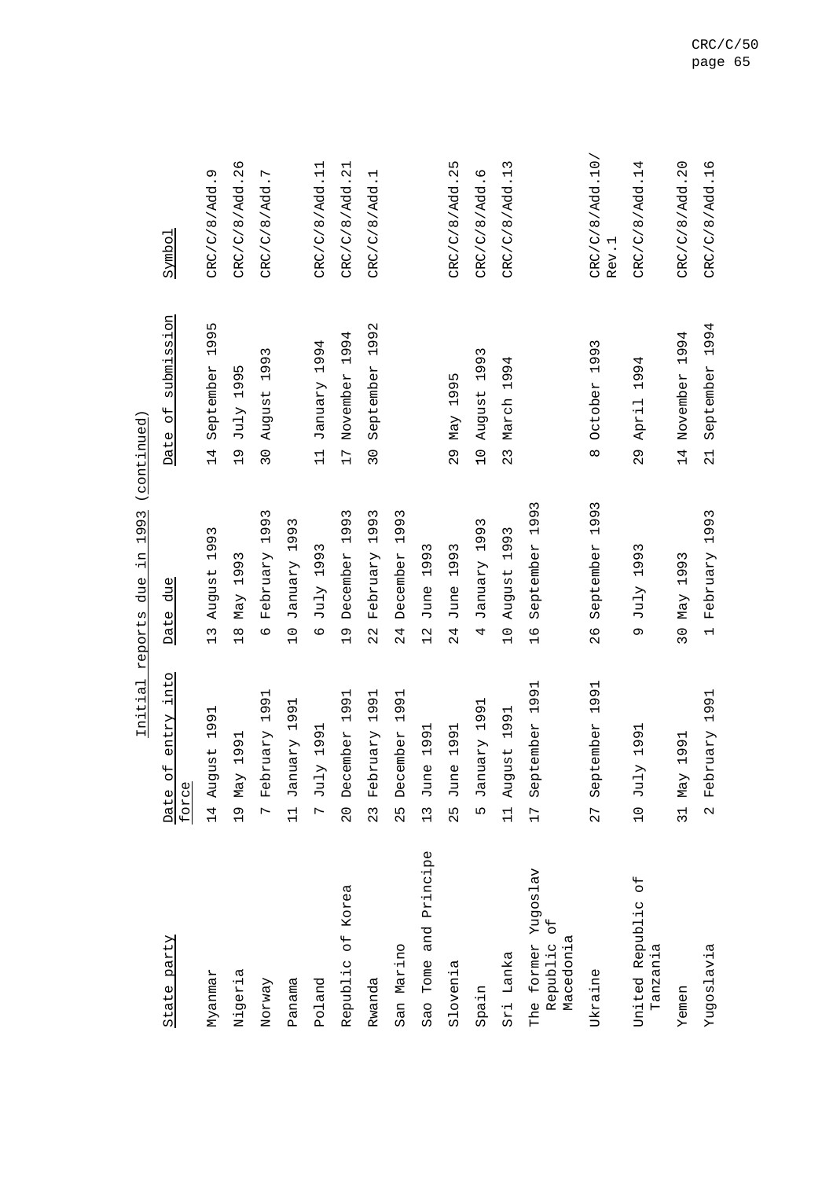Initial reports due in 1993 (continued)

| State party | Date of entry into force | Date due | Date of submission | Symbol |
|---|---|---|---|---|
| Myanmar | 14 August 1991 | 13 August 1993 | 14 September 1995 | CRC/C/8/Add.9 |
| Nigeria | 19 May 1991 | 18 May 1993 | 19 July 1995 | CRC/C/8/Add.26 |
| Norway | 7 February 1991 | 6 February 1993 | 30 August 1993 | CRC/C/8/Add.7 |
| Panama | 11 January 1991 | 10 January 1993 | | |
| Poland | 7 July 1991 | 6 July 1993 | 11 January 1994 | CRC/C/8/Add.11 |
| Republic of Korea | 20 December 1991 | 19 December 1993 | 17 November 1994 | CRC/C/8/Add.21 |
| Rwanda | 23 February 1991 | 22 February 1993 | 30 September 1992 | CRC/C/8/Add.1 |
| San Marino | 25 December 1991 | 24 December 1993 | | |
| Sao Tome and Principe | 13 June 1991 | 12 June 1993 | | |
| Slovenia | 25 June 1991 | 24 June 1993 | 29 May 1995 | CRC/C/8/Add.25 |
| Spain | 5 January 1991 | 4 January 1993 | 10 August 1993 | CRC/C/8/Add.6 |
| Sri Lanka | 11 August 1991 | 10 August 1993 | 23 March 1994 | CRC/C/8/Add.13 |
| The former Yugoslav Republic of Macedonia | 17 September 1991 | 16 September 1993 | | |
| Ukraine | 27 September 1991 | 26 September 1993 | 8 October 1993 | CRC/C/8/Add.10/ Rev.1 |
| United Republic of Tanzania | 10 July 1991 | 9 July 1993 | 29 April 1994 | CRC/C/8/Add.14 |
| Yemen | 31 May 1991 | 30 May 1993 | 14 November 1994 | CRC/C/8/Add.20 |
| Yugoslavia | 2 February 1991 | 1 February 1993 | 21 September 1994 | CRC/C/8/Add.16 |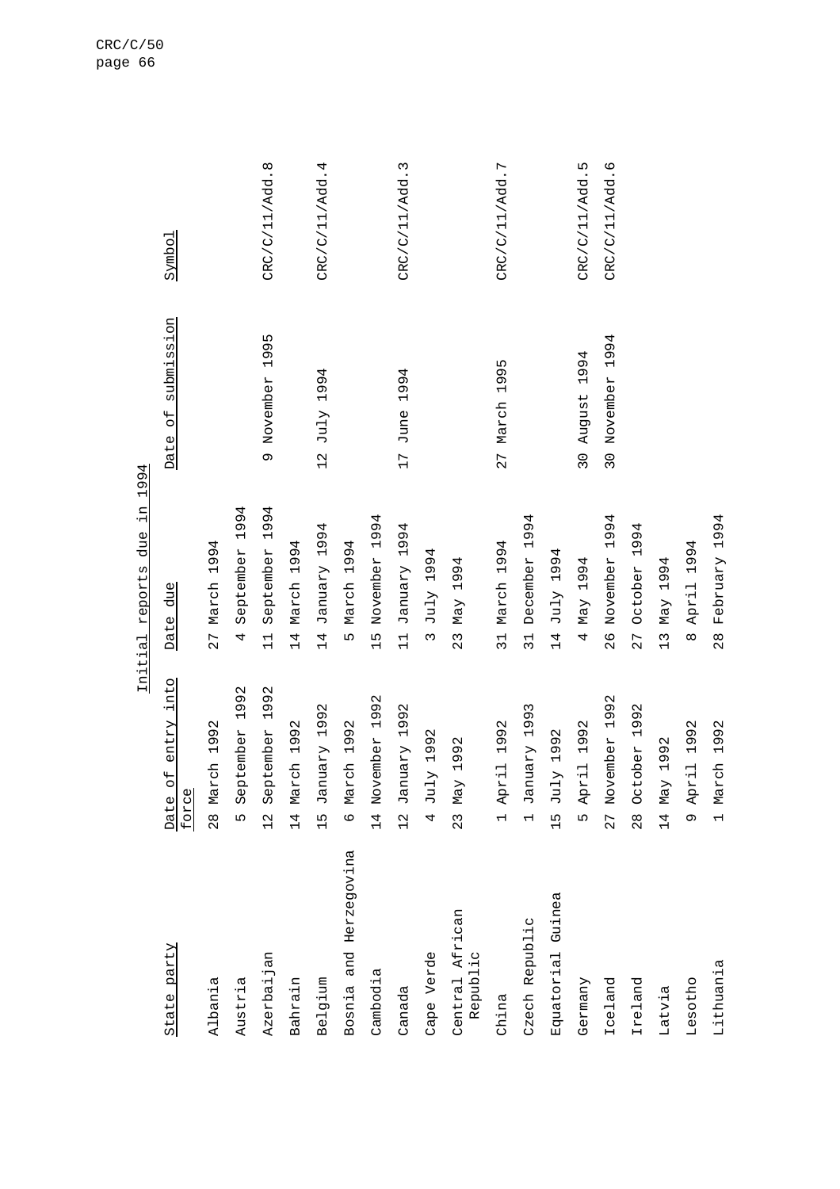Initial reports due in 1994

| State party | Date of entry into force | Date due | Date of submission | Symbol |
|---|---|---|---|---|
| Albania | 28 March 1992 | 27 March 1994 | | |
| Austria | 5 September 1992 | 4 September 1994 | | |
| Azerbaijan | 12 September 1992 | 11 September 1994 | 9 November 1995 | CRC/C/11/Add.8 |
| Bahrain | 14 March 1992 | 14 March 1994 | | |
| Belgium | 15 January 1992 | 14 January 1994 | 12 July 1994 | CRC/C/11/Add.4 |
| Bosnia and Herzegovina | 6 March 1992 | 5 March 1994 | | |
| Cambodia | 14 November 1992 | 15 November 1994 | | |
| Canada | 12 January 1992 | 11 January 1994 | 17 June 1994 | CRC/C/11/Add.3 |
| Cape Verde | 4 July 1992 | 3 July 1994 | | |
| Central African Republic | 23 May 1992 | 23 May 1994 | | |
| China | 1 April 1992 | 31 March 1994 | 27 March 1995 | CRC/C/11/Add.7 |
| Czech Republic | 1 January 1993 | 31 December 1994 | | |
| Equatorial Guinea | 15 July 1992 | 14 July 1994 | | |
| Germany | 5 April 1992 | 4 May 1994 | 30 August 1994 | CRC/C/11/Add.5 |
| Iceland | 27 November 1992 | 26 November 1994 | 30 November 1994 | CRC/C/11/Add.6 |
| Ireland | 28 October 1992 | 27 October 1994 | | |
| Latvia | 14 May 1992 | 13 May 1994 | | |
| Lesotho | 9 April 1992 | 8 April 1994 | | |
| Lithuania | 1 March 1992 | 28 February 1994 | | |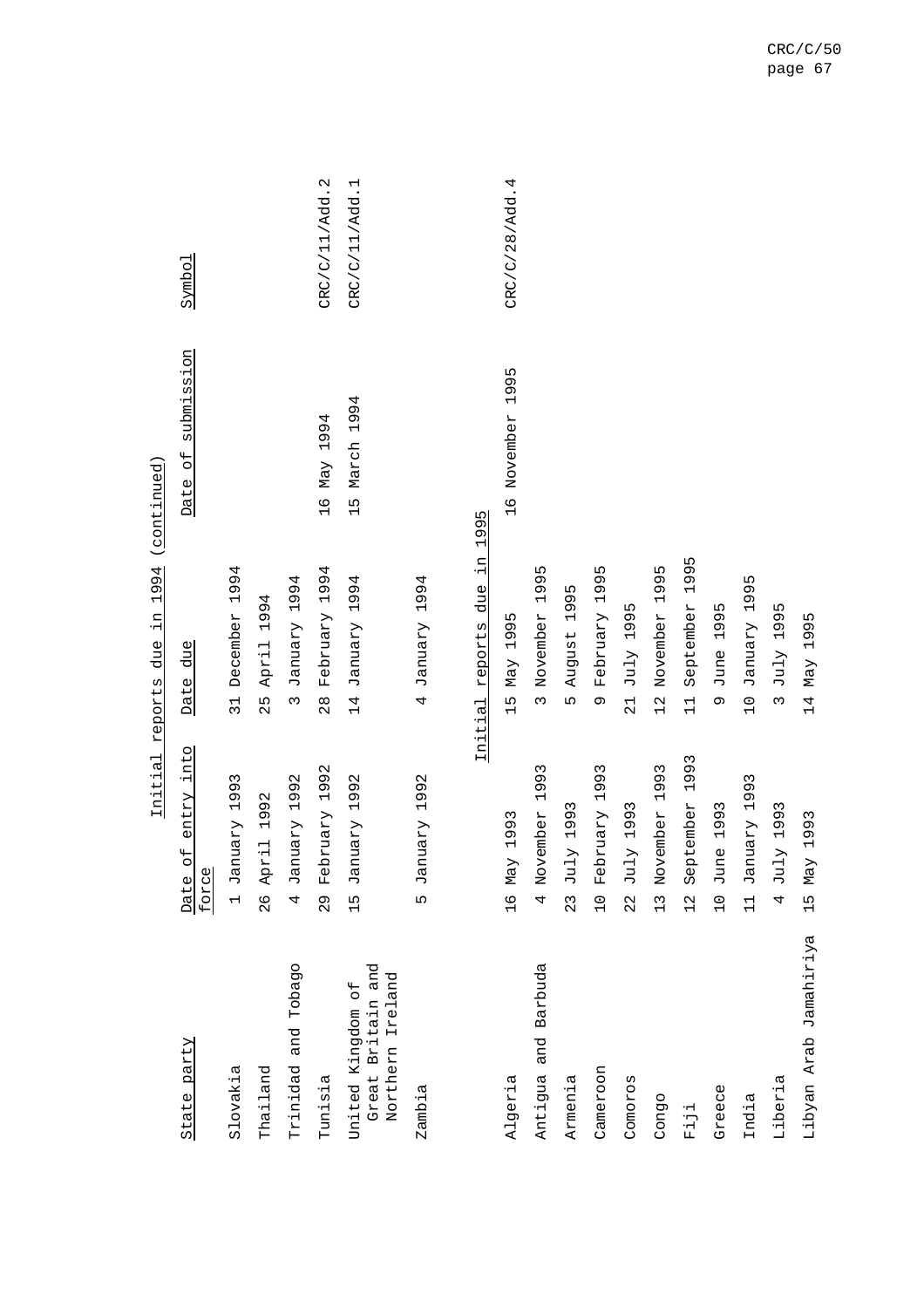Initial reports due in 1994 (continued)

| State party | Date of entry into force | Date due | Date of submission | Symbol |
|---|---|---|---|---|
| Slovakia | 1 January 1993 | 31 December 1994 | | |
| Thailand | 26 April 1992 | 25 April 1994 | | |
| Trinidad and Tobago | 4 January 1992 | 3 January 1994 | | |
| Tunisia | 29 February 1992 | 28 February 1994 | 16 May 1994 | CRC/C/11/Add.2 |
| United Kingdom of Great Britain and Northern Ireland | 15 January 1992 | 14 January 1994 | 15 March 1994 | CRC/C/11/Add.1 |
| Zambia | 5 January 1992 | 4 January 1994 | | |

Initial reports due in 1995

| State party | Date of entry into force | Date due | Date of submission | Symbol |
|---|---|---|---|---|
| Algeria | 16 May 1993 | 15 May 1995 | 16 November 1995 | CRC/C/28/Add.4 |
| Antigua and Barbuda | 4 November 1993 | 3 November 1995 | | |
| Armenia | 23 July 1993 | 5 August 1995 | | |
| Cameroon | 10 February 1993 | 9 February 1995 | | |
| Comoros | 22 July 1993 | 21 July 1995 | | |
| Congo | 13 November 1993 | 12 November 1995 | | |
| Fiji | 12 September 1993 | 11 September 1995 | | |
| Greece | 10 June 1993 | 9 June 1995 | | |
| India | 11 January 1993 | 10 January 1995 | | |
| Liberia | 4 July 1993 | 3 July 1995 | | |
| Libyan Arab Jamahiriya | 15 May 1993 | 14 May 1995 | | |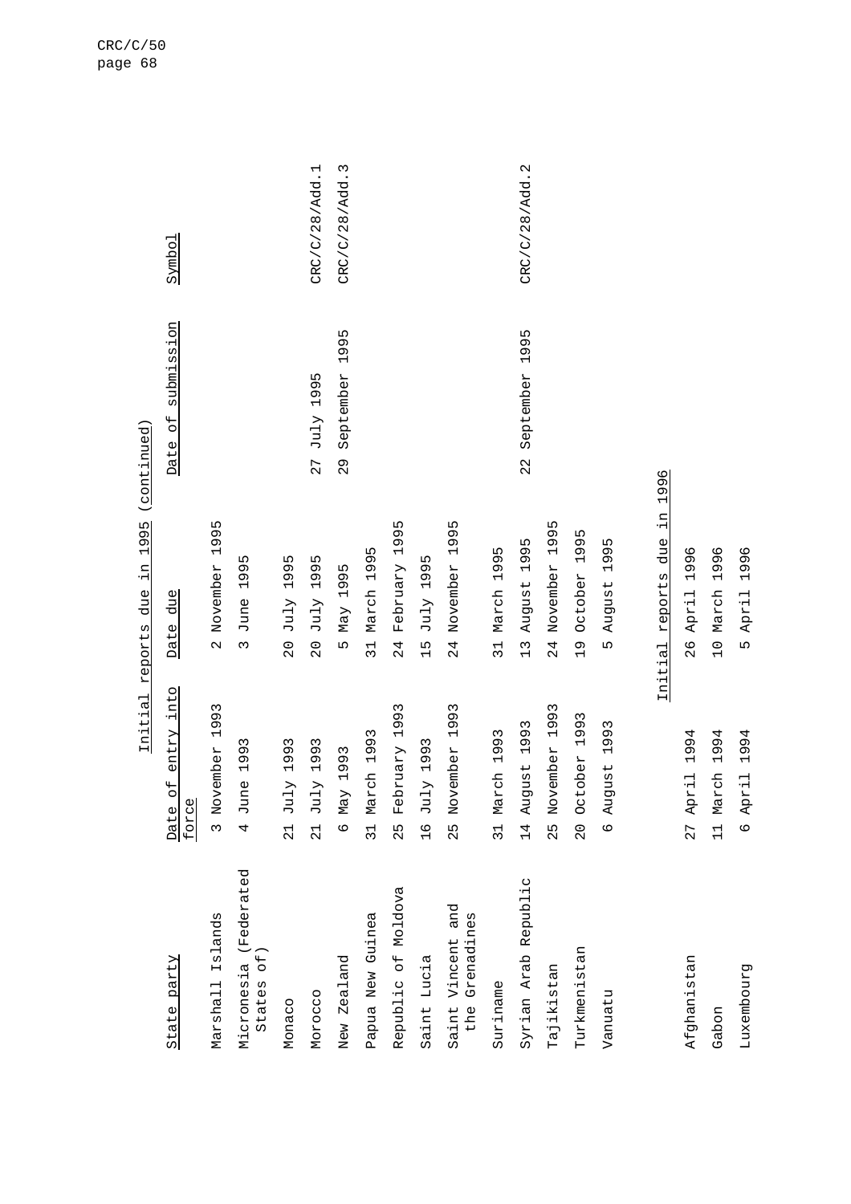Initial reports due in 1995 (continued)

| State party | Date of entry into force | Date due | Date of submission | Symbol |
|---|---|---|---|---|
| Marshall Islands | 3 November 1993 | 2 November 1995 | | |
| Micronesia (Federated States of) | 4 June 1993 | 3 June 1995 | | |
| Monaco | 21 July 1993 | 20 July 1995 | | |
| Morocco | 21 July 1993 | 20 July 1995 | 27 July 1995 | CRC/C/28/Add.1 |
| New Zealand | 6 May 1993 | 5 May 1995 | 29 September 1995 | CRC/C/28/Add.3 |
| Papua New Guinea | 31 March 1993 | 31 March 1995 | | |
| Republic of Moldova | 25 February 1993 | 24 February 1995 | | |
| Saint Lucia | 16 July 1993 | 15 July 1995 | | |
| Saint Vincent and the Grenadines | 25 November 1993 | 24 November 1995 | | |
| Suriname | 31 March 1993 | 31 March 1995 | | |
| Syrian Arab Republic | 14 August 1993 | 13 August 1995 | 22 September 1995 | CRC/C/28/Add.2 |
| Tajikistan | 25 November 1993 | 24 November 1995 | | |
| Turkmenistan | 20 October 1993 | 19 October 1995 | | |
| Vanuatu | 6 August 1993 | 5 August 1995 | | |

Initial reports due in 1996

| State party | Date of entry into force | Date due | Date of submission | Symbol |
|---|---|---|---|---|
| Afghanistan | 27 April 1994 | 26 April 1996 | | |
| Gabon | 11 March 1994 | 10 March 1996 | | |
| Luxembourg | 6 April 1994 | 5 April 1996 | | |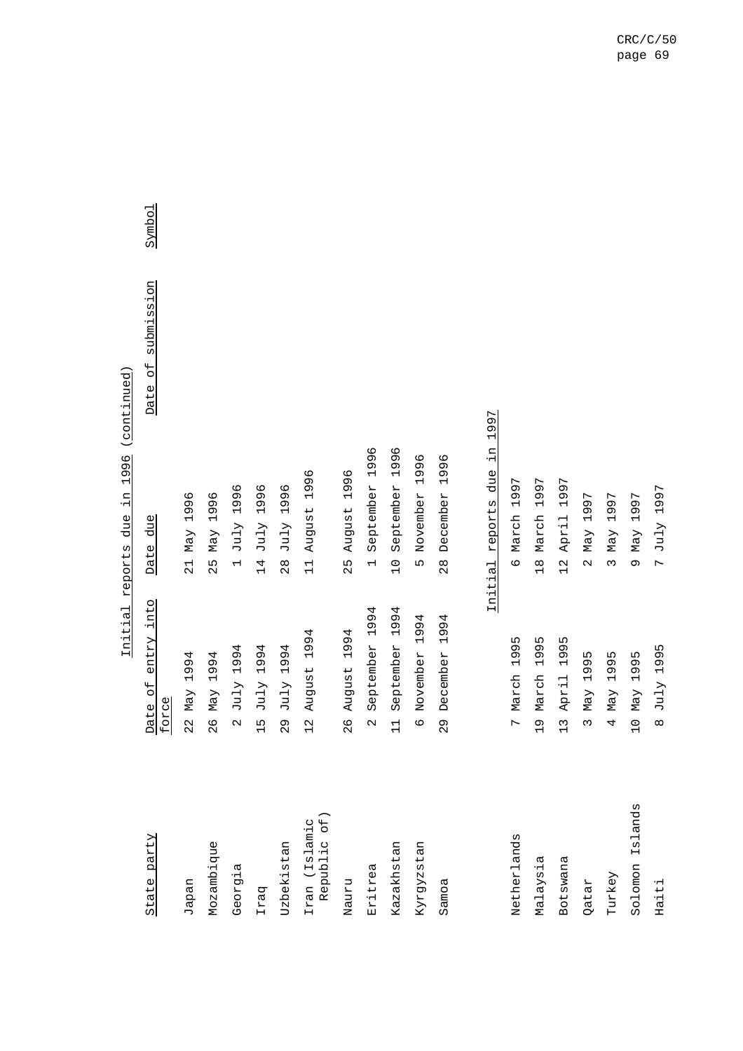## Initial reports due in 1996 (continued)

| State party | Date of entry into force | Date due | Date of submission | Symbol |
|---|---|---|---|---|
| Japan | 22 May 1994 | 21 May 1996 | | |
| Mozambique | 26 May 1994 | 25 May 1996 | | |
| Georgia | 2 July 1994 | 1 July 1996 | | |
| Iraq | 15 July 1994 | 14 July 1996 | | |
| Uzbekistan | 29 July 1994 | 28 July 1996 | | |
| Iran (Islamic Republic of) | 12 August 1994 | 11 August 1996 | | |
| Nauru | 26 August 1994 | 25 August 1996 | | |
| Eritrea | 2 September 1994 | 1 September 1996 | | |
| Kazakhstan | 11 September 1994 | 10 September 1996 | | |
| Kyrgyzstan | 6 November 1994 | 5 November 1996 | | |
| Samoa | 29 December 1994 | 28 December 1996 | | |

## Initial reports due in 1997

| State party | Date of entry into force | Date due | Date of submission | Symbol |
|---|---|---|---|---|
| Netherlands | 7 March 1995 | 6 March 1997 | | |
| Malaysia | 19 March 1995 | 18 March 1997 | | |
| Botswana | 13 April 1995 | 12 April 1997 | | |
| Qatar | 3 May 1995 | 2 May 1997 | | |
| Turkey | 4 May 1995 | 3 May 1997 | | |
| Solomon Islands | 10 May 1995 | 9 May 1997 | | |
| Haiti | 8 July 1995 | 7 July 1997 | | |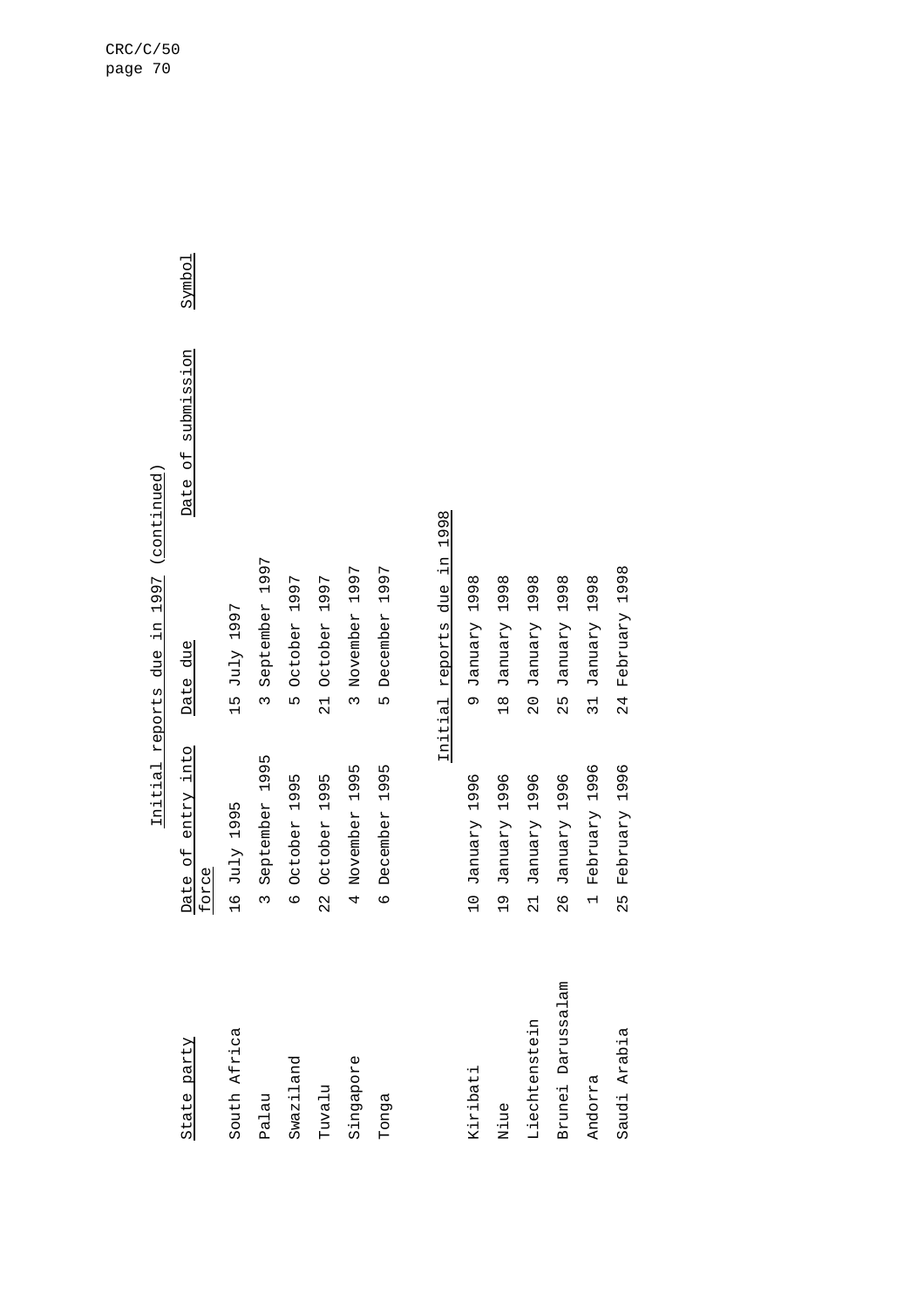## Initial reports due in 1997 (continued)

| State party | Date of entry into force | Date due | Date of submission | Symbol |
|---|---|---|---|---|
| South Africa | 16 July 1995 | 15 July 1997 | | |
| Palau | 3 September 1995 | 3 September 1997 | | |
| Swaziland | 6 October 1995 | 5 October 1997 | | |
| Tuvalu | 22 October 1995 | 21 October 1997 | | |
| Singapore | 4 November 1995 | 3 November 1997 | | |
| Tonga | 6 December 1995 | 5 December 1997 | | |

## Initial reports due in 1998

| State party | Date of entry into force | Date due | Date of submission | Symbol |
|---|---|---|---|---|
| Kiribati | 10 January 1996 | 9 January 1998 | | |
| Niue | 19 January 1996 | 18 January 1998 | | |
| Liechtenstein | 21 January 1996 | 20 January 1998 | | |
| Brunei Darussalam | 26 January 1996 | 25 January 1998 | | |
| Andorra | 1 February 1996 | 31 January 1998 | | |
| Saudi Arabia | 25 February 1996 | 24 February 1998 | | |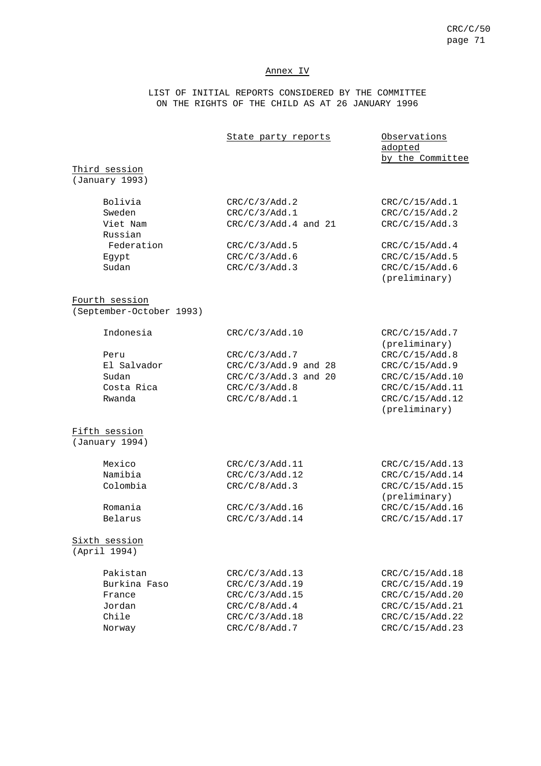## Annex IV

### LIST OF INITIAL REPORTS CONSIDERED BY THE COMMITTEE ON THE RIGHTS OF THE CHILD AS AT 26 JANUARY 1996

| | State party reports | Observations adopted by the Committee |
|---|---|---|
| **Third session** (January 1993) | | |
| Bolivia | CRC/C/3/Add.2 | CRC/C/15/Add.1 |
| Sweden | CRC/C/3/Add.1 | CRC/C/15/Add.2 |
| Viet Nam | CRC/C/3/Add.4 and 21 | CRC/C/15/Add.3 |
| Russian Federation | CRC/C/3/Add.5 | CRC/C/15/Add.4 |
| Egypt | CRC/C/3/Add.6 | CRC/C/15/Add.5 |
| Sudan | CRC/C/3/Add.3 | CRC/C/15/Add.6 (preliminary) |
| **Fourth session** (September-October 1993) | | |
| Indonesia | CRC/C/3/Add.10 | CRC/C/15/Add.7 (preliminary) |
| Peru | CRC/C/3/Add.7 | CRC/C/15/Add.8 |
| El Salvador | CRC/C/3/Add.9 and 28 | CRC/C/15/Add.9 |
| Sudan | CRC/C/3/Add.3 and 20 | CRC/C/15/Add.10 |
| Costa Rica | CRC/C/3/Add.8 | CRC/C/15/Add.11 |
| Rwanda | CRC/C/8/Add.1 | CRC/C/15/Add.12 (preliminary) |
| **Fifth session** (January 1994) | | |
| Mexico | CRC/C/3/Add.11 | CRC/C/15/Add.13 |
| Namibia | CRC/C/3/Add.12 | CRC/C/15/Add.14 |
| Colombia | CRC/C/8/Add.3 | CRC/C/15/Add.15 (preliminary) |
| Romania | CRC/C/3/Add.16 | CRC/C/15/Add.16 |
| Belarus | CRC/C/3/Add.14 | CRC/C/15/Add.17 |
| **Sixth session** (April 1994) | | |
| Pakistan | CRC/C/3/Add.13 | CRC/C/15/Add.18 |
| Burkina Faso | CRC/C/3/Add.19 | CRC/C/15/Add.19 |
| France | CRC/C/3/Add.15 | CRC/C/15/Add.20 |
| Jordan | CRC/C/8/Add.4 | CRC/C/15/Add.21 |
| Chile | CRC/C/3/Add.18 | CRC/C/15/Add.22 |
| Norway | CRC/C/8/Add.7 | CRC/C/15/Add.23 |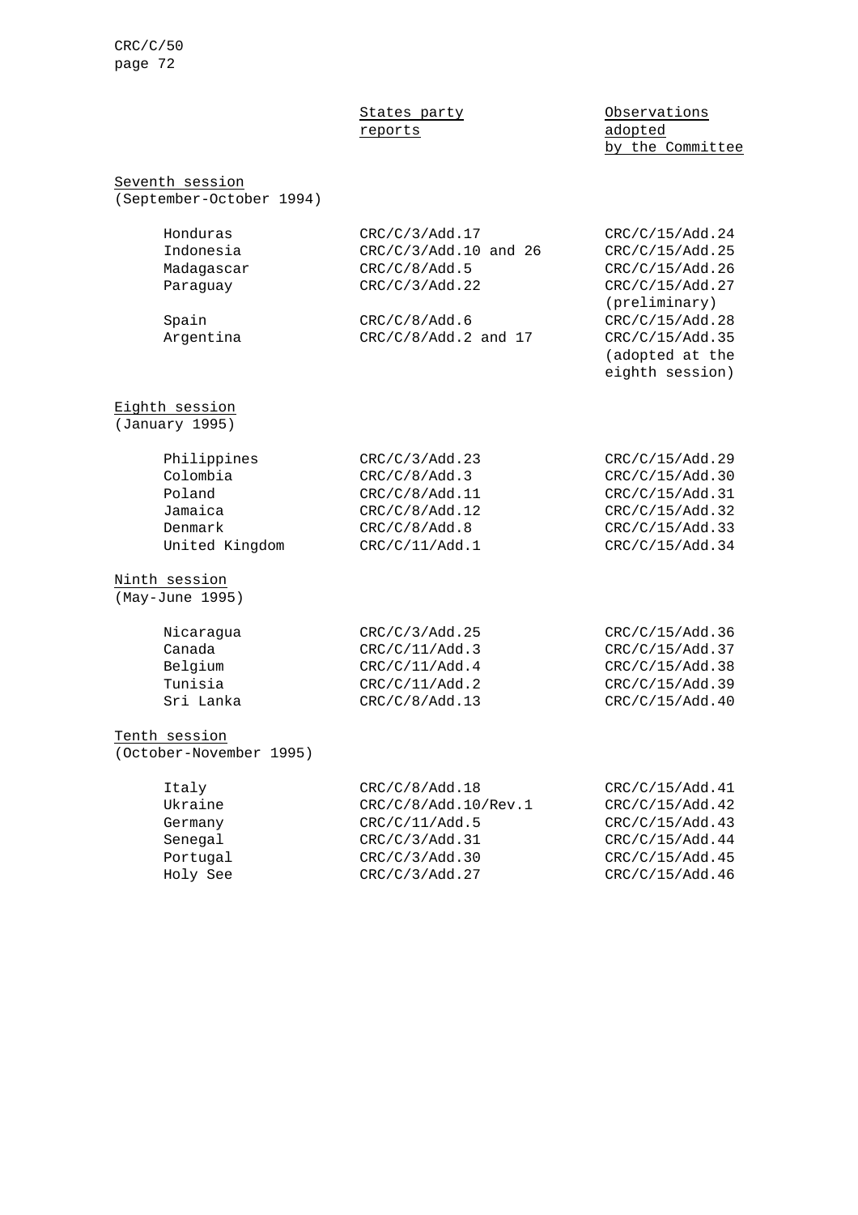| | States party reports | Observations adopted by the Committee |
|---|---|---|
| Seventh session (September-October 1994) | | |
| Honduras | CRC/C/3/Add.17 | CRC/C/15/Add.24 |
| Indonesia | CRC/C/3/Add.10 and 26 | CRC/C/15/Add.25 |
| Madagascar | CRC/C/8/Add.5 | CRC/C/15/Add.26 |
| Paraguay | CRC/C/3/Add.22 | CRC/C/15/Add.27 (preliminary) |
| Spain | CRC/C/8/Add.6 | CRC/C/15/Add.28 |
| Argentina | CRC/C/8/Add.2 and 17 | CRC/C/15/Add.35 (adopted at the eighth session) |
| Eighth session (January 1995) | | |
| Philippines | CRC/C/3/Add.23 | CRC/C/15/Add.29 |
| Colombia | CRC/C/8/Add.3 | CRC/C/15/Add.30 |
| Poland | CRC/C/8/Add.11 | CRC/C/15/Add.31 |
| Jamaica | CRC/C/8/Add.12 | CRC/C/15/Add.32 |
| Denmark | CRC/C/8/Add.8 | CRC/C/15/Add.33 |
| United Kingdom | CRC/C/11/Add.1 | CRC/C/15/Add.34 |
| Ninth session (May-June 1995) | | |
| Nicaragua | CRC/C/3/Add.25 | CRC/C/15/Add.36 |
| Canada | CRC/C/11/Add.3 | CRC/C/15/Add.37 |
| Belgium | CRC/C/11/Add.4 | CRC/C/15/Add.38 |
| Tunisia | CRC/C/11/Add.2 | CRC/C/15/Add.39 |
| Sri Lanka | CRC/C/8/Add.13 | CRC/C/15/Add.40 |
| Tenth session (October-November 1995) | | |
| Italy | CRC/C/8/Add.18 | CRC/C/15/Add.41 |
| Ukraine | CRC/C/8/Add.10/Rev.1 | CRC/C/15/Add.42 |
| Germany | CRC/C/11/Add.5 | CRC/C/15/Add.43 |
| Senegal | CRC/C/3/Add.31 | CRC/C/15/Add.44 |
| Portugal | CRC/C/3/Add.30 | CRC/C/15/Add.45 |
| Holy See | CRC/C/3/Add.27 | CRC/C/15/Add.46 |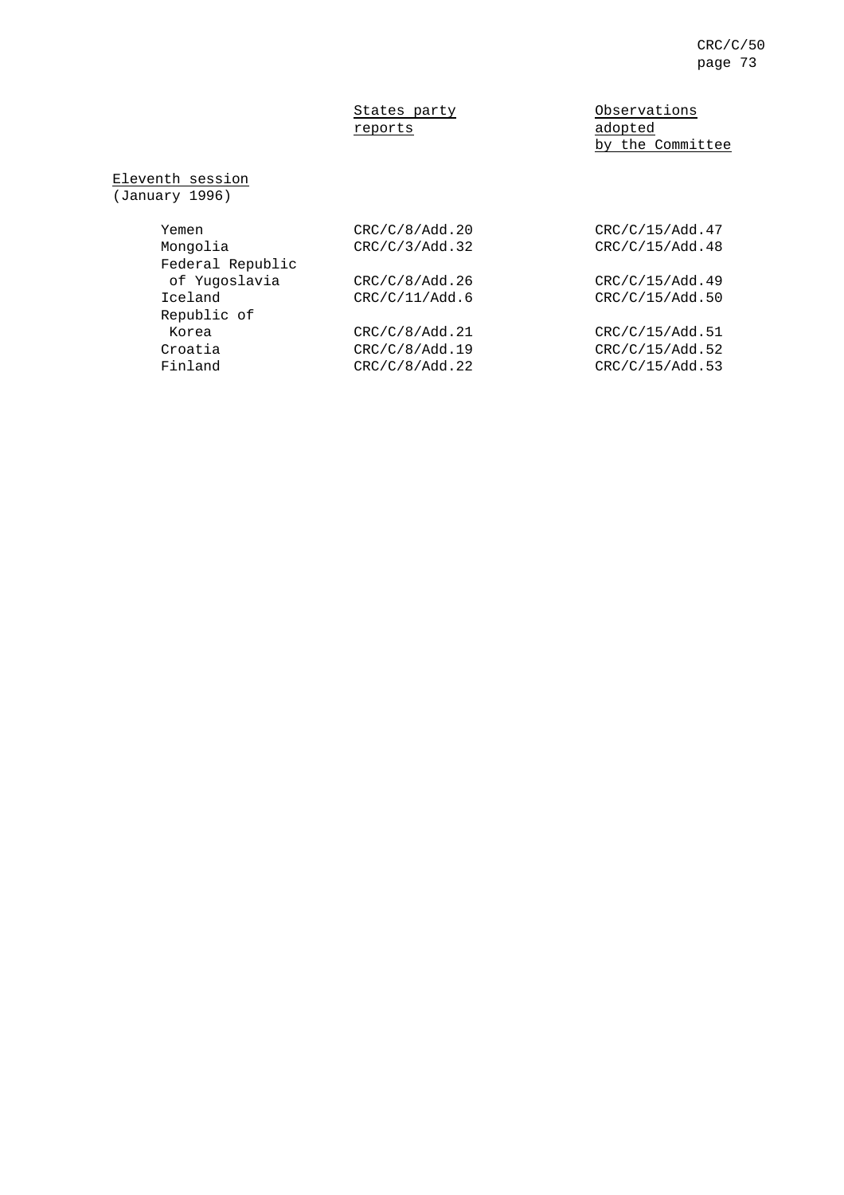| | States party reports | Observations adopted by the Committee |
|---|---|---|
| Eleventh session (January 1996) | | |
| Yemen | CRC/C/8/Add.20 | CRC/C/15/Add.47 |
| Mongolia | CRC/C/3/Add.32 | CRC/C/15/Add.48 |
| Federal Republic of Yugoslavia | CRC/C/8/Add.26 | CRC/C/15/Add.49 |
| Iceland | CRC/C/11/Add.6 | CRC/C/15/Add.50 |
| Republic of Korea | CRC/C/8/Add.21 | CRC/C/15/Add.51 |
| Croatia | CRC/C/8/Add.19 | CRC/C/15/Add.52 |
| Finland | CRC/C/8/Add.22 | CRC/C/15/Add.53 |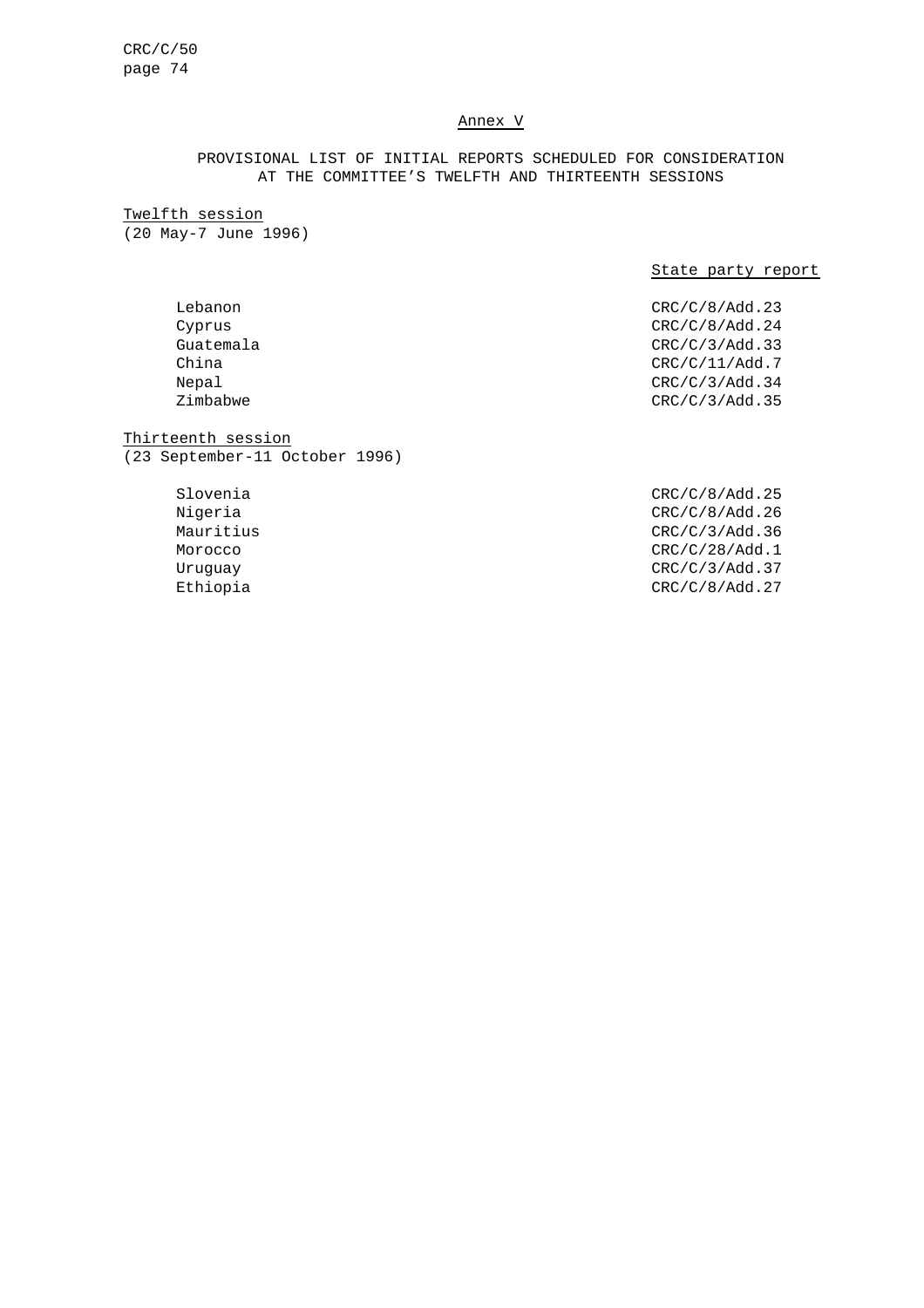## Annex V

### PROVISIONAL LIST OF INITIAL REPORTS SCHEDULED FOR CONSIDERATION AT THE COMMITTEE'S TWELFTH AND THIRTEENTH SESSIONS

Twelfth session
(20 May-7 June 1996)

| | State party report |
|---|---|
| Lebanon | CRC/C/8/Add.23 |
| Cyprus | CRC/C/8/Add.24 |
| Guatemala | CRC/C/3/Add.33 |
| China | CRC/C/11/Add.7 |
| Nepal | CRC/C/3/Add.34 |
| Zimbabwe | CRC/C/3/Add.35 |

Thirteenth session
(23 September-11 October 1996)

| | State party report |
|---|---|
| Slovenia | CRC/C/8/Add.25 |
| Nigeria | CRC/C/8/Add.26 |
| Mauritius | CRC/C/3/Add.36 |
| Morocco | CRC/C/28/Add.1 |
| Uruguay | CRC/C/3/Add.37 |
| Ethiopia | CRC/C/8/Add.27 |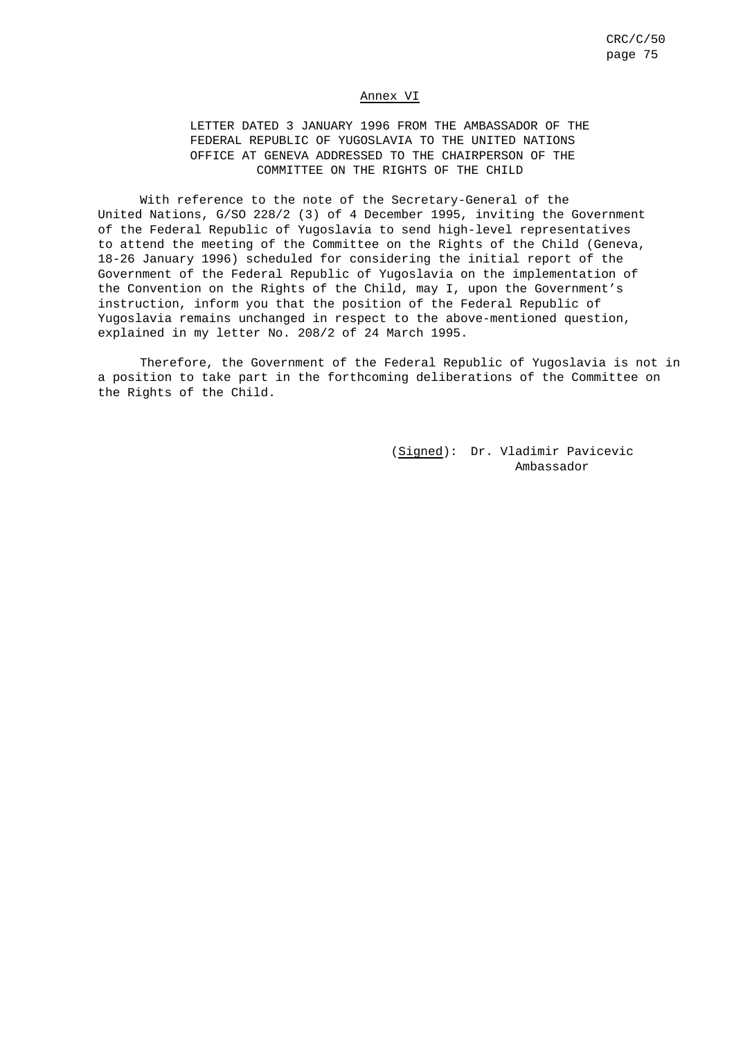## Annex VI

### LETTER DATED 3 JANUARY 1996 FROM THE AMBASSADOR OF THE FEDERAL REPUBLIC OF YUGOSLAVIA TO THE UNITED NATIONS OFFICE AT GENEVA ADDRESSED TO THE CHAIRPERSON OF THE COMMITTEE ON THE RIGHTS OF THE CHILD

With reference to the note of the Secretary-General of the United Nations, G/SO 228/2 (3) of 4 December 1995, inviting the Government of the Federal Republic of Yugoslavia to send high-level representatives to attend the meeting of the Committee on the Rights of the Child (Geneva, 18-26 January 1996) scheduled for considering the initial report of the Government of the Federal Republic of Yugoslavia on the implementation of the Convention on the Rights of the Child, may I, upon the Government's instruction, inform you that the position of the Federal Republic of Yugoslavia remains unchanged in respect to the above-mentioned question, explained in my letter No. 208/2 of 24 March 1995.

Therefore, the Government of the Federal Republic of Yugoslavia is not in a position to take part in the forthcoming deliberations of the Committee on the Rights of the Child.

(*Signed*): Dr. Vladimir Pavicevic
Ambassador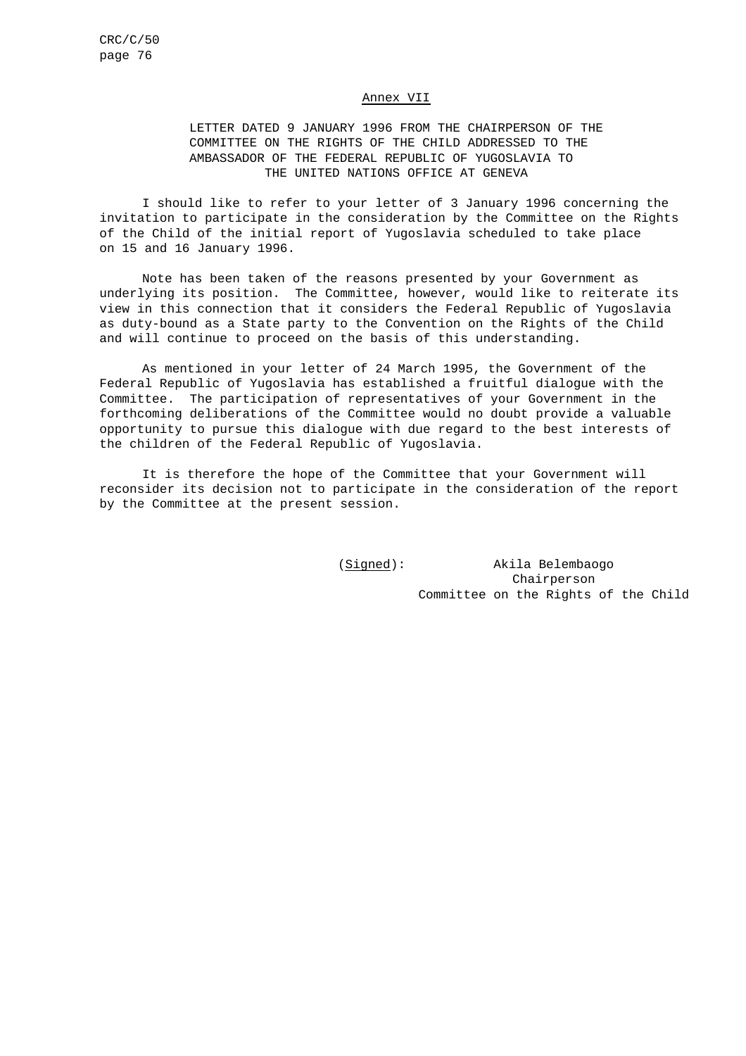## Annex VII

### LETTER DATED 9 JANUARY 1996 FROM THE CHAIRPERSON OF THE COMMITTEE ON THE RIGHTS OF THE CHILD ADDRESSED TO THE AMBASSADOR OF THE FEDERAL REPUBLIC OF YUGOSLAVIA TO THE UNITED NATIONS OFFICE AT GENEVA

I should like to refer to your letter of 3 January 1996 concerning the invitation to participate in the consideration by the Committee on the Rights of the Child of the initial report of Yugoslavia scheduled to take place on 15 and 16 January 1996.

Note has been taken of the reasons presented by your Government as underlying its position. The Committee, however, would like to reiterate its view in this connection that it considers the Federal Republic of Yugoslavia as duty-bound as a State party to the Convention on the Rights of the Child and will continue to proceed on the basis of this understanding.

As mentioned in your letter of 24 March 1995, the Government of the Federal Republic of Yugoslavia has established a fruitful dialogue with the Committee. The participation of representatives of your Government in the forthcoming deliberations of the Committee would no doubt provide a valuable opportunity to pursue this dialogue with due regard to the best interests of the children of the Federal Republic of Yugoslavia.

It is therefore the hope of the Committee that your Government will reconsider its decision not to participate in the consideration of the report by the Committee at the present session.

(*Signed*): Akila Belembaogo
Chairperson
Committee on the Rights of the Child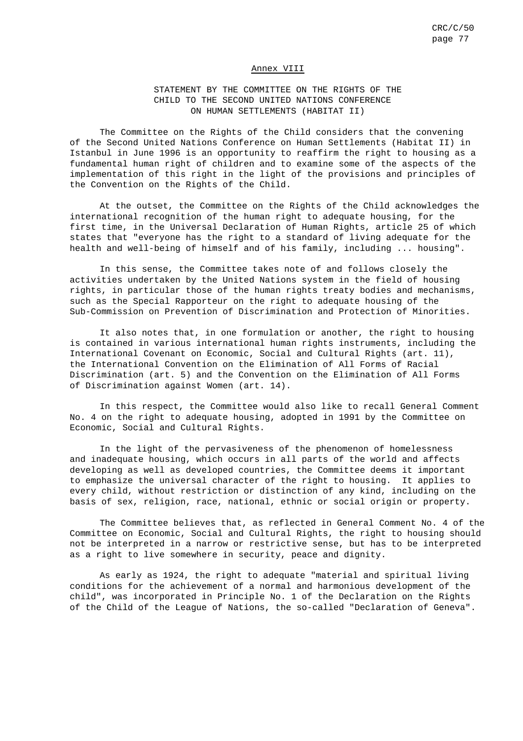## Annex VIII

### STATEMENT BY THE COMMITTEE ON THE RIGHTS OF THE CHILD TO THE SECOND UNITED NATIONS CONFERENCE ON HUMAN SETTLEMENTS (HABITAT II)

The Committee on the Rights of the Child considers that the convening of the Second United Nations Conference on Human Settlements (Habitat II) in Istanbul in June 1996 is an opportunity to reaffirm the right to housing as a fundamental human right of children and to examine some of the aspects of the implementation of this right in the light of the provisions and principles of the Convention on the Rights of the Child.

At the outset, the Committee on the Rights of the Child acknowledges the international recognition of the human right to adequate housing, for the first time, in the Universal Declaration of Human Rights, article 25 of which states that "everyone has the right to a standard of living adequate for the health and well-being of himself and of his family, including ... housing".

In this sense, the Committee takes note of and follows closely the activities undertaken by the United Nations system in the field of housing rights, in particular those of the human rights treaty bodies and mechanisms, such as the Special Rapporteur on the right to adequate housing of the Sub-Commission on Prevention of Discrimination and Protection of Minorities.

It also notes that, in one formulation or another, the right to housing is contained in various international human rights instruments, including the International Covenant on Economic, Social and Cultural Rights (art. 11), the International Convention on the Elimination of All Forms of Racial Discrimination (art. 5) and the Convention on the Elimination of All Forms of Discrimination against Women (art. 14).

In this respect, the Committee would also like to recall General Comment No. 4 on the right to adequate housing, adopted in 1991 by the Committee on Economic, Social and Cultural Rights.

In the light of the pervasiveness of the phenomenon of homelessness and inadequate housing, which occurs in all parts of the world and affects developing as well as developed countries, the Committee deems it important to emphasize the universal character of the right to housing. It applies to every child, without restriction or distinction of any kind, including on the basis of sex, religion, race, national, ethnic or social origin or property.

The Committee believes that, as reflected in General Comment No. 4 of the Committee on Economic, Social and Cultural Rights, the right to housing should not be interpreted in a narrow or restrictive sense, but has to be interpreted as a right to live somewhere in security, peace and dignity.

As early as 1924, the right to adequate "material and spiritual living conditions for the achievement of a normal and harmonious development of the child", was incorporated in Principle No. 1 of the Declaration on the Rights of the Child of the League of Nations, the so-called "Declaration of Geneva".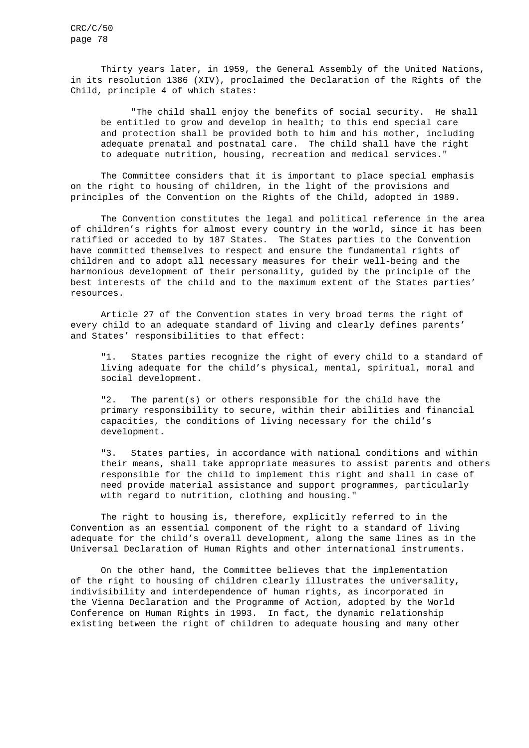Thirty years later, in 1959, the General Assembly of the United Nations, in its resolution 1386 (XIV), proclaimed the Declaration of the Rights of the Child, principle 4 of which states:

> "The child shall enjoy the benefits of social security. He shall be entitled to grow and develop in health; to this end special care and protection shall be provided both to him and his mother, including adequate prenatal and postnatal care. The child shall have the right to adequate nutrition, housing, recreation and medical services."

The Committee considers that it is important to place special emphasis on the right to housing of children, in the light of the provisions and principles of the Convention on the Rights of the Child, adopted in 1989.

The Convention constitutes the legal and political reference in the area of children's rights for almost every country in the world, since it has been ratified or acceded to by 187 States. The States parties to the Convention have committed themselves to respect and ensure the fundamental rights of children and to adopt all necessary measures for their well-being and the harmonious development of their personality, guided by the principle of the best interests of the child and to the maximum extent of the States parties' resources.

Article 27 of the Convention states in very broad terms the right of every child to an adequate standard of living and clearly defines parents' and States' responsibilities to that effect:

> "1. States parties recognize the right of every child to a standard of living adequate for the child's physical, mental, spiritual, moral and social development.
>
> "2. The parent(s) or others responsible for the child have the primary responsibility to secure, within their abilities and financial capacities, the conditions of living necessary for the child's development.
>
> "3. States parties, in accordance with national conditions and within their means, shall take appropriate measures to assist parents and others responsible for the child to implement this right and shall in case of need provide material assistance and support programmes, particularly with regard to nutrition, clothing and housing."

The right to housing is, therefore, explicitly referred to in the Convention as an essential component of the right to a standard of living adequate for the child's overall development, along the same lines as in the Universal Declaration of Human Rights and other international instruments.

On the other hand, the Committee believes that the implementation of the right to housing of children clearly illustrates the universality, indivisibility and interdependence of human rights, as incorporated in the Vienna Declaration and the Programme of Action, adopted by the World Conference on Human Rights in 1993. In fact, the dynamic relationship existing between the right of children to adequate housing and many other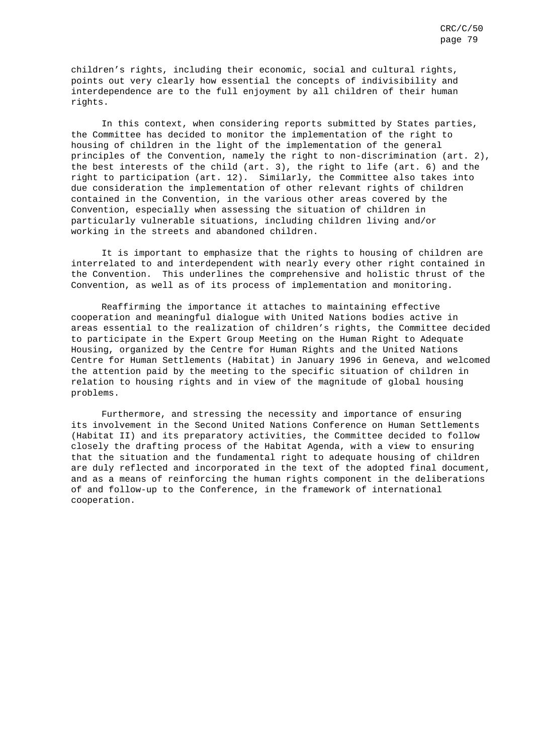children's rights, including their economic, social and cultural rights, points out very clearly how essential the concepts of indivisibility and interdependence are to the full enjoyment by all children of their human rights.

In this context, when considering reports submitted by States parties, the Committee has decided to monitor the implementation of the right to housing of children in the light of the implementation of the general principles of the Convention, namely the right to non-discrimination (art. 2), the best interests of the child (art. 3), the right to life (art. 6) and the right to participation (art. 12). Similarly, the Committee also takes into due consideration the implementation of other relevant rights of children contained in the Convention, in the various other areas covered by the Convention, especially when assessing the situation of children in particularly vulnerable situations, including children living and/or working in the streets and abandoned children.

It is important to emphasize that the rights to housing of children are interrelated to and interdependent with nearly every other right contained in the Convention. This underlines the comprehensive and holistic thrust of the Convention, as well as of its process of implementation and monitoring.

Reaffirming the importance it attaches to maintaining effective cooperation and meaningful dialogue with United Nations bodies active in areas essential to the realization of children's rights, the Committee decided to participate in the Expert Group Meeting on the Human Right to Adequate Housing, organized by the Centre for Human Rights and the United Nations Centre for Human Settlements (Habitat) in January 1996 in Geneva, and welcomed the attention paid by the meeting to the specific situation of children in relation to housing rights and in view of the magnitude of global housing problems.

Furthermore, and stressing the necessity and importance of ensuring its involvement in the Second United Nations Conference on Human Settlements (Habitat II) and its preparatory activities, the Committee decided to follow closely the drafting process of the Habitat Agenda, with a view to ensuring that the situation and the fundamental right to adequate housing of children are duly reflected and incorporated in the text of the adopted final document, and as a means of reinforcing the human rights component in the deliberations of and follow-up to the Conference, in the framework of international cooperation.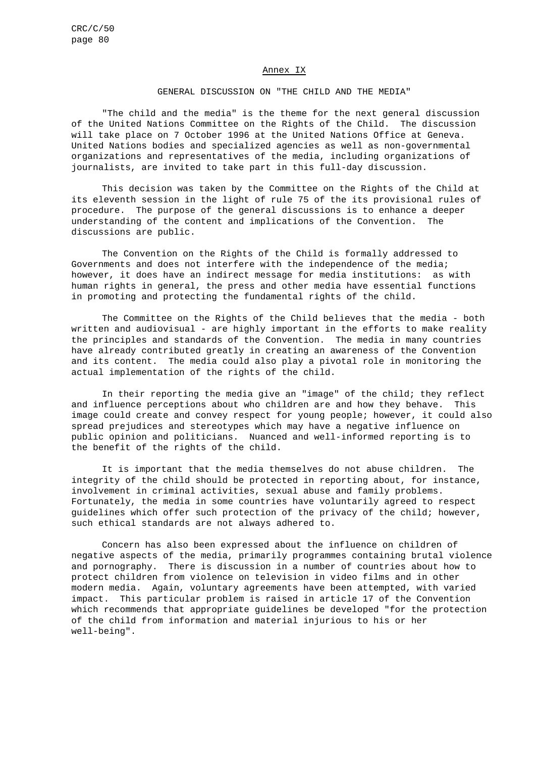Annex IX

## GENERAL DISCUSSION ON "THE CHILD AND THE MEDIA"

"The child and the media" is the theme for the next general discussion of the United Nations Committee on the Rights of the Child. The discussion will take place on 7 October 1996 at the United Nations Office at Geneva. United Nations bodies and specialized agencies as well as non-governmental organizations and representatives of the media, including organizations of journalists, are invited to take part in this full-day discussion.

This decision was taken by the Committee on the Rights of the Child at its eleventh session in the light of rule 75 of the its provisional rules of procedure. The purpose of the general discussions is to enhance a deeper understanding of the content and implications of the Convention. The discussions are public.

The Convention on the Rights of the Child is formally addressed to Governments and does not interfere with the independence of the media; however, it does have an indirect message for media institutions: as with human rights in general, the press and other media have essential functions in promoting and protecting the fundamental rights of the child.

The Committee on the Rights of the Child believes that the media - both written and audiovisual - are highly important in the efforts to make reality the principles and standards of the Convention. The media in many countries have already contributed greatly in creating an awareness of the Convention and its content. The media could also play a pivotal role in monitoring the actual implementation of the rights of the child.

In their reporting the media give an "image" of the child; they reflect and influence perceptions about who children are and how they behave. This image could create and convey respect for young people; however, it could also spread prejudices and stereotypes which may have a negative influence on public opinion and politicians. Nuanced and well-informed reporting is to the benefit of the rights of the child.

It is important that the media themselves do not abuse children. The integrity of the child should be protected in reporting about, for instance, involvement in criminal activities, sexual abuse and family problems. Fortunately, the media in some countries have voluntarily agreed to respect guidelines which offer such protection of the privacy of the child; however, such ethical standards are not always adhered to.

Concern has also been expressed about the influence on children of negative aspects of the media, primarily programmes containing brutal violence and pornography. There is discussion in a number of countries about how to protect children from violence on television in video films and in other modern media. Again, voluntary agreements have been attempted, with varied impact. This particular problem is raised in article 17 of the Convention which recommends that appropriate guidelines be developed "for the protection of the child from information and material injurious to his or her well-being".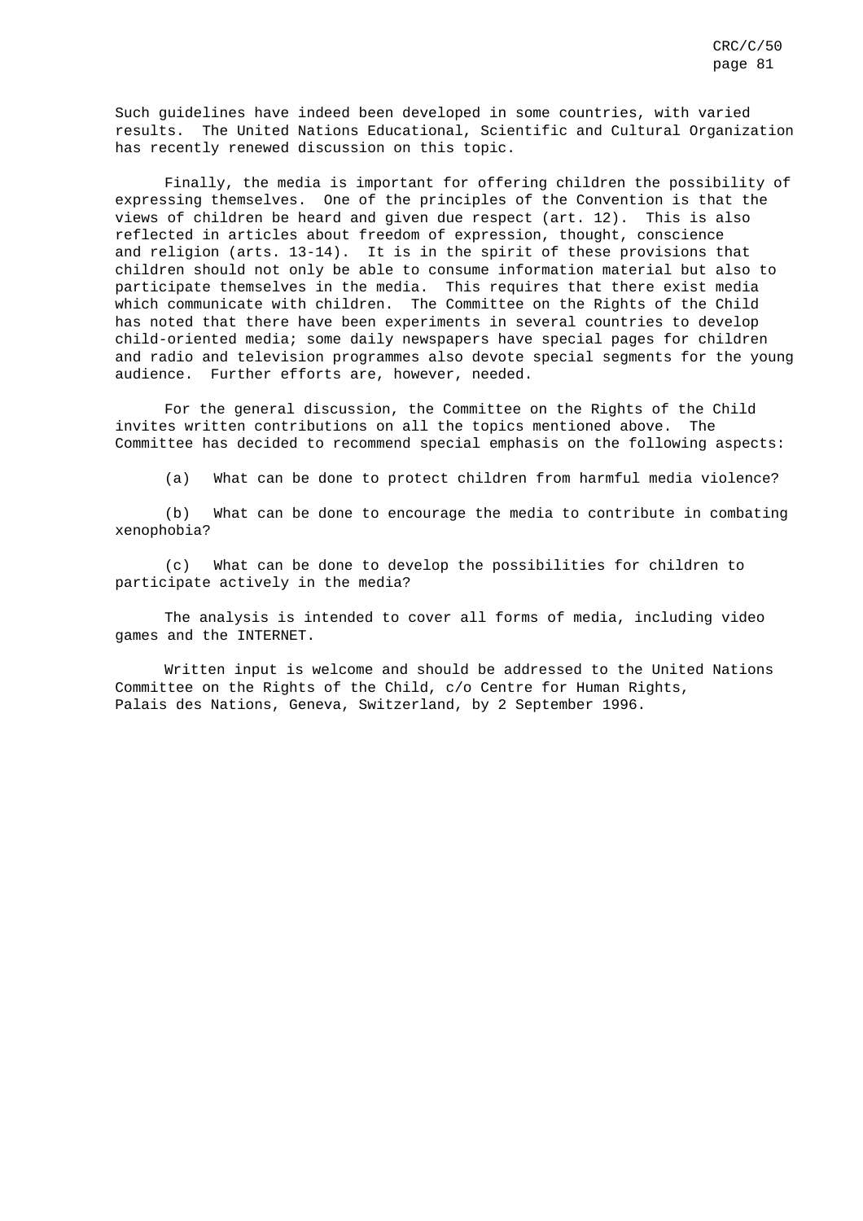Such guidelines have indeed been developed in some countries, with varied results. The United Nations Educational, Scientific and Cultural Organization has recently renewed discussion on this topic.

Finally, the media is important for offering children the possibility of expressing themselves. One of the principles of the Convention is that the views of children be heard and given due respect (art. 12). This is also reflected in articles about freedom of expression, thought, conscience and religion (arts. 13-14). It is in the spirit of these provisions that children should not only be able to consume information material but also to participate themselves in the media. This requires that there exist media which communicate with children. The Committee on the Rights of the Child has noted that there have been experiments in several countries to develop child-oriented media; some daily newspapers have special pages for children and radio and television programmes also devote special segments for the young audience. Further efforts are, however, needed.

For the general discussion, the Committee on the Rights of the Child invites written contributions on all the topics mentioned above. The Committee has decided to recommend special emphasis on the following aspects:

(a) What can be done to protect children from harmful media violence?

(b) What can be done to encourage the media to contribute in combating xenophobia?

(c) What can be done to develop the possibilities for children to participate actively in the media?

The analysis is intended to cover all forms of media, including video games and the INTERNET.

Written input is welcome and should be addressed to the United Nations Committee on the Rights of the Child, c/o Centre for Human Rights, Palais des Nations, Geneva, Switzerland, by 2 September 1996.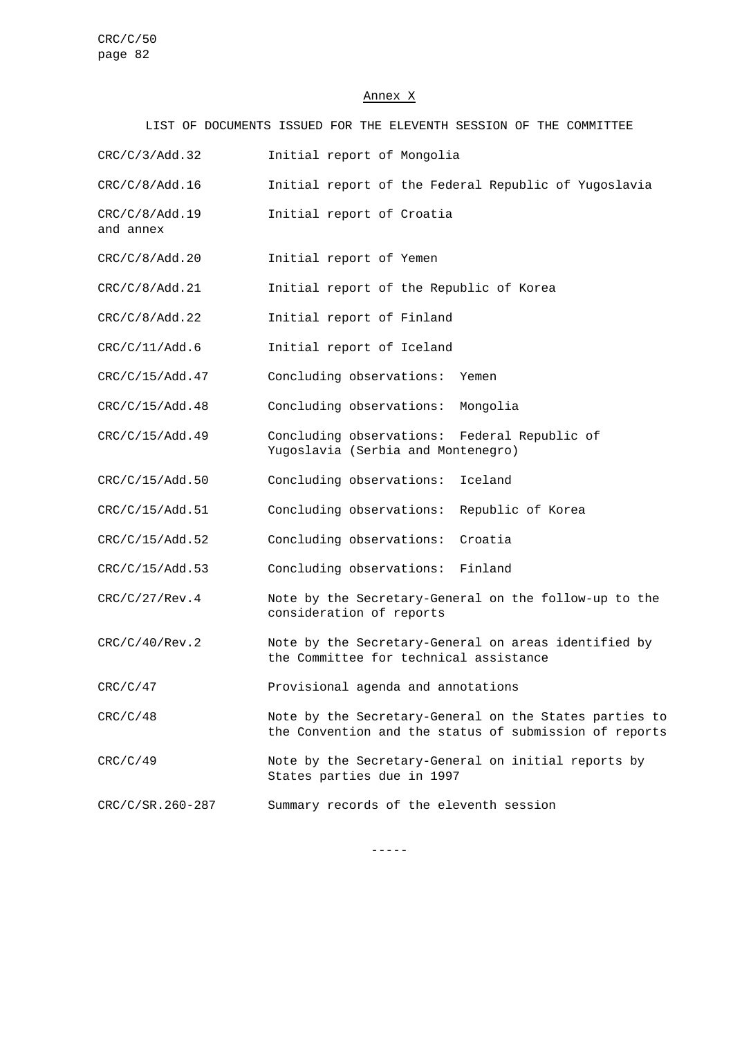## Annex X

### LIST OF DOCUMENTS ISSUED FOR THE ELEVENTH SESSION OF THE COMMITTEE

| | |
|---|---|
| CRC/C/3/Add.32 | Initial report of Mongolia |
| CRC/C/8/Add.16 | Initial report of the Federal Republic of Yugoslavia |
| CRC/C/8/Add.19 and annex | Initial report of Croatia |
| CRC/C/8/Add.20 | Initial report of Yemen |
| CRC/C/8/Add.21 | Initial report of the Republic of Korea |
| CRC/C/8/Add.22 | Initial report of Finland |
| CRC/C/11/Add.6 | Initial report of Iceland |
| CRC/C/15/Add.47 | Concluding observations: Yemen |
| CRC/C/15/Add.48 | Concluding observations: Mongolia |
| CRC/C/15/Add.49 | Concluding observations: Federal Republic of Yugoslavia (Serbia and Montenegro) |
| CRC/C/15/Add.50 | Concluding observations: Iceland |
| CRC/C/15/Add.51 | Concluding observations: Republic of Korea |
| CRC/C/15/Add.52 | Concluding observations: Croatia |
| CRC/C/15/Add.53 | Concluding observations: Finland |
| CRC/C/27/Rev.4 | Note by the Secretary-General on the follow-up to the consideration of reports |
| CRC/C/40/Rev.2 | Note by the Secretary-General on areas identified by the Committee for technical assistance |
| CRC/C/47 | Provisional agenda and annotations |
| CRC/C/48 | Note by the Secretary-General on the States parties to the Convention and the status of submission of reports |
| CRC/C/49 | Note by the Secretary-General on initial reports by States parties due in 1997 |
| CRC/C/SR.260-287 | Summary records of the eleventh session |

-----